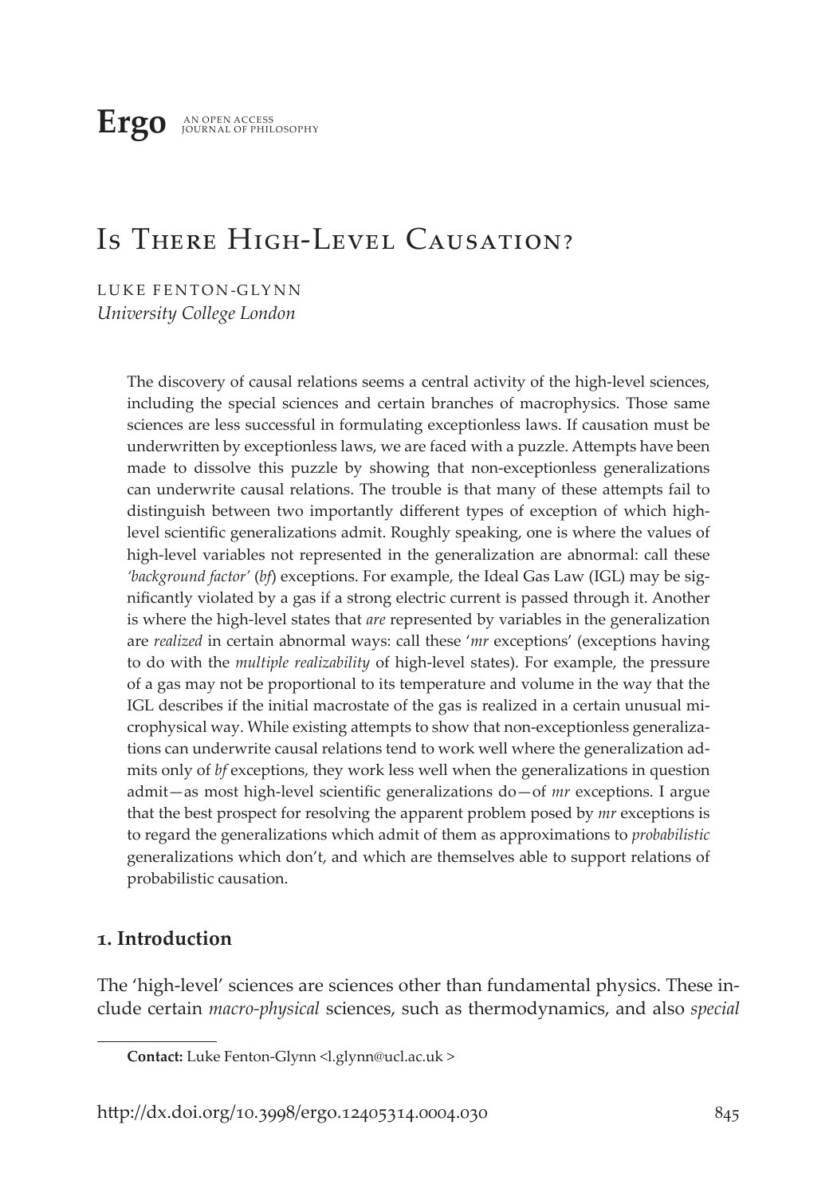**Ergo** AN OPEN ACCESS JOURNAL OF PHILOSOPHY

# Is There High-Level Causation?

LUKE FENTON-GLYNN
*University College London*

The discovery of causal relations seems a central activity of the high-level sciences, including the special sciences and certain branches of macrophysics. Those same sciences are less successful in formulating exceptionless laws. If causation must be underwritten by exceptionless laws, we are faced with a puzzle. Attempts have been made to dissolve this puzzle by showing that non-exceptionless generalizations can underwrite causal relations. The trouble is that many of these attempts fail to distinguish between two importantly different types of exception of which high-level scientific generalizations admit. Roughly speaking, one is where the values of high-level variables not represented in the generalization are abnormal: call these *'background factor'* (*bf*) exceptions. For example, the Ideal Gas Law (IGL) may be significantly violated by a gas if a strong electric current is passed through it. Another is where the high-level states that *are* represented by variables in the generalization are *realized* in certain abnormal ways: call these '*mr* exceptions' (exceptions having to do with the *multiple realizability* of high-level states). For example, the pressure of a gas may not be proportional to its temperature and volume in the way that the IGL describes if the initial macrostate of the gas is realized in a certain unusual microphysical way. While existing attempts to show that non-exceptionless generalizations can underwrite causal relations tend to work well where the generalization admits only of *bf* exceptions, they work less well when the generalizations in question admit—as most high-level scientific generalizations do—of *mr* exceptions. I argue that the best prospect for resolving the apparent problem posed by *mr* exceptions is to regard the generalizations which admit of them as approximations to *probabilistic* generalizations which don't, and which are themselves able to support relations of probabilistic causation.

## 1. Introduction

The 'high-level' sciences are sciences other than fundamental physics. These include certain *macro-physical* sciences, such as thermodynamics, and also *special*

**Contact:** Luke Fenton-Glynn <l.glynn@ucl.ac.uk >

http://dx.doi.org/10.3998/ergo.12405314.0004.030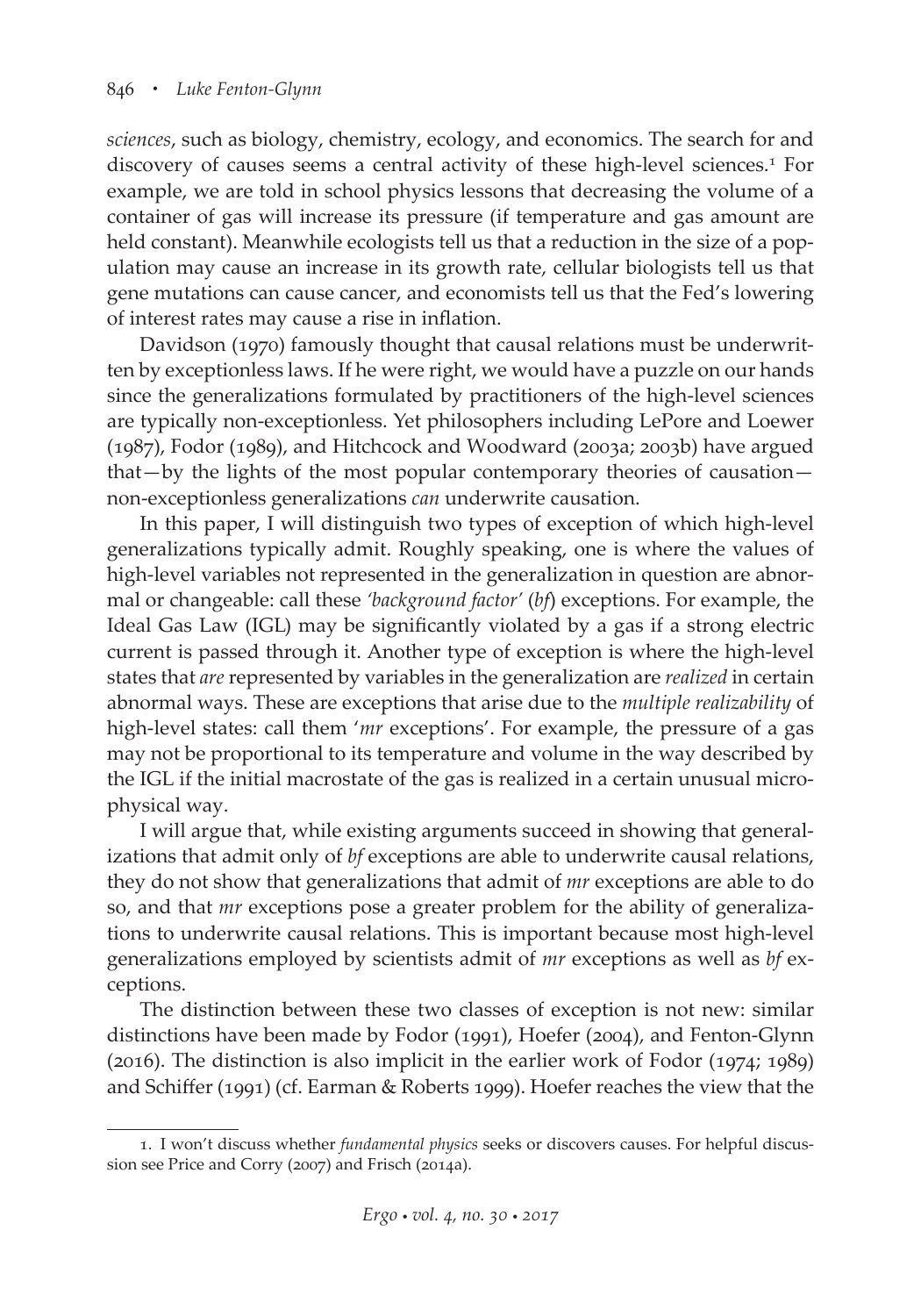*sciences*, such as biology, chemistry, ecology, and economics. The search for and discovery of causes seems a central activity of these high-level sciences.[1] For example, we are told in school physics lessons that decreasing the volume of a container of gas will increase its pressure (if temperature and gas amount are held constant). Meanwhile ecologists tell us that a reduction in the size of a population may cause an increase in its growth rate, cellular biologists tell us that gene mutations can cause cancer, and economists tell us that the Fed's lowering of interest rates may cause a rise in inflation.

Davidson (1970) famously thought that causal relations must be underwritten by exceptionless laws. If he were right, we would have a puzzle on our hands since the generalizations formulated by practitioners of the high-level sciences are typically non-exceptionless. Yet philosophers including LePore and Loewer (1987), Fodor (1989), and Hitchcock and Woodward (2003a; 2003b) have argued that—by the lights of the most popular contemporary theories of causation—non-exceptionless generalizations *can* underwrite causation.

In this paper, I will distinguish two types of exception of which high-level generalizations typically admit. Roughly speaking, one is where the values of high-level variables not represented in the generalization in question are abnormal or changeable: call these *'background factor'* (*bf*) exceptions. For example, the Ideal Gas Law (IGL) may be significantly violated by a gas if a strong electric current is passed through it. Another type of exception is where the high-level states that *are* represented by variables in the generalization are *realized* in certain abnormal ways. These are exceptions that arise due to the *multiple realizability* of high-level states: call them '*mr* exceptions'. For example, the pressure of a gas may not be proportional to its temperature and volume in the way described by the IGL if the initial macrostate of the gas is realized in a certain unusual microphysical way.

I will argue that, while existing arguments succeed in showing that generalizations that admit only of *bf* exceptions are able to underwrite causal relations, they do not show that generalizations that admit of *mr* exceptions are able to do so, and that *mr* exceptions pose a greater problem for the ability of generalizations to underwrite causal relations. This is important because most high-level generalizations employed by scientists admit of *mr* exceptions as well as *bf* exceptions.

The distinction between these two classes of exception is not new: similar distinctions have been made by Fodor (1991), Hoefer (2004), and Fenton-Glynn (2016). The distinction is also implicit in the earlier work of Fodor (1974; 1989) and Schiffer (1991) (cf. Earman & Roberts 1999). Hoefer reaches the view that the

1. I won't discuss whether *fundamental physics* seeks or discovers causes. For helpful discussion see Price and Corry (2007) and Frisch (2014a).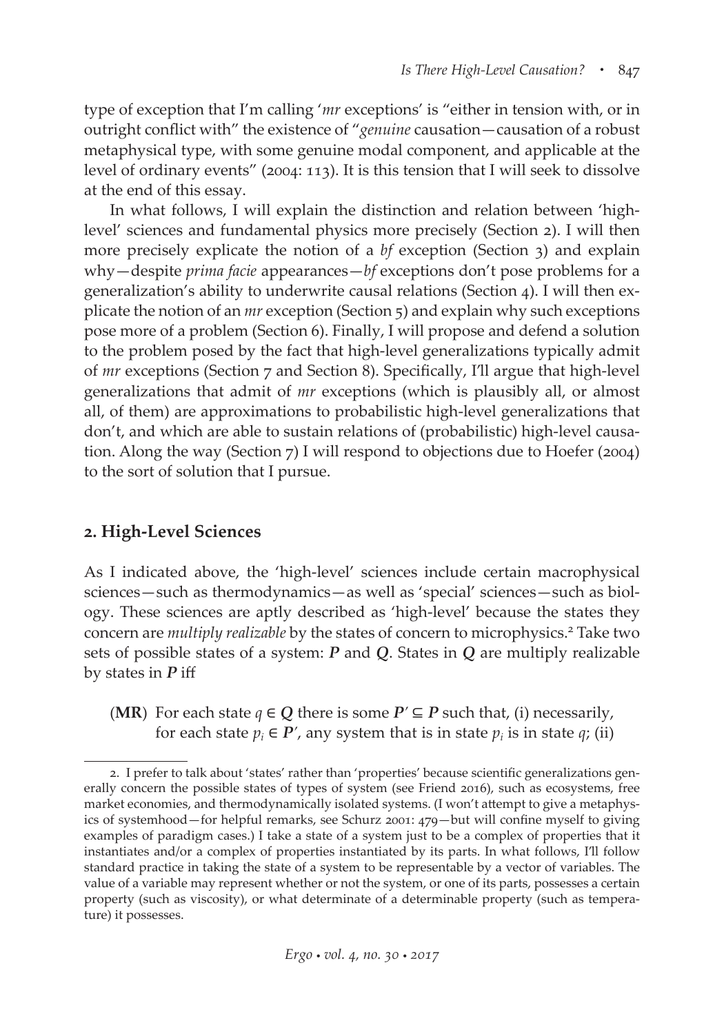type of exception that I'm calling '*mr* exceptions' is "either in tension with, or in outright conflict with" the existence of "*genuine* causation—causation of a robust metaphysical type, with some genuine modal component, and applicable at the level of ordinary events" (2004: 113). It is this tension that I will seek to dissolve at the end of this essay.

In what follows, I will explain the distinction and relation between 'high-level' sciences and fundamental physics more precisely (Section 2). I will then more precisely explicate the notion of a *bf* exception (Section 3) and explain why—despite *prima facie* appearances—*bf* exceptions don't pose problems for a generalization's ability to underwrite causal relations (Section 4). I will then explicate the notion of an *mr* exception (Section 5) and explain why such exceptions pose more of a problem (Section 6). Finally, I will propose and defend a solution to the problem posed by the fact that high-level generalizations typically admit of *mr* exceptions (Section 7 and Section 8). Specifically, I'll argue that high-level generalizations that admit of *mr* exceptions (which is plausibly all, or almost all, of them) are approximations to probabilistic high-level generalizations that don't, and which are able to sustain relations of (probabilistic) high-level causation. Along the way (Section 7) I will respond to objections due to Hoefer (2004) to the sort of solution that I pursue.

## 2. High-Level Sciences

As I indicated above, the 'high-level' sciences include certain macrophysical sciences—such as thermodynamics—as well as 'special' sciences—such as biology. These sciences are aptly described as 'high-level' because the states they concern are *multiply realizable* by the states of concern to microphysics.[2] Take two sets of possible states of a system: $\boldsymbol{P}$ and $\boldsymbol{Q}$. States in $\boldsymbol{Q}$ are multiply realizable by states in $\boldsymbol{P}$ iff

(**MR**) For each state $q \in \boldsymbol{Q}$ there is some $\boldsymbol{P}' \subseteq \boldsymbol{P}$ such that, (i) necessarily, for each state $p_i \in \boldsymbol{P}'$, any system that is in state $p_i$ is in state $q$; (ii)

2. I prefer to talk about 'states' rather than 'properties' because scientific generalizations generally concern the possible states of types of system (see Friend 2016), such as ecosystems, free market economies, and thermodynamically isolated systems. (I won't attempt to give a metaphysics of systemhood—for helpful remarks, see Schurz 2001: 479—but will confine myself to giving examples of paradigm cases.) I take a state of a system just to be a complex of properties that it instantiates and/or a complex of properties instantiated by its parts. In what follows, I'll follow standard practice in taking the state of a system to be representable by a vector of variables. The value of a variable may represent whether or not the system, or one of its parts, possesses a certain property (such as viscosity), or what determinate of a determinable property (such as temperature) it possesses.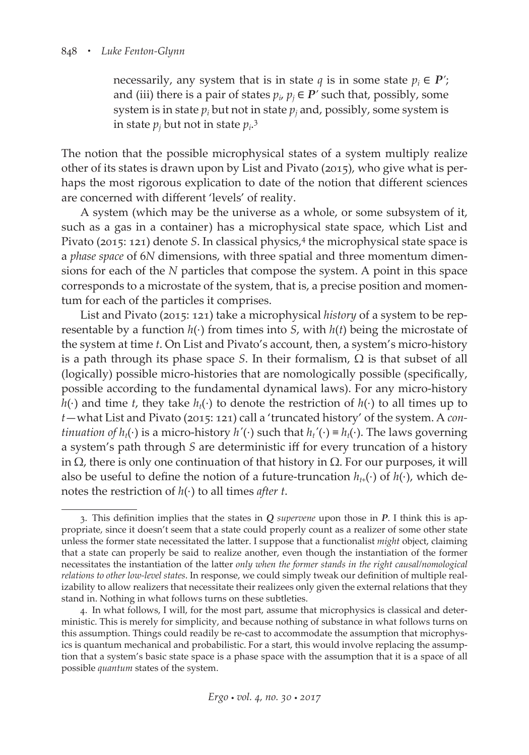necessarily, any system that is in state $q$ is in some state $p_i \in \boldsymbol{P}'$; and (iii) there is a pair of states $p_i, p_j \in \boldsymbol{P}'$ such that, possibly, some system is in state $p_i$ but not in state $p_j$ and, possibly, some system is in state $p_j$ but not in state $p_i$.[3]

The notion that the possible microphysical states of a system multiply realize other of its states is drawn upon by List and Pivato (2015), who give what is perhaps the most rigorous explication to date of the notion that different sciences are concerned with different 'levels' of reality.

A system (which may be the universe as a whole, or some subsystem of it, such as a gas in a container) has a microphysical state space, which List and Pivato (2015: 121) denote $S$. In classical physics,[4] the microphysical state space is a *phase space* of $6N$ dimensions, with three spatial and three momentum dimensions for each of the $N$ particles that compose the system. A point in this space corresponds to a microstate of the system, that is, a precise position and momentum for each of the particles it comprises.

List and Pivato (2015: 121) take a microphysical *history* of a system to be representable by a function $h(\cdot)$ from times into $S$, with $h(t)$ being the microstate of the system at time $t$. On List and Pivato's account, then, a system's micro-history is a path through its phase space $S$. In their formalism, $\Omega$ is that subset of all (logically) possible micro-histories that are nomologically possible (specifically, possible according to the fundamental dynamical laws). For any micro-history $h(\cdot)$ and time $t$, they take $h_t(\cdot)$ to denote the restriction of $h(\cdot)$ to all times up to $t$—what List and Pivato (2015: 121) call a 'truncated history' of the system. A *continuation of* $h_t(\cdot)$ is a micro-history $h'(\cdot)$ such that $h_t'(\cdot) \equiv h_t(\cdot)$. The laws governing a system's path through $S$ are deterministic iff for every truncation of a history in $\Omega$, there is only one continuation of that history in $\Omega$. For our purposes, it will also be useful to define the notion of a future-truncation $h_{t+}(\cdot)$ of $h(\cdot)$, which denotes the restriction of $h(\cdot)$ to all times *after* $t$.

---

3. This definition implies that the states in $\boldsymbol{Q}$ *supervene* upon those in $\boldsymbol{P}$. I think this is appropriate, since it doesn't seem that a state could properly count as a realizer of some other state unless the former state necessitated the latter. I suppose that a functionalist *might* object, claiming that a state can properly be said to realize another, even though the instantiation of the former necessitates the instantiation of the latter *only when the former stands in the right causal/nomological relations to other low-level states*. In response, we could simply tweak our definition of multiple realizability to allow realizers that necessitate their realizees only given the external relations that they stand in. Nothing in what follows turns on these subtleties.

4. In what follows, I will, for the most part, assume that microphysics is classical and deterministic. This is merely for simplicity, and because nothing of substance in what follows turns on this assumption. Things could readily be re-cast to accommodate the assumption that microphysics is quantum mechanical and probabilistic. For a start, this would involve replacing the assumption that a system's basic state space is a phase space with the assumption that it is a space of all possible *quantum* states of the system.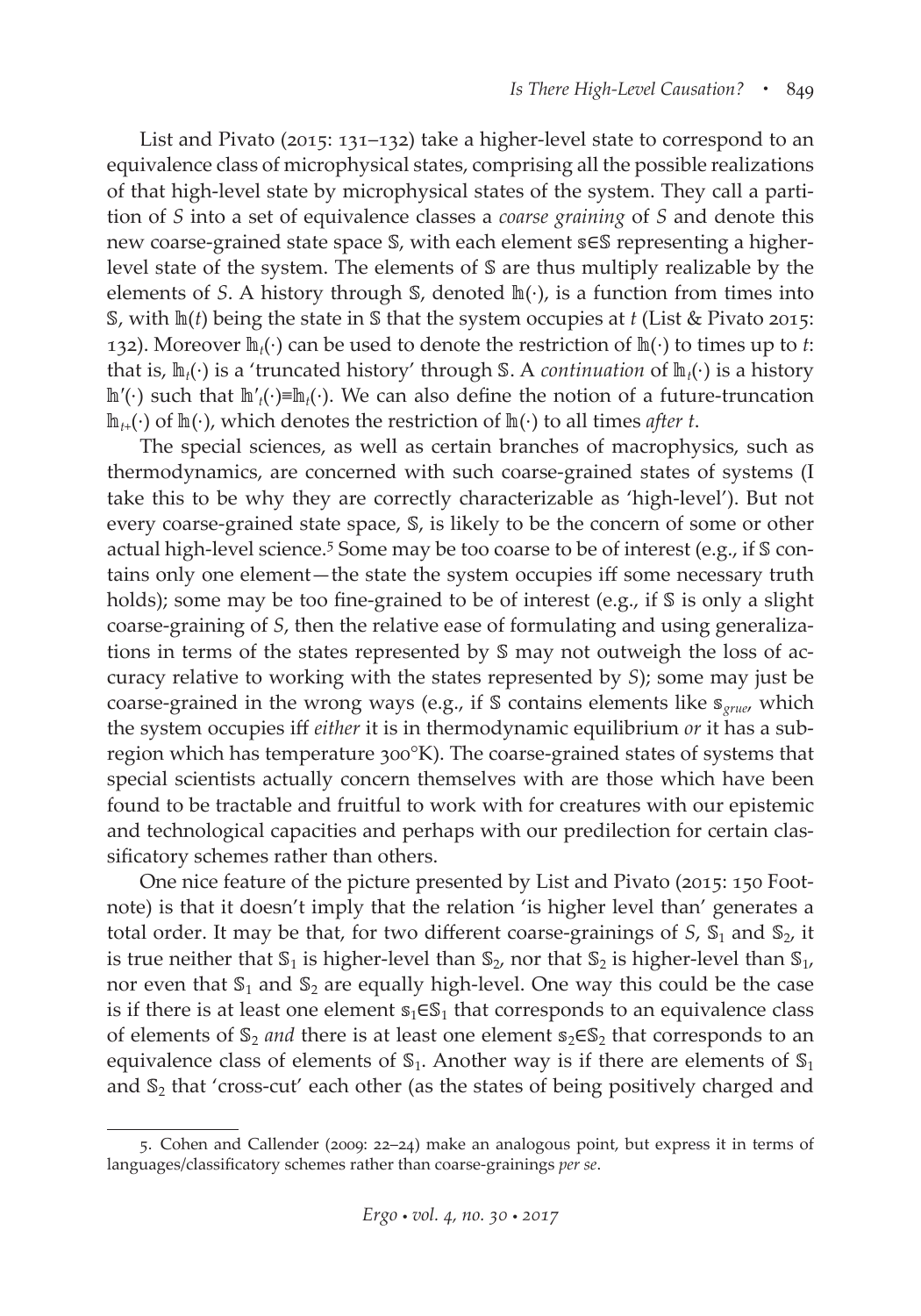List and Pivato (2015: 131–132) take a higher-level state to correspond to an equivalence class of microphysical states, comprising all the possible realizations of that high-level state by microphysical states of the system. They call a partition of *S* into a set of equivalence classes a *coarse graining* of *S* and denote this new coarse-grained state space $\mathbb{S}$, with each element $\mathbb{s}\in\mathbb{S}$ representing a higher-level state of the system. The elements of $\mathbb{S}$ are thus multiply realizable by the elements of *S*. A history through $\mathbb{S}$, denoted $\mathbb{h}(\cdot)$, is a function from times into $\mathbb{S}$, with $\mathbb{h}(t)$ being the state in $\mathbb{S}$ that the system occupies at *t* (List & Pivato 2015: 132). Moreover $\mathbb{h}_t(\cdot)$ can be used to denote the restriction of $\mathbb{h}(\cdot)$ to times up to *t*: that is, $\mathbb{h}_t(\cdot)$ is a 'truncated history' through $\mathbb{S}$. A *continuation* of $\mathbb{h}_t(\cdot)$ is a history $\mathbb{h}'(\cdot)$ such that $\mathbb{h}'_t(\cdot)\equiv\mathbb{h}_t(\cdot)$. We can also define the notion of a future-truncation $\mathbb{h}_{t+}(\cdot)$ of $\mathbb{h}(\cdot)$, which denotes the restriction of $\mathbb{h}(\cdot)$ to all times *after t*.

The special sciences, as well as certain branches of macrophysics, such as thermodynamics, are concerned with such coarse-grained states of systems (I take this to be why they are correctly characterizable as 'high-level'). But not every coarse-grained state space, $\mathbb{S}$, is likely to be the concern of some or other actual high-level science.[5] Some may be too coarse to be of interest (e.g., if $\mathbb{S}$ contains only one element—the state the system occupies iff some necessary truth holds); some may be too fine-grained to be of interest (e.g., if $\mathbb{S}$ is only a slight coarse-graining of *S*, then the relative ease of formulating and using generalizations in terms of the states represented by $\mathbb{S}$ may not outweigh the loss of accuracy relative to working with the states represented by *S*); some may just be coarse-grained in the wrong ways (e.g., if $\mathbb{S}$ contains elements like $\mathbb{s}_{grue}$, which the system occupies iff *either* it is in thermodynamic equilibrium *or* it has a subregion which has temperature 300°K). The coarse-grained states of systems that special scientists actually concern themselves with are those which have been found to be tractable and fruitful to work with for creatures with our epistemic and technological capacities and perhaps with our predilection for certain classificatory schemes rather than others.

One nice feature of the picture presented by List and Pivato (2015: 150 Footnote) is that it doesn't imply that the relation 'is higher level than' generates a total order. It may be that, for two different coarse-grainings of *S*, $\mathbb{S}_1$ and $\mathbb{S}_2$, it is true neither that $\mathbb{S}_1$ is higher-level than $\mathbb{S}_2$, nor that $\mathbb{S}_2$ is higher-level than $\mathbb{S}_1$, nor even that $\mathbb{S}_1$ and $\mathbb{S}_2$ are equally high-level. One way this could be the case is if there is at least one element $\mathbb{s}_1\in\mathbb{S}_1$ that corresponds to an equivalence class of elements of $\mathbb{S}_2$ *and* there is at least one element $\mathbb{s}_2\in\mathbb{S}_2$ that corresponds to an equivalence class of elements of $\mathbb{S}_1$. Another way is if there are elements of $\mathbb{S}_1$ and $\mathbb{S}_2$ that 'cross-cut' each other (as the states of being positively charged and

5. Cohen and Callender (2009: 22–24) make an analogous point, but express it in terms of languages/classificatory schemes rather than coarse-grainings *per se*.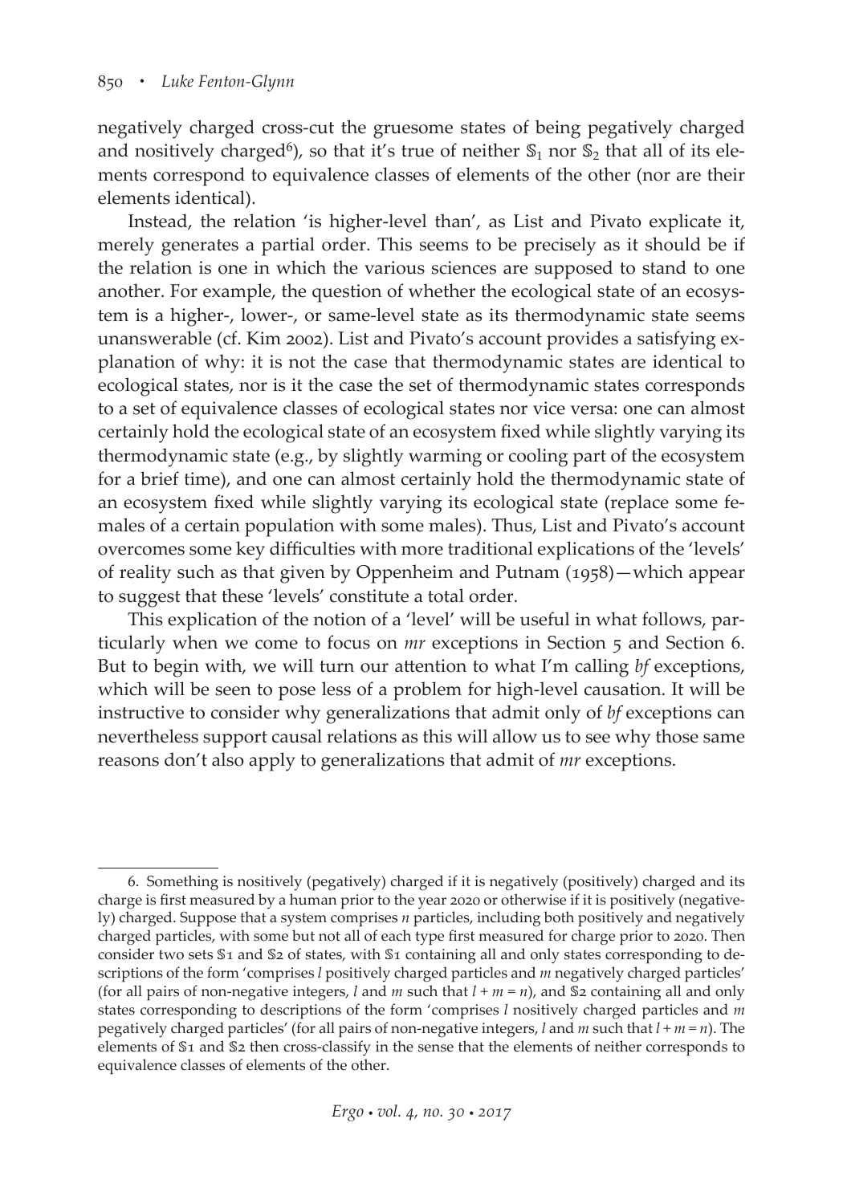negatively charged cross-cut the gruesome states of being pegatively charged and nositively charged[6]), so that it's true of neither $\mathbb{S}_1$ nor $\mathbb{S}_2$ that all of its elements correspond to equivalence classes of elements of the other (nor are their elements identical).

Instead, the relation 'is higher-level than', as List and Pivato explicate it, merely generates a partial order. This seems to be precisely as it should be if the relation is one in which the various sciences are supposed to stand to one another. For example, the question of whether the ecological state of an ecosystem is a higher-, lower-, or same-level state as its thermodynamic state seems unanswerable (cf. Kim 2002). List and Pivato's account provides a satisfying explanation of why: it is not the case that thermodynamic states are identical to ecological states, nor is it the case the set of thermodynamic states corresponds to a set of equivalence classes of ecological states nor vice versa: one can almost certainly hold the ecological state of an ecosystem fixed while slightly varying its thermodynamic state (e.g., by slightly warming or cooling part of the ecosystem for a brief time), and one can almost certainly hold the thermodynamic state of an ecosystem fixed while slightly varying its ecological state (replace some females of a certain population with some males). Thus, List and Pivato's account overcomes some key difficulties with more traditional explications of the 'levels' of reality such as that given by Oppenheim and Putnam (1958)—which appear to suggest that these 'levels' constitute a total order.

This explication of the notion of a 'level' will be useful in what follows, particularly when we come to focus on *mr* exceptions in Section 5 and Section 6. But to begin with, we will turn our attention to what I'm calling *bf* exceptions, which will be seen to pose less of a problem for high-level causation. It will be instructive to consider why generalizations that admit only of *bf* exceptions can nevertheless support causal relations as this will allow us to see why those same reasons don't also apply to generalizations that admit of *mr* exceptions.

---

6. Something is nositively (pegatively) charged if it is negatively (positively) charged and its charge is first measured by a human prior to the year 2020 or otherwise if it is positively (negatively) charged. Suppose that a system comprises $n$ particles, including both positively and negatively charged particles, with some but not all of each type first measured for charge prior to 2020. Then consider two sets $\mathbb{S}1$ and $\mathbb{S}2$ of states, with $\mathbb{S}1$ containing all and only states corresponding to descriptions of the form 'comprises $l$ positively charged particles and $m$ negatively charged particles' (for all pairs of non-negative integers, $l$ and $m$ such that $l + m = n$), and $\mathbb{S}2$ containing all and only states corresponding to descriptions of the form 'comprises $l$ nositively charged particles and $m$ pegatively charged particles' (for all pairs of non-negative integers, $l$ and $m$ such that $l + m = n$). The elements of $\mathbb{S}1$ and $\mathbb{S}2$ then cross-classify in the sense that the elements of neither corresponds to equivalence classes of elements of the other.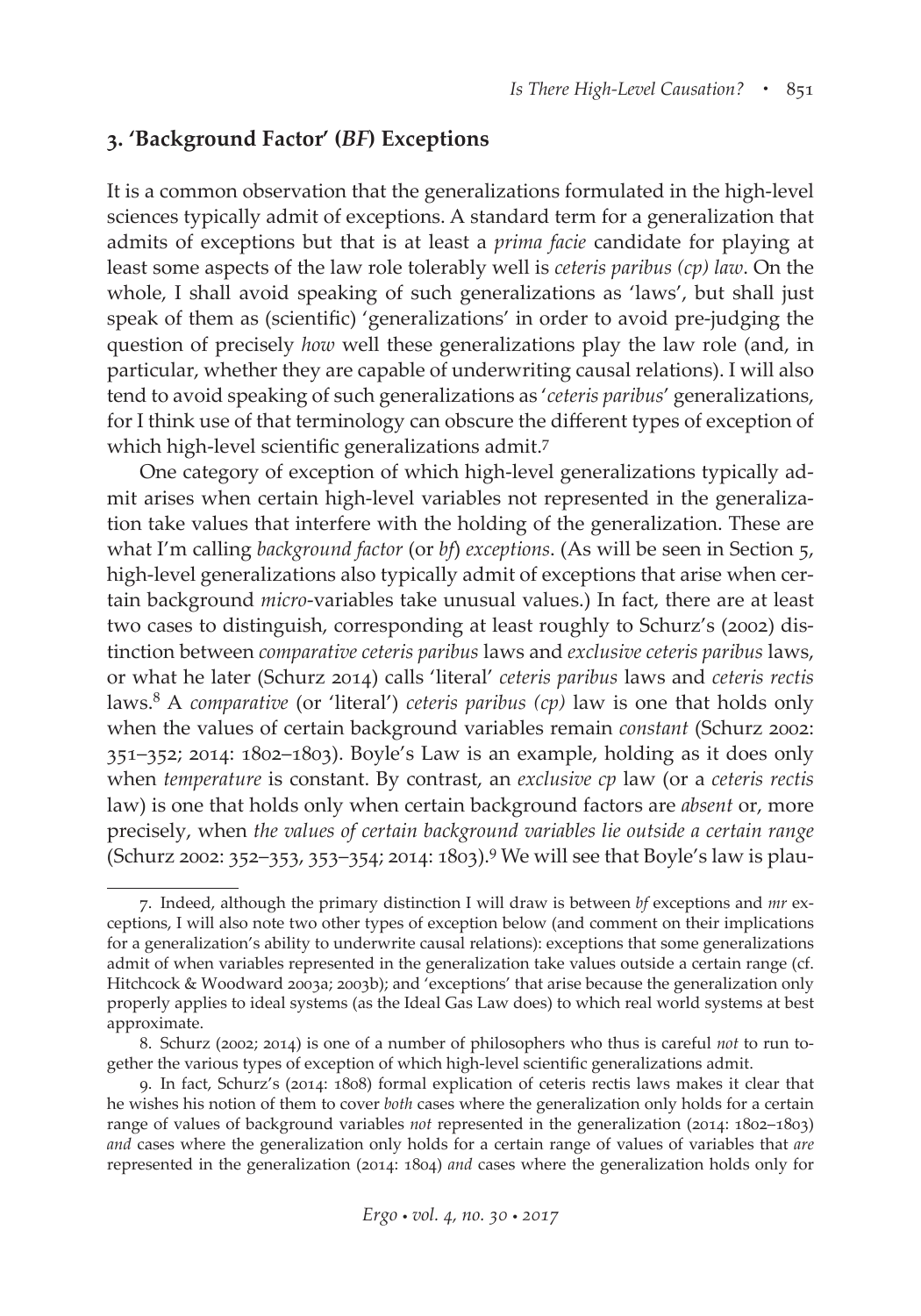## 3. 'Background Factor' (*BF*) Exceptions

It is a common observation that the generalizations formulated in the high-level sciences typically admit of exceptions. A standard term for a generalization that admits of exceptions but that is at least a *prima facie* candidate for playing at least some aspects of the law role tolerably well is *ceteris paribus (cp) law*. On the whole, I shall avoid speaking of such generalizations as 'laws', but shall just speak of them as (scientific) 'generalizations' in order to avoid pre-judging the question of precisely *how* well these generalizations play the law role (and, in particular, whether they are capable of underwriting causal relations). I will also tend to avoid speaking of such generalizations as '*ceteris paribus*' generalizations, for I think use of that terminology can obscure the different types of exception of which high-level scientific generalizations admit.[7]

One category of exception of which high-level generalizations typically admit arises when certain high-level variables not represented in the generalization take values that interfere with the holding of the generalization. These are what I'm calling *background factor* (or *bf*) *exceptions*. (As will be seen in Section 5, high-level generalizations also typically admit of exceptions that arise when certain background *micro*-variables take unusual values.) In fact, there are at least two cases to distinguish, corresponding at least roughly to Schurz's (2002) distinction between *comparative ceteris paribus* laws and *exclusive ceteris paribus* laws, or what he later (Schurz 2014) calls 'literal' *ceteris paribus* laws and *ceteris rectis* laws.[8] A *comparative* (or 'literal') *ceteris paribus (cp)* law is one that holds only when the values of certain background variables remain *constant* (Schurz 2002: 351–352; 2014: 1802–1803). Boyle's Law is an example, holding as it does only when *temperature* is constant. By contrast, an *exclusive cp* law (or a *ceteris rectis* law) is one that holds only when certain background factors are *absent* or, more precisely, when *the values of certain background variables lie outside a certain range* (Schurz 2002: 352–353, 353–354; 2014: 1803).[9] We will see that Boyle's law is plau-

7. Indeed, although the primary distinction I will draw is between *bf* exceptions and *mr* exceptions, I will also note two other types of exception below (and comment on their implications for a generalization's ability to underwrite causal relations): exceptions that some generalizations admit of when variables represented in the generalization take values outside a certain range (cf. Hitchcock & Woodward 2003a; 2003b); and 'exceptions' that arise because the generalization only properly applies to ideal systems (as the Ideal Gas Law does) to which real world systems at best approximate.

8. Schurz (2002; 2014) is one of a number of philosophers who thus is careful *not* to run together the various types of exception of which high-level scientific generalizations admit.

9. In fact, Schurz's (2014: 1808) formal explication of ceteris rectis laws makes it clear that he wishes his notion of them to cover *both* cases where the generalization only holds for a certain range of values of background variables *not* represented in the generalization (2014: 1802–1803) *and* cases where the generalization only holds for a certain range of values of variables that *are* represented in the generalization (2014: 1804) *and* cases where the generalization holds only for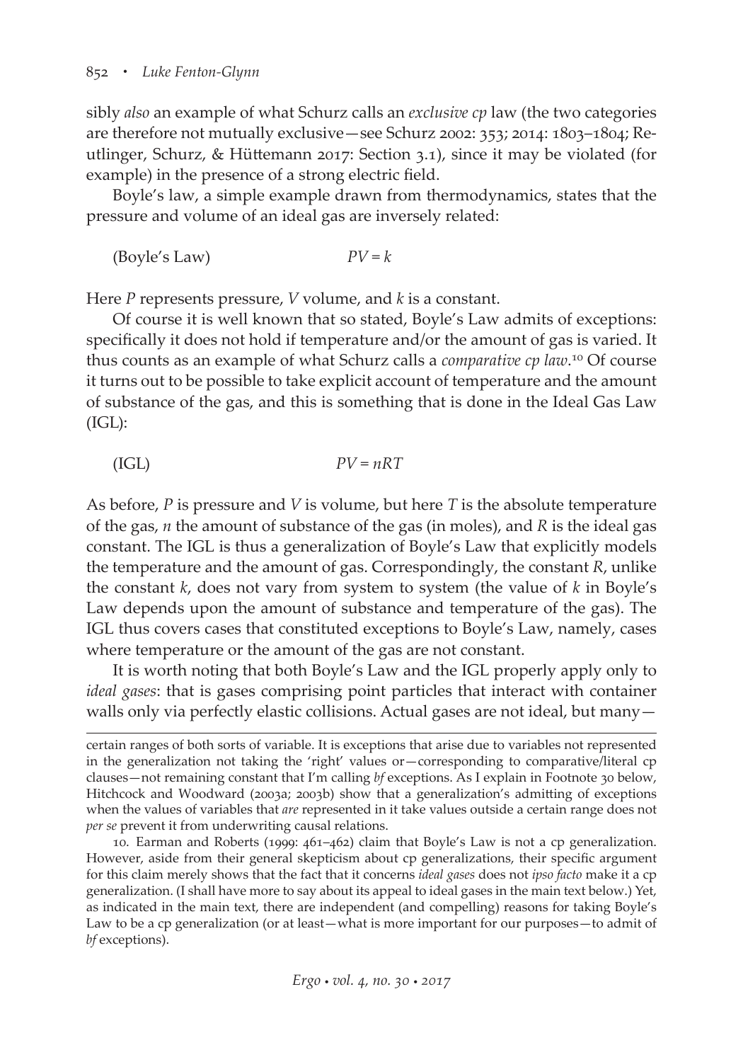sibly *also* an example of what Schurz calls an *exclusive cp* law (the two categories are therefore not mutually exclusive—see Schurz 2002: 353; 2014: 1803–1804; Reutlinger, Schurz, & Hüttemann 2017: Section 3.1), since it may be violated (for example) in the presence of a strong electric field.

Boyle's law, a simple example drawn from thermodynamics, states that the pressure and volume of an ideal gas are inversely related:

(Boyle's Law) $$PV = k$$

Here $P$ represents pressure, $V$ volume, and $k$ is a constant.

Of course it is well known that so stated, Boyle's Law admits of exceptions: specifically it does not hold if temperature and/or the amount of gas is varied. It thus counts as an example of what Schurz calls a *comparative cp law*.[10] Of course it turns out to be possible to take explicit account of temperature and the amount of substance of the gas, and this is something that is done in the Ideal Gas Law (IGL):

(IGL) $$PV = nRT$$

As before, $P$ is pressure and $V$ is volume, but here $T$ is the absolute temperature of the gas, $n$ the amount of substance of the gas (in moles), and $R$ is the ideal gas constant. The IGL is thus a generalization of Boyle's Law that explicitly models the temperature and the amount of gas. Correspondingly, the constant $R$, unlike the constant $k$, does not vary from system to system (the value of $k$ in Boyle's Law depends upon the amount of substance and temperature of the gas). The IGL thus covers cases that constituted exceptions to Boyle's Law, namely, cases where temperature or the amount of the gas are not constant.

It is worth noting that both Boyle's Law and the IGL properly apply only to *ideal gases*: that is gases comprising point particles that interact with container walls only via perfectly elastic collisions. Actual gases are not ideal, but many—

---

certain ranges of both sorts of variable. It is exceptions that arise due to variables not represented in the generalization not taking the 'right' values or—corresponding to comparative/literal cp clauses—not remaining constant that I'm calling *bf* exceptions. As I explain in Footnote 30 below, Hitchcock and Woodward (2003a; 2003b) show that a generalization's admitting of exceptions when the values of variables that *are* represented in it take values outside a certain range does not *per se* prevent it from underwriting causal relations.

10. Earman and Roberts (1999: 461–462) claim that Boyle's Law is not a cp generalization. However, aside from their general skepticism about cp generalizations, their specific argument for this claim merely shows that the fact that it concerns *ideal gases* does not *ipso facto* make it a cp generalization. (I shall have more to say about its appeal to ideal gases in the main text below.) Yet, as indicated in the main text, there are independent (and compelling) reasons for taking Boyle's Law to be a cp generalization (or at least—what is more important for our purposes—to admit of *bf* exceptions).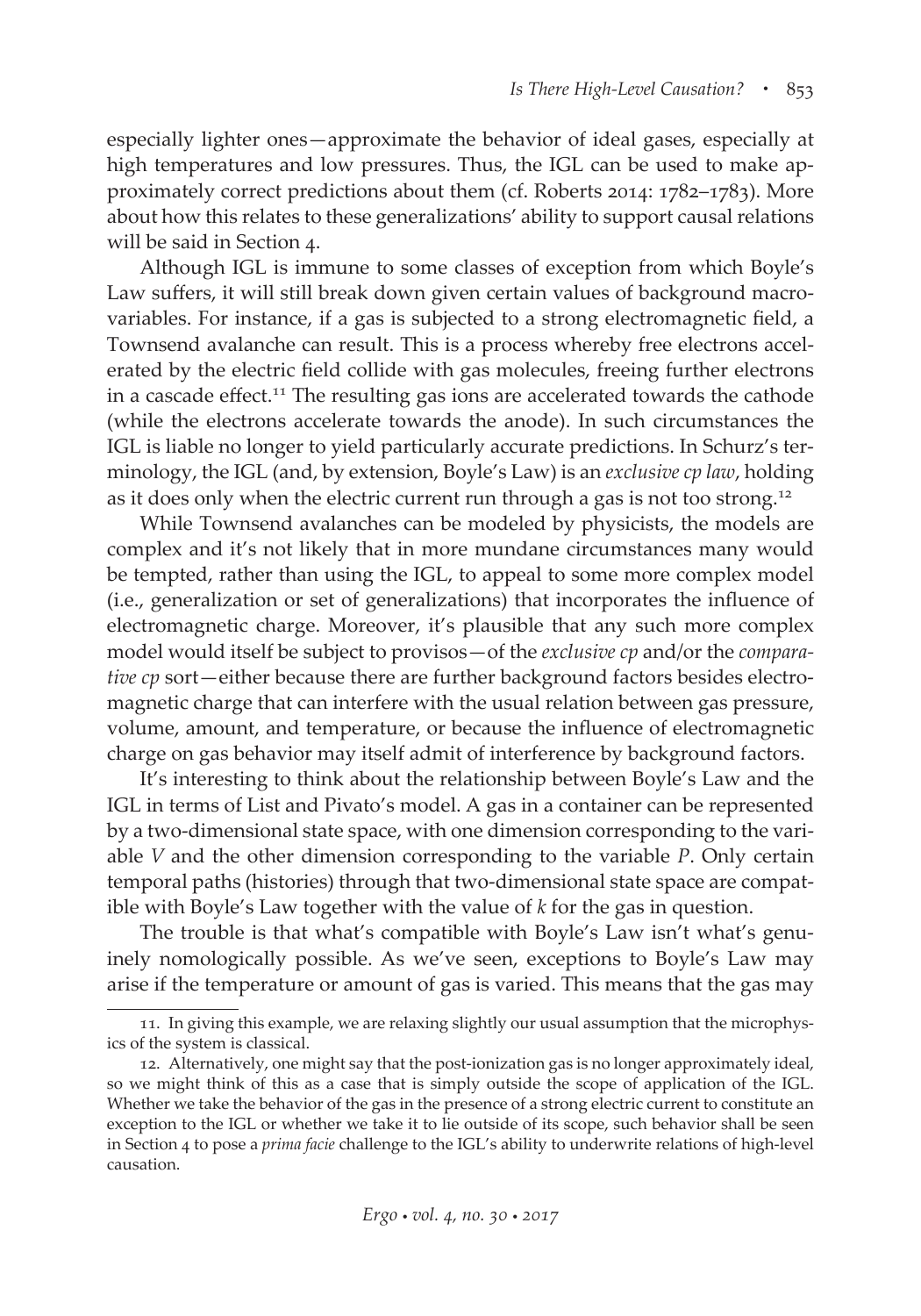especially lighter ones—approximate the behavior of ideal gases, especially at high temperatures and low pressures. Thus, the IGL can be used to make approximately correct predictions about them (cf. Roberts 2014: 1782–1783). More about how this relates to these generalizations' ability to support causal relations will be said in Section 4.

Although IGL is immune to some classes of exception from which Boyle's Law suffers, it will still break down given certain values of background macrovariables. For instance, if a gas is subjected to a strong electromagnetic field, a Townsend avalanche can result. This is a process whereby free electrons accelerated by the electric field collide with gas molecules, freeing further electrons in a cascade effect.[11] The resulting gas ions are accelerated towards the cathode (while the electrons accelerate towards the anode). In such circumstances the IGL is liable no longer to yield particularly accurate predictions. In Schurz's terminology, the IGL (and, by extension, Boyle's Law) is an *exclusive cp law*, holding as it does only when the electric current run through a gas is not too strong.[12]

While Townsend avalanches can be modeled by physicists, the models are complex and it's not likely that in more mundane circumstances many would be tempted, rather than using the IGL, to appeal to some more complex model (i.e., generalization or set of generalizations) that incorporates the influence of electromagnetic charge. Moreover, it's plausible that any such more complex model would itself be subject to provisos—of the *exclusive cp* and/or the *comparative cp* sort—either because there are further background factors besides electromagnetic charge that can interfere with the usual relation between gas pressure, volume, amount, and temperature, or because the influence of electromagnetic charge on gas behavior may itself admit of interference by background factors.

It's interesting to think about the relationship between Boyle's Law and the IGL in terms of List and Pivato's model. A gas in a container can be represented by a two-dimensional state space, with one dimension corresponding to the variable $V$ and the other dimension corresponding to the variable $P$. Only certain temporal paths (histories) through that two-dimensional state space are compatible with Boyle's Law together with the value of $k$ for the gas in question.

The trouble is that what's compatible with Boyle's Law isn't what's genuinely nomologically possible. As we've seen, exceptions to Boyle's Law may arise if the temperature or amount of gas is varied. This means that the gas may

---

11. In giving this example, we are relaxing slightly our usual assumption that the microphysics of the system is classical.

12. Alternatively, one might say that the post-ionization gas is no longer approximately ideal, so we might think of this as a case that is simply outside the scope of application of the IGL. Whether we take the behavior of the gas in the presence of a strong electric current to constitute an exception to the IGL or whether we take it to lie outside of its scope, such behavior shall be seen in Section 4 to pose a *prima facie* challenge to the IGL's ability to underwrite relations of high-level causation.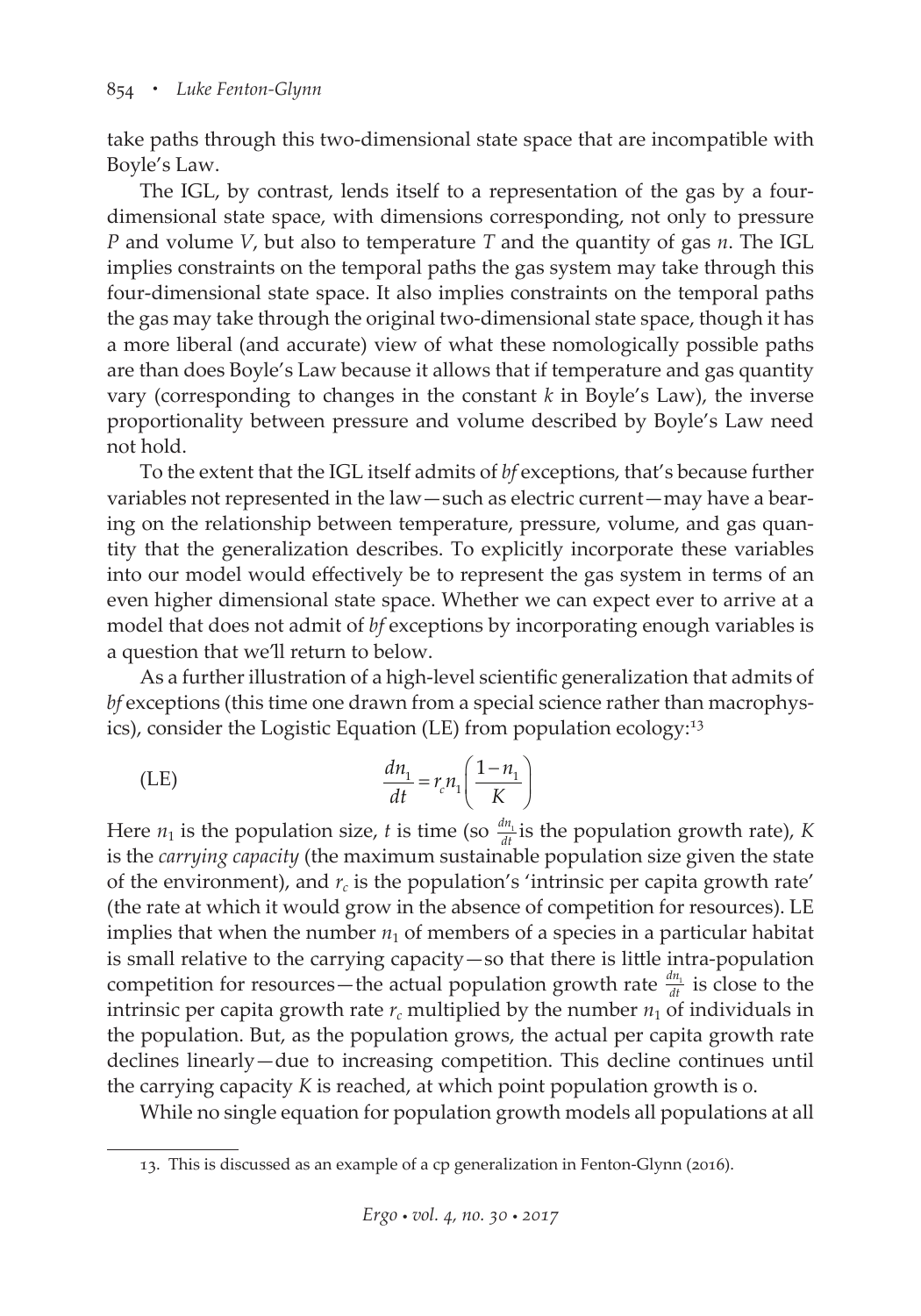take paths through this two-dimensional state space that are incompatible with Boyle's Law.

The IGL, by contrast, lends itself to a representation of the gas by a four-dimensional state space, with dimensions corresponding, not only to pressure $P$ and volume $V$, but also to temperature $T$ and the quantity of gas $n$. The IGL implies constraints on the temporal paths the gas system may take through this four-dimensional state space. It also implies constraints on the temporal paths the gas may take through the original two-dimensional state space, though it has a more liberal (and accurate) view of what these nomologically possible paths are than does Boyle's Law because it allows that if temperature and gas quantity vary (corresponding to changes in the constant $k$ in Boyle's Law), the inverse proportionality between pressure and volume described by Boyle's Law need not hold.

To the extent that the IGL itself admits of *bf* exceptions, that's because further variables not represented in the law—such as electric current—may have a bearing on the relationship between temperature, pressure, volume, and gas quantity that the generalization describes. To explicitly incorporate these variables into our model would effectively be to represent the gas system in terms of an even higher dimensional state space. Whether we can expect ever to arrive at a model that does not admit of *bf* exceptions by incorporating enough variables is a question that we'll return to below.

As a further illustration of a high-level scientific generalization that admits of *bf* exceptions (this time one drawn from a special science rather than macrophysics), consider the Logistic Equation (LE) from population ecology:[13]

$$\text{(LE)} \qquad \frac{dn_1}{dt} = r_c n_1 \left( \frac{1 - n_1}{K} \right)$$

Here $n_1$ is the population size, $t$ is time (so $\frac{dn_1}{dt}$ is the population growth rate), $K$ is the *carrying capacity* (the maximum sustainable population size given the state of the environment), and $r_c$ is the population's 'intrinsic per capita growth rate' (the rate at which it would grow in the absence of competition for resources). LE implies that when the number $n_1$ of members of a species in a particular habitat is small relative to the carrying capacity—so that there is little intra-population competition for resources—the actual population growth rate $\frac{dn_1}{dt}$ is close to the intrinsic per capita growth rate $r_c$ multiplied by the number $n_1$ of individuals in the population. But, as the population grows, the actual per capita growth rate declines linearly—due to increasing competition. This decline continues until the carrying capacity $K$ is reached, at which point population growth is 0.

While no single equation for population growth models all populations at all

13. This is discussed as an example of a cp generalization in Fenton-Glynn (2016).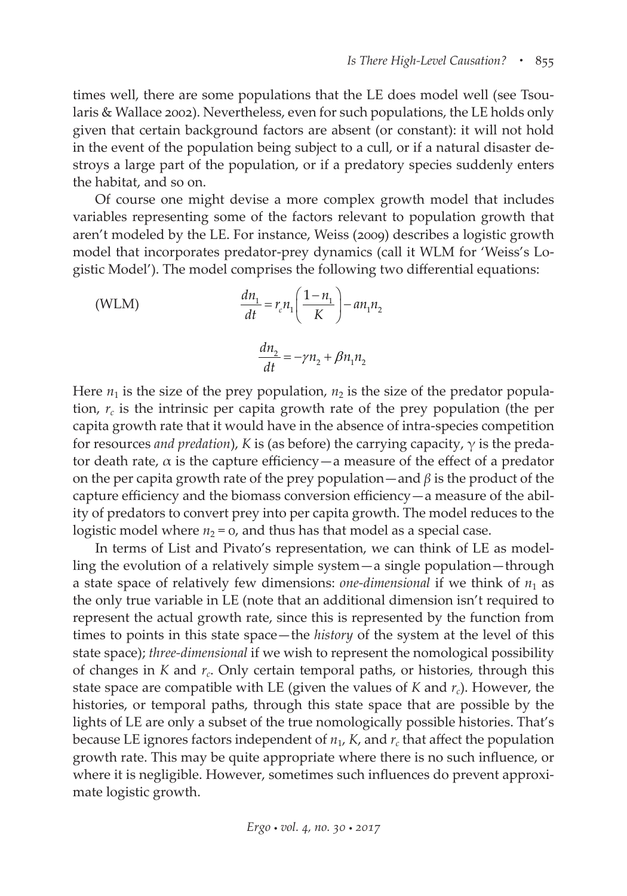times well, there are some populations that the LE does model well (see Tsoularis & Wallace 2002). Nevertheless, even for such populations, the LE holds only given that certain background factors are absent (or constant): it will not hold in the event of the population being subject to a cull, or if a natural disaster destroys a large part of the population, or if a predatory species suddenly enters the habitat, and so on.

Of course one might devise a more complex growth model that includes variables representing some of the factors relevant to population growth that aren't modeled by the LE. For instance, Weiss (2009) describes a logistic growth model that incorporates predator-prey dynamics (call it WLM for 'Weiss's Logistic Model'). The model comprises the following two differential equations:

(WLM)
$$\frac{dn_1}{dt} = r_c n_1 \left( \frac{1 - n_1}{K} \right) - an_1 n_2$$

$$\frac{dn_2}{dt} = -\gamma n_2 + \beta n_1 n_2$$

Here $n_1$ is the size of the prey population, $n_2$ is the size of the predator population, $r_c$ is the intrinsic per capita growth rate of the prey population (the per capita growth rate that it would have in the absence of intra-species competition for resources *and predation*), $K$ is (as before) the carrying capacity, $\gamma$ is the predator death rate, $\alpha$ is the capture efficiency—a measure of the effect of a predator on the per capita growth rate of the prey population—and $\beta$ is the product of the capture efficiency and the biomass conversion efficiency—a measure of the ability of predators to convert prey into per capita growth. The model reduces to the logistic model where $n_2 = 0$, and thus has that model as a special case.

In terms of List and Pivato's representation, we can think of LE as modelling the evolution of a relatively simple system—a single population—through a state space of relatively few dimensions: *one-dimensional* if we think of $n_1$ as the only true variable in LE (note that an additional dimension isn't required to represent the actual growth rate, since this is represented by the function from times to points in this state space—the *history* of the system at the level of this state space); *three-dimensional* if we wish to represent the nomological possibility of changes in $K$ and $r_c$. Only certain temporal paths, or histories, through this state space are compatible with LE (given the values of $K$ and $r_c$). However, the histories, or temporal paths, through this state space that are possible by the lights of LE are only a subset of the true nomologically possible histories. That's because LE ignores factors independent of $n_1$, $K$, and $r_c$ that affect the population growth rate. This may be quite appropriate where there is no such influence, or where it is negligible. However, sometimes such influences do prevent approximate logistic growth.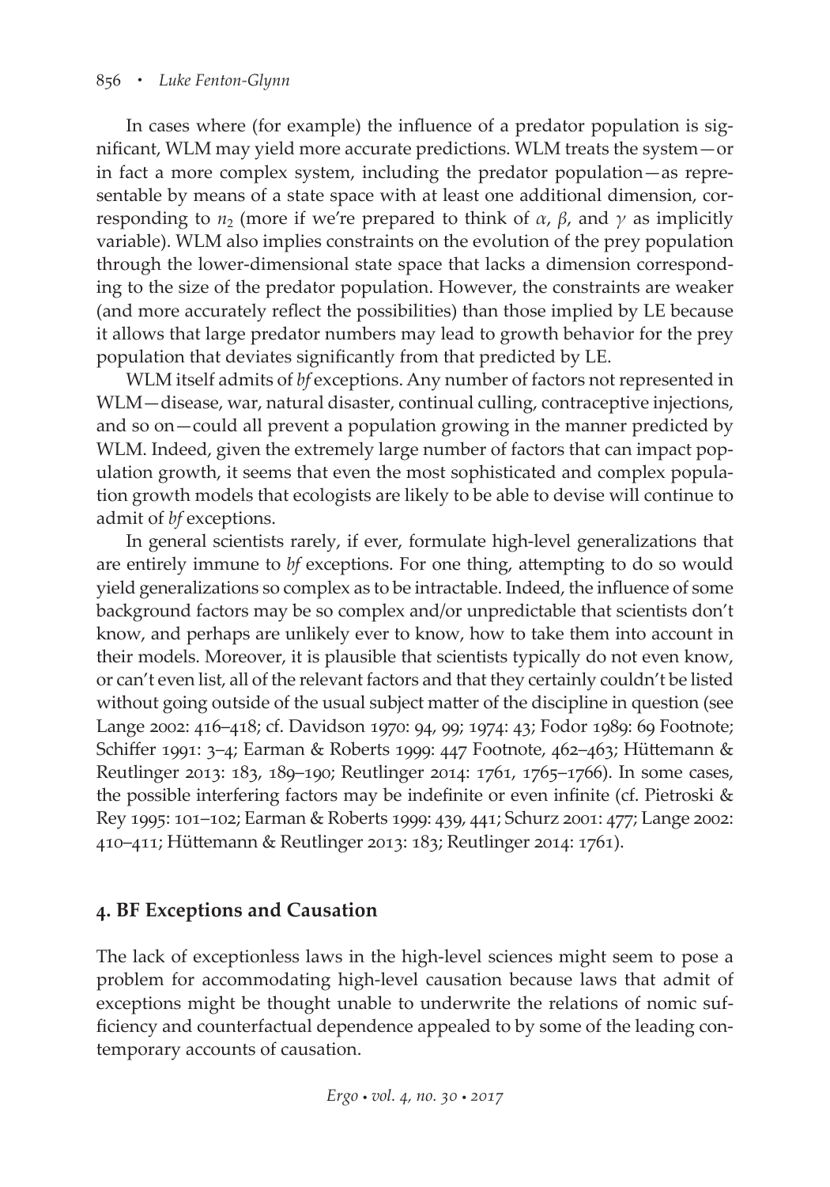In cases where (for example) the influence of a predator population is significant, WLM may yield more accurate predictions. WLM treats the system—or in fact a more complex system, including the predator population—as representable by means of a state space with at least one additional dimension, corresponding to $n_2$ (more if we're prepared to think of $\alpha$, $\beta$, and $\gamma$ as implicitly variable). WLM also implies constraints on the evolution of the prey population through the lower-dimensional state space that lacks a dimension corresponding to the size of the predator population. However, the constraints are weaker (and more accurately reflect the possibilities) than those implied by LE because it allows that large predator numbers may lead to growth behavior for the prey population that deviates significantly from that predicted by LE.

WLM itself admits of *bf* exceptions. Any number of factors not represented in WLM—disease, war, natural disaster, continual culling, contraceptive injections, and so on—could all prevent a population growing in the manner predicted by WLM. Indeed, given the extremely large number of factors that can impact population growth, it seems that even the most sophisticated and complex population growth models that ecologists are likely to be able to devise will continue to admit of *bf* exceptions.

In general scientists rarely, if ever, formulate high-level generalizations that are entirely immune to *bf* exceptions. For one thing, attempting to do so would yield generalizations so complex as to be intractable. Indeed, the influence of some background factors may be so complex and/or unpredictable that scientists don't know, and perhaps are unlikely ever to know, how to take them into account in their models. Moreover, it is plausible that scientists typically do not even know, or can't even list, all of the relevant factors and that they certainly couldn't be listed without going outside of the usual subject matter of the discipline in question (see Lange 2002: 416–418; cf. Davidson 1970: 94, 99; 1974: 43; Fodor 1989: 69 Footnote; Schiffer 1991: 3–4; Earman & Roberts 1999: 447 Footnote, 462–463; Hüttemann & Reutlinger 2013: 183, 189–190; Reutlinger 2014: 1761, 1765–1766). In some cases, the possible interfering factors may be indefinite or even infinite (cf. Pietroski & Rey 1995: 101–102; Earman & Roberts 1999: 439, 441; Schurz 2001: 477; Lange 2002: 410–411; Hüttemann & Reutlinger 2013: 183; Reutlinger 2014: 1761).

## 4. BF Exceptions and Causation

The lack of exceptionless laws in the high-level sciences might seem to pose a problem for accommodating high-level causation because laws that admit of exceptions might be thought unable to underwrite the relations of nomic sufficiency and counterfactual dependence appealed to by some of the leading contemporary accounts of causation.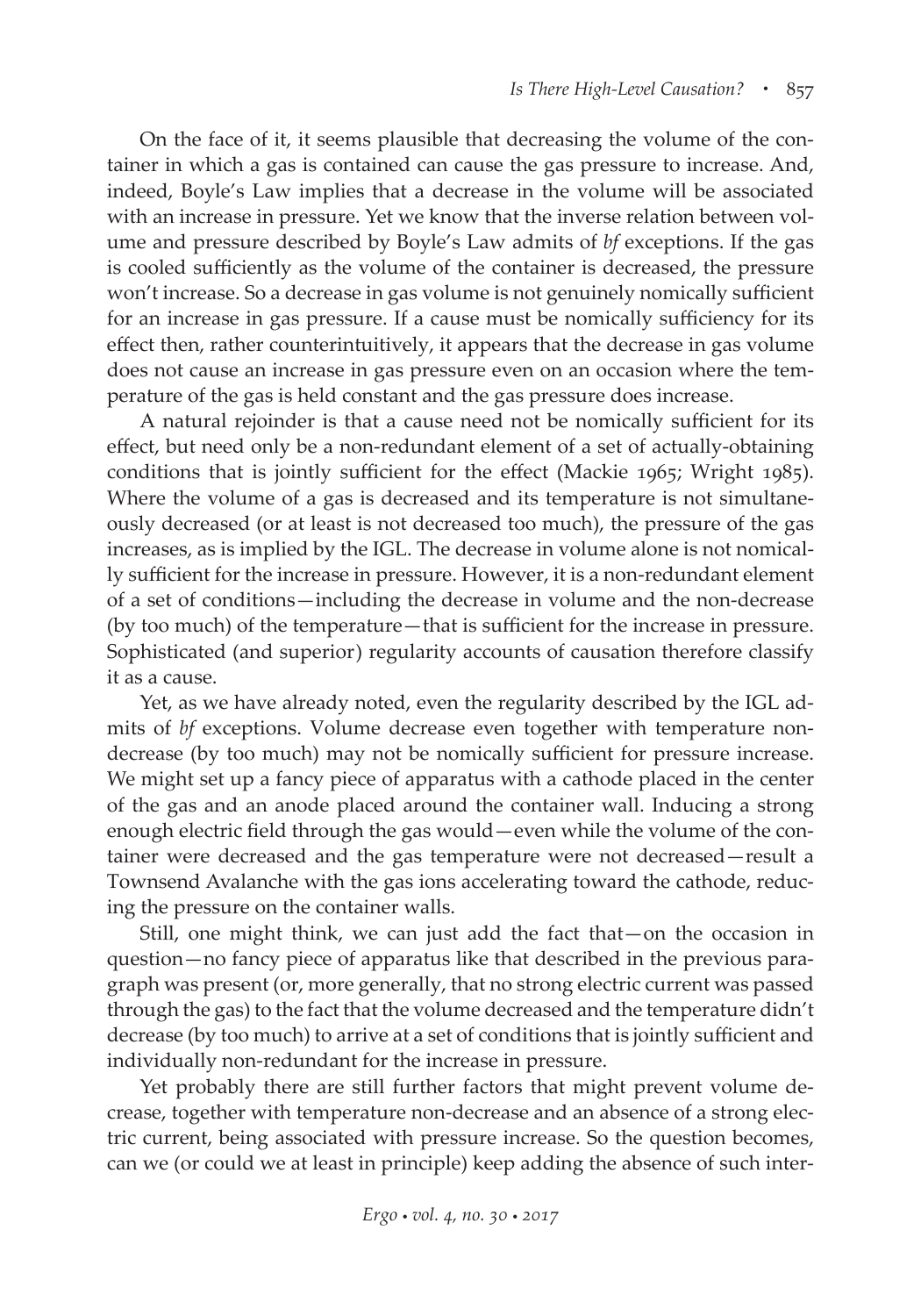On the face of it, it seems plausible that decreasing the volume of the container in which a gas is contained can cause the gas pressure to increase. And, indeed, Boyle's Law implies that a decrease in the volume will be associated with an increase in pressure. Yet we know that the inverse relation between volume and pressure described by Boyle's Law admits of *bf* exceptions. If the gas is cooled sufficiently as the volume of the container is decreased, the pressure won't increase. So a decrease in gas volume is not genuinely nomically sufficient for an increase in gas pressure. If a cause must be nomically sufficiency for its effect then, rather counterintuitively, it appears that the decrease in gas volume does not cause an increase in gas pressure even on an occasion where the temperature of the gas is held constant and the gas pressure does increase.

A natural rejoinder is that a cause need not be nomically sufficient for its effect, but need only be a non-redundant element of a set of actually-obtaining conditions that is jointly sufficient for the effect (Mackie 1965; Wright 1985). Where the volume of a gas is decreased and its temperature is not simultaneously decreased (or at least is not decreased too much), the pressure of the gas increases, as is implied by the IGL. The decrease in volume alone is not nomically sufficient for the increase in pressure. However, it is a non-redundant element of a set of conditions—including the decrease in volume and the non-decrease (by too much) of the temperature—that is sufficient for the increase in pressure. Sophisticated (and superior) regularity accounts of causation therefore classify it as a cause.

Yet, as we have already noted, even the regularity described by the IGL admits of *bf* exceptions. Volume decrease even together with temperature non-decrease (by too much) may not be nomically sufficient for pressure increase. We might set up a fancy piece of apparatus with a cathode placed in the center of the gas and an anode placed around the container wall. Inducing a strong enough electric field through the gas would—even while the volume of the container were decreased and the gas temperature were not decreased—result a Townsend Avalanche with the gas ions accelerating toward the cathode, reducing the pressure on the container walls.

Still, one might think, we can just add the fact that—on the occasion in question—no fancy piece of apparatus like that described in the previous paragraph was present (or, more generally, that no strong electric current was passed through the gas) to the fact that the volume decreased and the temperature didn't decrease (by too much) to arrive at a set of conditions that is jointly sufficient and individually non-redundant for the increase in pressure.

Yet probably there are still further factors that might prevent volume decrease, together with temperature non-decrease and an absence of a strong electric current, being associated with pressure increase. So the question becomes, can we (or could we at least in principle) keep adding the absence of such inter-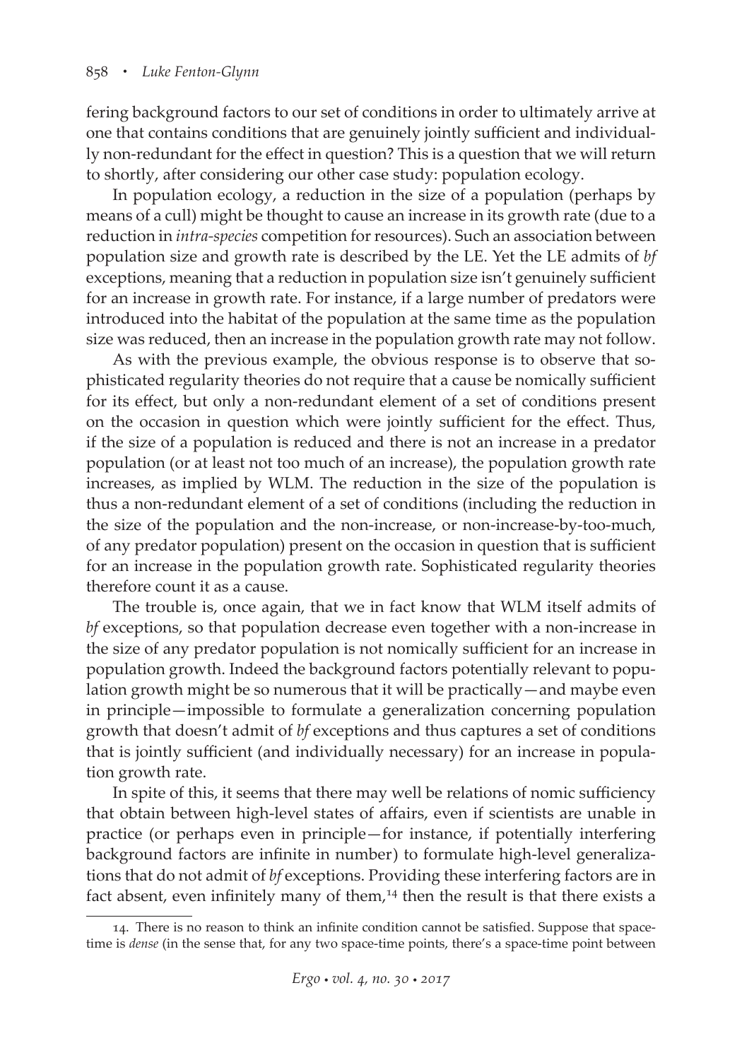fering background factors to our set of conditions in order to ultimately arrive at one that contains conditions that are genuinely jointly sufficient and individually non-redundant for the effect in question? This is a question that we will return to shortly, after considering our other case study: population ecology.

In population ecology, a reduction in the size of a population (perhaps by means of a cull) might be thought to cause an increase in its growth rate (due to a reduction in *intra-species* competition for resources). Such an association between population size and growth rate is described by the LE. Yet the LE admits of *bf* exceptions, meaning that a reduction in population size isn't genuinely sufficient for an increase in growth rate. For instance, if a large number of predators were introduced into the habitat of the population at the same time as the population size was reduced, then an increase in the population growth rate may not follow.

As with the previous example, the obvious response is to observe that sophisticated regularity theories do not require that a cause be nomically sufficient for its effect, but only a non-redundant element of a set of conditions present on the occasion in question which were jointly sufficient for the effect. Thus, if the size of a population is reduced and there is not an increase in a predator population (or at least not too much of an increase), the population growth rate increases, as implied by WLM. The reduction in the size of the population is thus a non-redundant element of a set of conditions (including the reduction in the size of the population and the non-increase, or non-increase-by-too-much, of any predator population) present on the occasion in question that is sufficient for an increase in the population growth rate. Sophisticated regularity theories therefore count it as a cause.

The trouble is, once again, that we in fact know that WLM itself admits of *bf* exceptions, so that population decrease even together with a non-increase in the size of any predator population is not nomically sufficient for an increase in population growth. Indeed the background factors potentially relevant to population growth might be so numerous that it will be practically—and maybe even in principle—impossible to formulate a generalization concerning population growth that doesn't admit of *bf* exceptions and thus captures a set of conditions that is jointly sufficient (and individually necessary) for an increase in population growth rate.

In spite of this, it seems that there may well be relations of nomic sufficiency that obtain between high-level states of affairs, even if scientists are unable in practice (or perhaps even in principle—for instance, if potentially interfering background factors are infinite in number) to formulate high-level generalizations that do not admit of *bf* exceptions. Providing these interfering factors are in fact absent, even infinitely many of them,[14] then the result is that there exists a

---

14. There is no reason to think an infinite condition cannot be satisfied. Suppose that space-time is *dense* (in the sense that, for any two space-time points, there's a space-time point between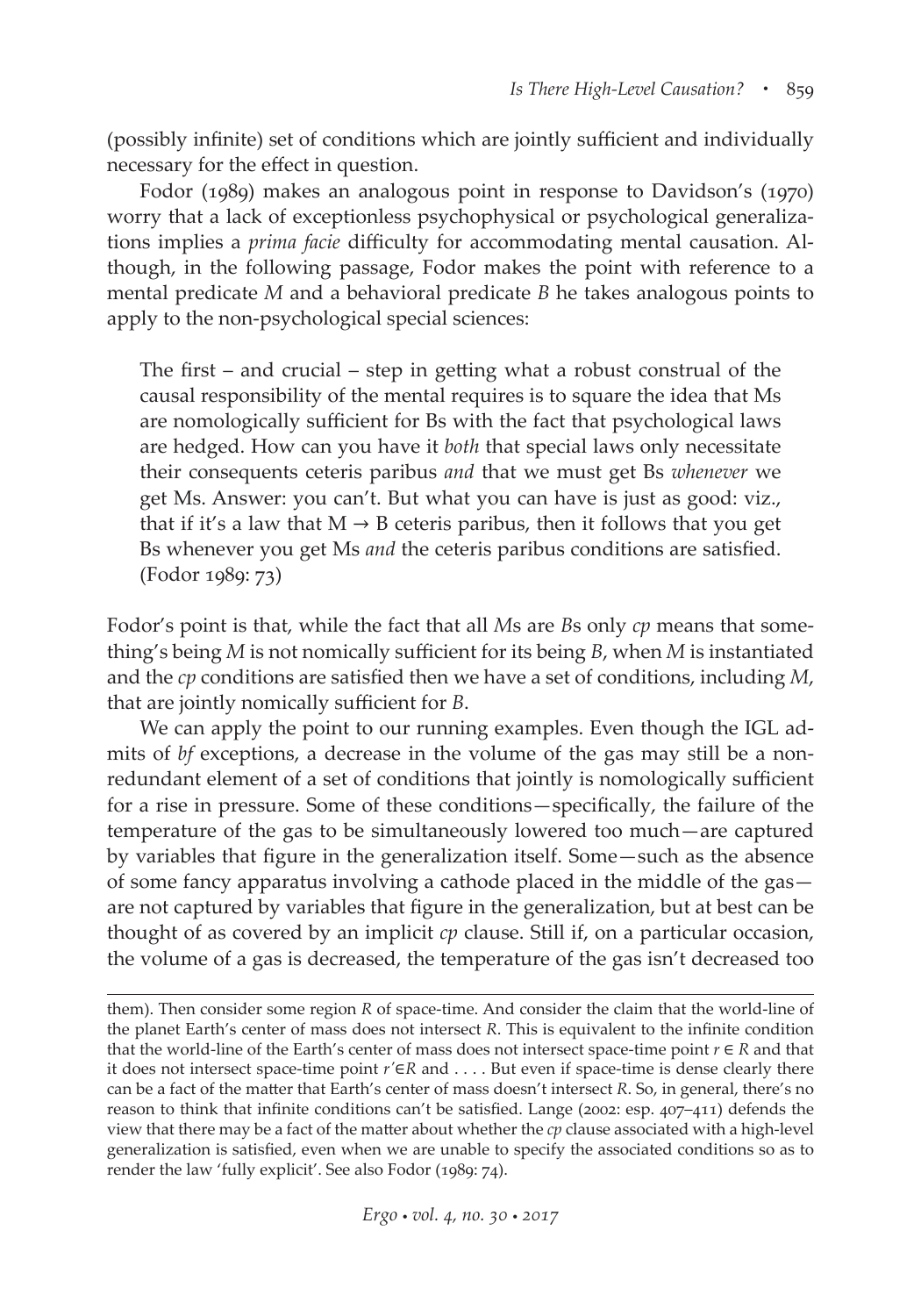(possibly infinite) set of conditions which are jointly sufficient and individually necessary for the effect in question.

Fodor (1989) makes an analogous point in response to Davidson's (1970) worry that a lack of exceptionless psychophysical or psychological generalizations implies a *prima facie* difficulty for accommodating mental causation. Although, in the following passage, Fodor makes the point with reference to a mental predicate *M* and a behavioral predicate *B* he takes analogous points to apply to the non-psychological special sciences:

> The first – and crucial – step in getting what a robust construal of the causal responsibility of the mental requires is to square the idea that Ms are nomologically sufficient for Bs with the fact that psychological laws are hedged. How can you have it *both* that special laws only necessitate their consequents ceteris paribus *and* that we must get Bs *whenever* we get Ms. Answer: you can't. But what you can have is just as good: viz., that if it's a law that M → B ceteris paribus, then it follows that you get Bs whenever you get Ms *and* the ceteris paribus conditions are satisfied. (Fodor 1989: 73)

Fodor's point is that, while the fact that all *M*s are *B*s only *cp* means that something's being *M* is not nomically sufficient for its being *B*, when *M* is instantiated and the *cp* conditions are satisfied then we have a set of conditions, including *M*, that are jointly nomically sufficient for *B*.

We can apply the point to our running examples. Even though the IGL admits of *bf* exceptions, a decrease in the volume of the gas may still be a non-redundant element of a set of conditions that jointly is nomologically sufficient for a rise in pressure. Some of these conditions—specifically, the failure of the temperature of the gas to be simultaneously lowered too much—are captured by variables that figure in the generalization itself. Some—such as the absence of some fancy apparatus involving a cathode placed in the middle of the gas—are not captured by variables that figure in the generalization, but at best can be thought of as covered by an implicit *cp* clause. Still if, on a particular occasion, the volume of a gas is decreased, the temperature of the gas isn't decreased too

them). Then consider some region *R* of space-time. And consider the claim that the world-line of the planet Earth's center of mass does not intersect *R*. This is equivalent to the infinite condition that the world-line of the Earth's center of mass does not intersect space-time point $r \in R$ and that it does not intersect space-time point $r' \in R$ and . . . . But even if space-time is dense clearly there can be a fact of the matter that Earth's center of mass doesn't intersect *R*. So, in general, there's no reason to think that infinite conditions can't be satisfied. Lange (2002: esp. 407–411) defends the view that there may be a fact of the matter about whether the *cp* clause associated with a high-level generalization is satisfied, even when we are unable to specify the associated conditions so as to render the law 'fully explicit'. See also Fodor (1989: 74).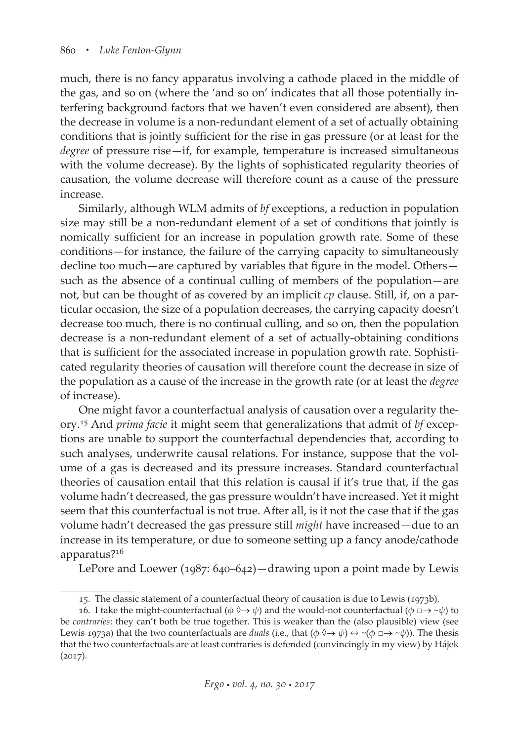much, there is no fancy apparatus involving a cathode placed in the middle of the gas, and so on (where the 'and so on' indicates that all those potentially interfering background factors that we haven't even considered are absent), then the decrease in volume is a non-redundant element of a set of actually obtaining conditions that is jointly sufficient for the rise in gas pressure (or at least for the *degree* of pressure rise—if, for example, temperature is increased simultaneous with the volume decrease). By the lights of sophisticated regularity theories of causation, the volume decrease will therefore count as a cause of the pressure increase.

Similarly, although WLM admits of *bf* exceptions, a reduction in population size may still be a non-redundant element of a set of conditions that jointly is nomically sufficient for an increase in population growth rate. Some of these conditions—for instance, the failure of the carrying capacity to simultaneously decline too much—are captured by variables that figure in the model. Others—such as the absence of a continual culling of members of the population—are not, but can be thought of as covered by an implicit *cp* clause. Still, if, on a particular occasion, the size of a population decreases, the carrying capacity doesn't decrease too much, there is no continual culling, and so on, then the population decrease is a non-redundant element of a set of actually-obtaining conditions that is sufficient for the associated increase in population growth rate. Sophisticated regularity theories of causation will therefore count the decrease in size of the population as a cause of the increase in the growth rate (or at least the *degree* of increase).

One might favor a counterfactual analysis of causation over a regularity theory.[15] And *prima facie* it might seem that generalizations that admit of *bf* exceptions are unable to support the counterfactual dependencies that, according to such analyses, underwrite causal relations. For instance, suppose that the volume of a gas is decreased and its pressure increases. Standard counterfactual theories of causation entail that this relation is causal if it's true that, if the gas volume hadn't decreased, the gas pressure wouldn't have increased. Yet it might seem that this counterfactual is not true. After all, is it not the case that if the gas volume hadn't decreased the gas pressure still *might* have increased—due to an increase in its temperature, or due to someone setting up a fancy anode/cathode apparatus?[16]

LePore and Loewer (1987: 640–642)—drawing upon a point made by Lewis

---

15. The classic statement of a counterfactual theory of causation is due to Lewis (1973b).

16. I take the might-counterfactual ($\phi \Diamond\!\!\rightarrow \psi$) and the would-not counterfactual ($\phi \Box\!\!\rightarrow \sim\psi$) to be *contraries*: they can't both be true together. This is weaker than the (also plausible) view (see Lewis 1973a) that the two counterfactuals are *duals* (i.e., that $(\phi \Diamond\!\!\rightarrow \psi) \leftrightarrow \sim(\phi \Box\!\!\rightarrow \sim\psi)$). The thesis that the two counterfactuals are at least contraries is defended (convincingly in my view) by Hájek (2017).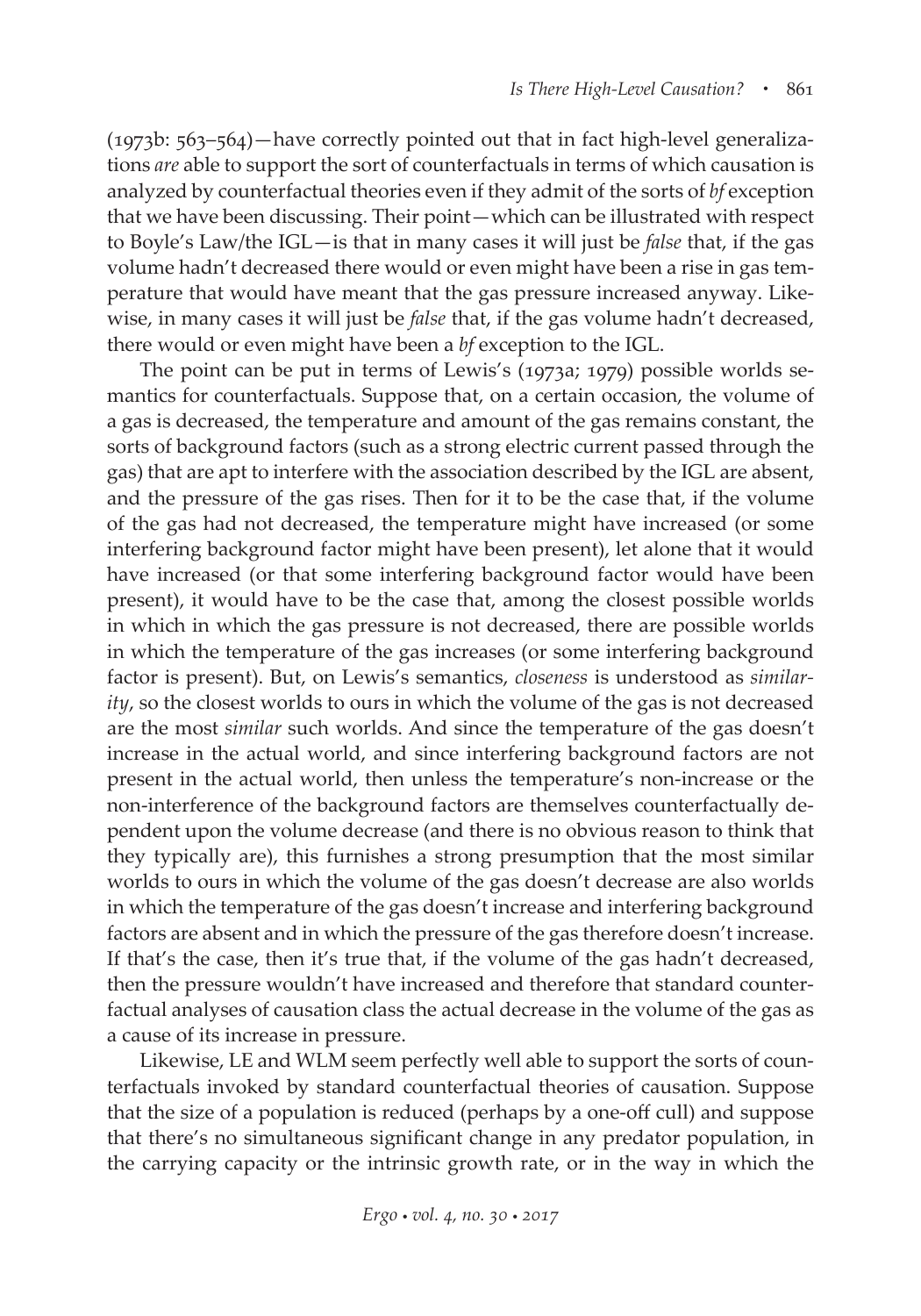(1973b: 563–564)—have correctly pointed out that in fact high-level generalizations *are* able to support the sort of counterfactuals in terms of which causation is analyzed by counterfactual theories even if they admit of the sorts of *bf* exception that we have been discussing. Their point—which can be illustrated with respect to Boyle's Law/the IGL—is that in many cases it will just be *false* that, if the gas volume hadn't decreased there would or even might have been a rise in gas temperature that would have meant that the gas pressure increased anyway. Likewise, in many cases it will just be *false* that, if the gas volume hadn't decreased, there would or even might have been a *bf* exception to the IGL.

The point can be put in terms of Lewis's (1973a; 1979) possible worlds semantics for counterfactuals. Suppose that, on a certain occasion, the volume of a gas is decreased, the temperature and amount of the gas remains constant, the sorts of background factors (such as a strong electric current passed through the gas) that are apt to interfere with the association described by the IGL are absent, and the pressure of the gas rises. Then for it to be the case that, if the volume of the gas had not decreased, the temperature might have increased (or some interfering background factor might have been present), let alone that it would have increased (or that some interfering background factor would have been present), it would have to be the case that, among the closest possible worlds in which in which the gas pressure is not decreased, there are possible worlds in which the temperature of the gas increases (or some interfering background factor is present). But, on Lewis's semantics, *closeness* is understood as *similarity*, so the closest worlds to ours in which the volume of the gas is not decreased are the most *similar* such worlds. And since the temperature of the gas doesn't increase in the actual world, and since interfering background factors are not present in the actual world, then unless the temperature's non-increase or the non-interference of the background factors are themselves counterfactually dependent upon the volume decrease (and there is no obvious reason to think that they typically are), this furnishes a strong presumption that the most similar worlds to ours in which the volume of the gas doesn't decrease are also worlds in which the temperature of the gas doesn't increase and interfering background factors are absent and in which the pressure of the gas therefore doesn't increase. If that's the case, then it's true that, if the volume of the gas hadn't decreased, then the pressure wouldn't have increased and therefore that standard counterfactual analyses of causation class the actual decrease in the volume of the gas as a cause of its increase in pressure.

Likewise, LE and WLM seem perfectly well able to support the sorts of counterfactuals invoked by standard counterfactual theories of causation. Suppose that the size of a population is reduced (perhaps by a one-off cull) and suppose that there's no simultaneous significant change in any predator population, in the carrying capacity or the intrinsic growth rate, or in the way in which the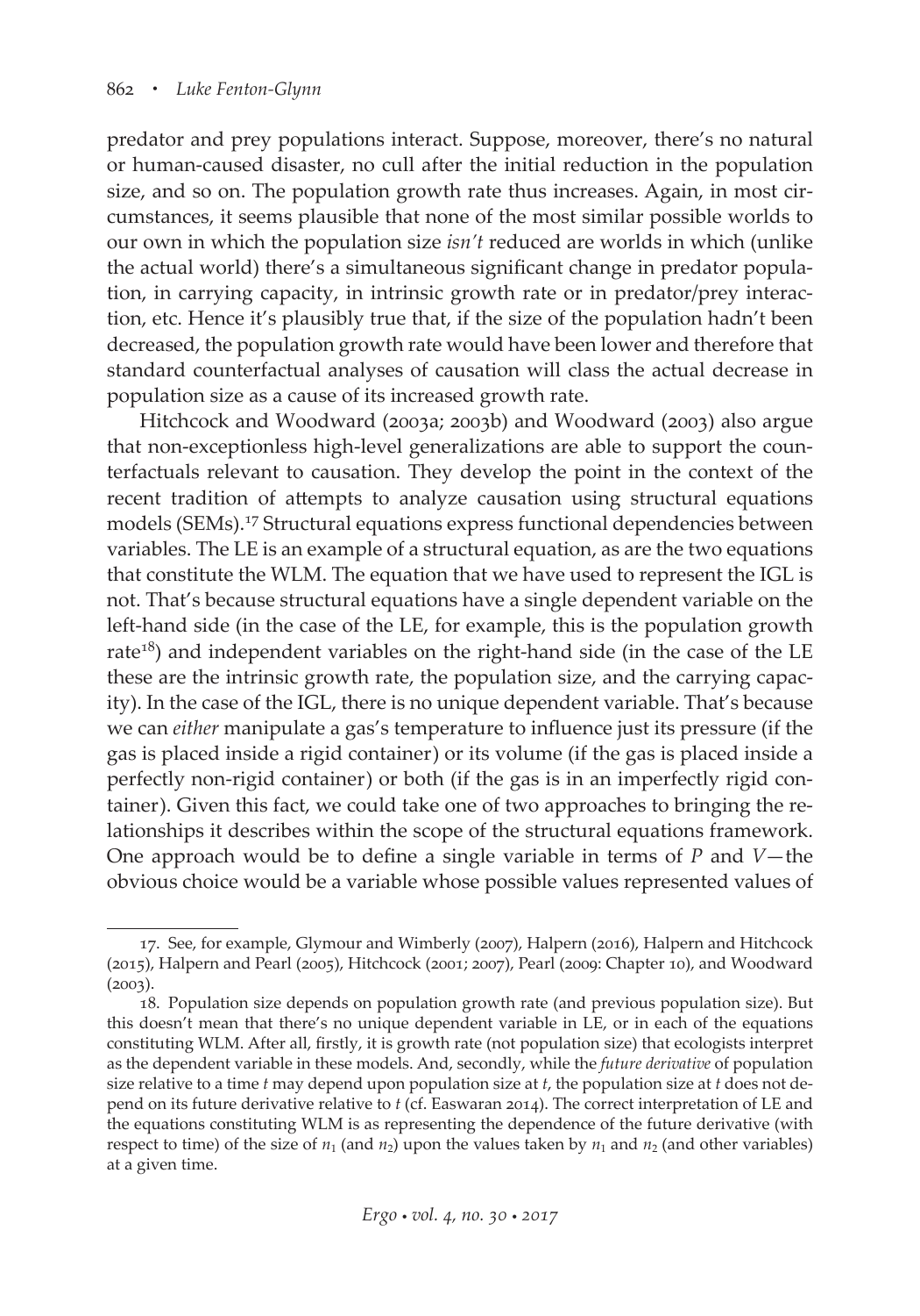predator and prey populations interact. Suppose, moreover, there's no natural or human-caused disaster, no cull after the initial reduction in the population size, and so on. The population growth rate thus increases. Again, in most circumstances, it seems plausible that none of the most similar possible worlds to our own in which the population size *isn't* reduced are worlds in which (unlike the actual world) there's a simultaneous significant change in predator population, in carrying capacity, in intrinsic growth rate or in predator/prey interaction, etc. Hence it's plausibly true that, if the size of the population hadn't been decreased, the population growth rate would have been lower and therefore that standard counterfactual analyses of causation will class the actual decrease in population size as a cause of its increased growth rate.

Hitchcock and Woodward (2003a; 2003b) and Woodward (2003) also argue that non-exceptionless high-level generalizations are able to support the counterfactuals relevant to causation. They develop the point in the context of the recent tradition of attempts to analyze causation using structural equations models (SEMs).[17] Structural equations express functional dependencies between variables. The LE is an example of a structural equation, as are the two equations that constitute the WLM. The equation that we have used to represent the IGL is not. That's because structural equations have a single dependent variable on the left-hand side (in the case of the LE, for example, this is the population growth rate[18]) and independent variables on the right-hand side (in the case of the LE these are the intrinsic growth rate, the population size, and the carrying capacity). In the case of the IGL, there is no unique dependent variable. That's because we can *either* manipulate a gas's temperature to influence just its pressure (if the gas is placed inside a rigid container) or its volume (if the gas is placed inside a perfectly non-rigid container) or both (if the gas is in an imperfectly rigid container). Given this fact, we could take one of two approaches to bringing the relationships it describes within the scope of the structural equations framework. One approach would be to define a single variable in terms of $P$ and $V$—the obvious choice would be a variable whose possible values represented values of

---

17. See, for example, Glymour and Wimberly (2007), Halpern (2016), Halpern and Hitchcock (2015), Halpern and Pearl (2005), Hitchcock (2001; 2007), Pearl (2009: Chapter 10), and Woodward (2003).

18. Population size depends on population growth rate (and previous population size). But this doesn't mean that there's no unique dependent variable in LE, or in each of the equations constituting WLM. After all, firstly, it is growth rate (not population size) that ecologists interpret as the dependent variable in these models. And, secondly, while the *future derivative* of population size relative to a time $t$ may depend upon population size at $t$, the population size at $t$ does not depend on its future derivative relative to $t$ (cf. Easwaran 2014). The correct interpretation of LE and the equations constituting WLM is as representing the dependence of the future derivative (with respect to time) of the size of $n_1$ (and $n_2$) upon the values taken by $n_1$ and $n_2$ (and other variables) at a given time.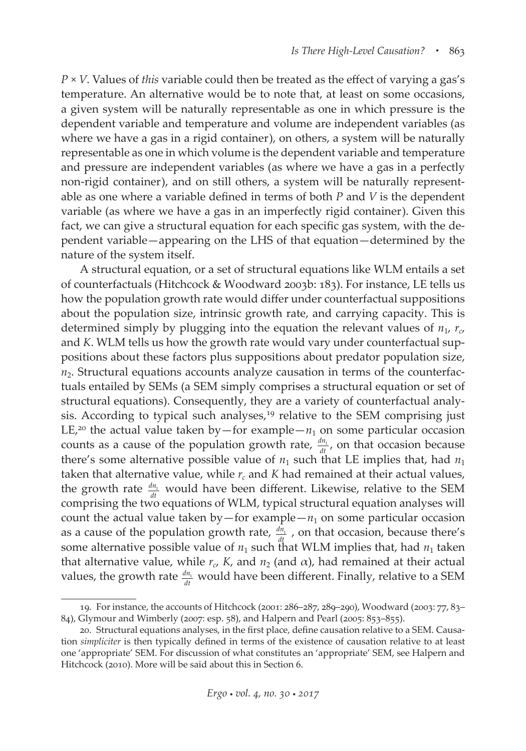$P \times V$. Values of *this* variable could then be treated as the effect of varying a gas's temperature. An alternative would be to note that, at least on some occasions, a given system will be naturally representable as one in which pressure is the dependent variable and temperature and volume are independent variables (as where we have a gas in a rigid container), on others, a system will be naturally representable as one in which volume is the dependent variable and temperature and pressure are independent variables (as where we have a gas in a perfectly non-rigid container), and on still others, a system will be naturally representable as one where a variable defined in terms of both $P$ and $V$ is the dependent variable (as where we have a gas in an imperfectly rigid container). Given this fact, we can give a structural equation for each specific gas system, with the dependent variable—appearing on the LHS of that equation—determined by the nature of the system itself.

A structural equation, or a set of structural equations like WLM entails a set of counterfactuals (Hitchcock & Woodward 2003b: 183). For instance, LE tells us how the population growth rate would differ under counterfactual suppositions about the population size, intrinsic growth rate, and carrying capacity. This is determined simply by plugging into the equation the relevant values of $n_1$, $r_c$, and $K$. WLM tells us how the growth rate would vary under counterfactual suppositions about these factors plus suppositions about predator population size, $n_2$. Structural equations accounts analyze causation in terms of the counterfactuals entailed by SEMs (a SEM simply comprises a structural equation or set of structural equations). Consequently, they are a variety of counterfactual analysis. According to typical such analyses,[19] relative to the SEM comprising just LE,[20] the actual value taken by—for example—$n_1$ on some particular occasion counts as a cause of the population growth rate, $\frac{dn_1}{dt}$, on that occasion because there's some alternative possible value of $n_1$ such that LE implies that, had $n_1$ taken that alternative value, while $r_c$ and $K$ had remained at their actual values, the growth rate $\frac{dn_1}{dt}$ would have been different. Likewise, relative to the SEM comprising the two equations of WLM, typical structural equation analyses will count the actual value taken by—for example—$n_1$ on some particular occasion as a cause of the population growth rate, $\frac{dn_1}{dt}$, on that occasion, because there's some alternative possible value of $n_1$ such that WLM implies that, had $n_1$ taken that alternative value, while $r_c$, $K$, and $n_2$ (and $\alpha$), had remained at their actual values, the growth rate $\frac{dn_1}{dt}$ would have been different. Finally, relative to a SEM

19. For instance, the accounts of Hitchcock (2001: 286–287, 289–290), Woodward (2003: 77, 83–84), Glymour and Wimberly (2007: esp. 58), and Halpern and Pearl (2005: 853–855).

20. Structural equations analyses, in the first place, define causation relative to a SEM. Causation *simpliciter* is then typically defined in terms of the existence of causation relative to at least one 'appropriate' SEM. For discussion of what constitutes an 'appropriate' SEM, see Halpern and Hitchcock (2010). More will be said about this in Section 6.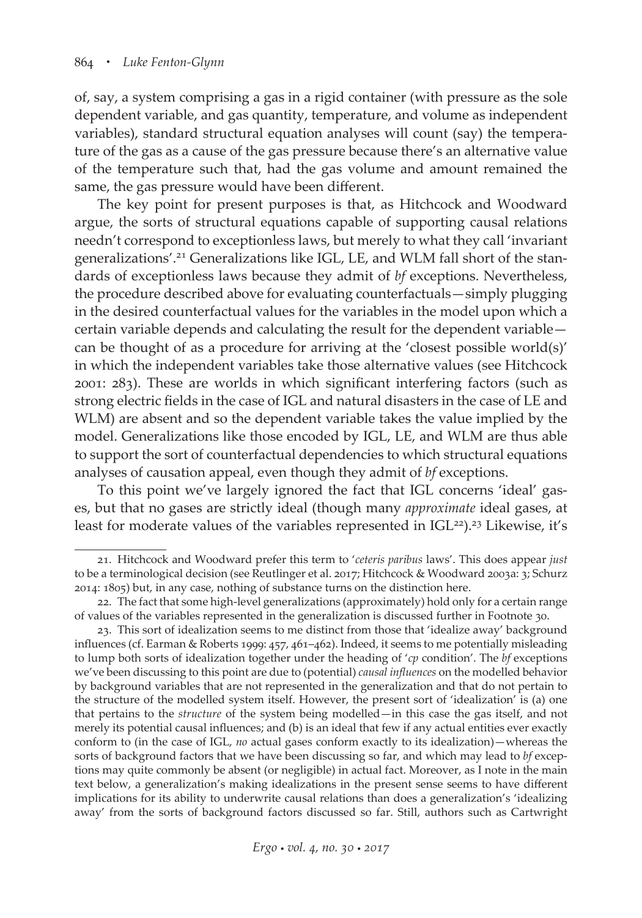of, say, a system comprising a gas in a rigid container (with pressure as the sole dependent variable, and gas quantity, temperature, and volume as independent variables), standard structural equation analyses will count (say) the temperature of the gas as a cause of the gas pressure because there's an alternative value of the temperature such that, had the gas volume and amount remained the same, the gas pressure would have been different.

The key point for present purposes is that, as Hitchcock and Woodward argue, the sorts of structural equations capable of supporting causal relations needn't correspond to exceptionless laws, but merely to what they call 'invariant generalizations'.[21] Generalizations like IGL, LE, and WLM fall short of the standards of exceptionless laws because they admit of *bf* exceptions. Nevertheless, the procedure described above for evaluating counterfactuals—simply plugging in the desired counterfactual values for the variables in the model upon which a certain variable depends and calculating the result for the dependent variable—can be thought of as a procedure for arriving at the 'closest possible world(s)' in which the independent variables take those alternative values (see Hitchcock 2001: 283). These are worlds in which significant interfering factors (such as strong electric fields in the case of IGL and natural disasters in the case of LE and WLM) are absent and so the dependent variable takes the value implied by the model. Generalizations like those encoded by IGL, LE, and WLM are thus able to support the sort of counterfactual dependencies to which structural equations analyses of causation appeal, even though they admit of *bf* exceptions.

To this point we've largely ignored the fact that IGL concerns 'ideal' gases, but that no gases are strictly ideal (though many *approximate* ideal gases, at least for moderate values of the variables represented in IGL[22]).[23] Likewise, it's

---

21. Hitchcock and Woodward prefer this term to '*ceteris paribus* laws'. This does appear *just* to be a terminological decision (see Reutlinger et al. 2017; Hitchcock & Woodward 2003a: 3; Schurz 2014: 1805) but, in any case, nothing of substance turns on the distinction here.

22. The fact that some high-level generalizations (approximately) hold only for a certain range of values of the variables represented in the generalization is discussed further in Footnote 30.

23. This sort of idealization seems to me distinct from those that 'idealize away' background influences (cf. Earman & Roberts 1999: 457, 461–462). Indeed, it seems to me potentially misleading to lump both sorts of idealization together under the heading of '*cp* condition'. The *bf* exceptions we've been discussing to this point are due to (potential) *causal influences* on the modelled behavior by background variables that are not represented in the generalization and that do not pertain to the structure of the modelled system itself. However, the present sort of 'idealization' is (a) one that pertains to the *structure* of the system being modelled—in this case the gas itself, and not merely its potential causal influences; and (b) is an ideal that few if any actual entities ever exactly conform to (in the case of IGL, *no* actual gases conform exactly to its idealization)—whereas the sorts of background factors that we have been discussing so far, and which may lead to *bf* exceptions may quite commonly be absent (or negligible) in actual fact. Moreover, as I note in the main text below, a generalization's making idealizations in the present sense seems to have different implications for its ability to underwrite causal relations than does a generalization's 'idealizing away' from the sorts of background factors discussed so far. Still, authors such as Cartwright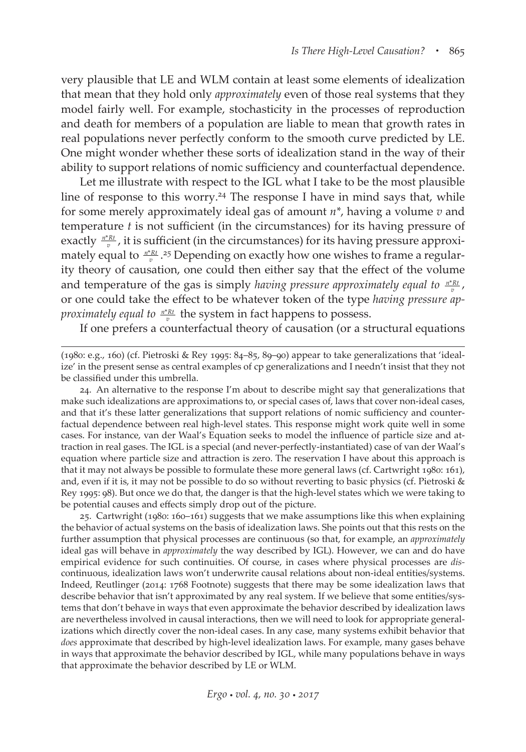very plausible that LE and WLM contain at least some elements of idealization that mean that they hold only *approximately* even of those real systems that they model fairly well. For example, stochasticity in the processes of reproduction and death for members of a population are liable to mean that growth rates in real populations never perfectly conform to the smooth curve predicted by LE. One might wonder whether these sorts of idealization stand in the way of their ability to support relations of nomic sufficiency and counterfactual dependence.

Let me illustrate with respect to the IGL what I take to be the most plausible line of response to this worry.[24] The response I have in mind says that, while for some merely approximately ideal gas of amount $n^*$, having a volume $v$ and temperature $t$ is not sufficient (in the circumstances) for its having pressure of exactly $\frac{n^*Rt}{v}$, it is sufficient (in the circumstances) for its having pressure approximately equal to $\frac{n^*Rt}{v}$.[25] Depending on exactly how one wishes to frame a regularity theory of causation, one could then either say that the effect of the volume and temperature of the gas is simply *having pressure approximately equal to* $\frac{n^*Rt}{v}$, or one could take the effect to be whatever token of the type *having pressure approximately equal to* $\frac{n^*Rt}{v}$ the system in fact happens to possess.

If one prefers a counterfactual theory of causation (or a structural equations

(1980: e.g., 160) (cf. Pietroski & Rey 1995: 84–85, 89–90) appear to take generalizations that 'idealize' in the present sense as central examples of cp generalizations and I needn't insist that they not be classified under this umbrella.

24. An alternative to the response I'm about to describe might say that generalizations that make such idealizations are approximations to, or special cases of, laws that cover non-ideal cases, and that it's these latter generalizations that support relations of nomic sufficiency and counterfactual dependence between real high-level states. This response might work quite well in some cases. For instance, van der Waal's Equation seeks to model the influence of particle size and attraction in real gases. The IGL is a special (and never-perfectly-instantiated) case of van der Waal's equation where particle size and attraction is zero. The reservation I have about this approach is that it may not always be possible to formulate these more general laws (cf. Cartwright 1980: 161), and, even if it is, it may not be possible to do so without reverting to basic physics (cf. Pietroski & Rey 1995: 98). But once we do that, the danger is that the high-level states which we were taking to be potential causes and effects simply drop out of the picture.

25. Cartwright (1980: 160–161) suggests that we make assumptions like this when explaining the behavior of actual systems on the basis of idealization laws. She points out that this rests on the further assumption that physical processes are continuous (so that, for example, an *approximately* ideal gas will behave in *approximately* the way described by IGL). However, we can and do have empirical evidence for such continuities. Of course, in cases where physical processes are *dis*continuous, idealization laws won't underwrite causal relations about non-ideal entities/systems. Indeed, Reutlinger (2014: 1768 Footnote) suggests that there may be some idealization laws that describe behavior that isn't approximated by any real system. If we believe that some entities/systems that don't behave in ways that even approximate the behavior described by idealization laws are nevertheless involved in causal interactions, then we will need to look for appropriate generalizations which directly cover the non-ideal cases. In any case, many systems exhibit behavior that *does* approximate that described by high-level idealization laws. For example, many gases behave in ways that approximate the behavior described by IGL, while many populations behave in ways that approximate the behavior described by LE or WLM.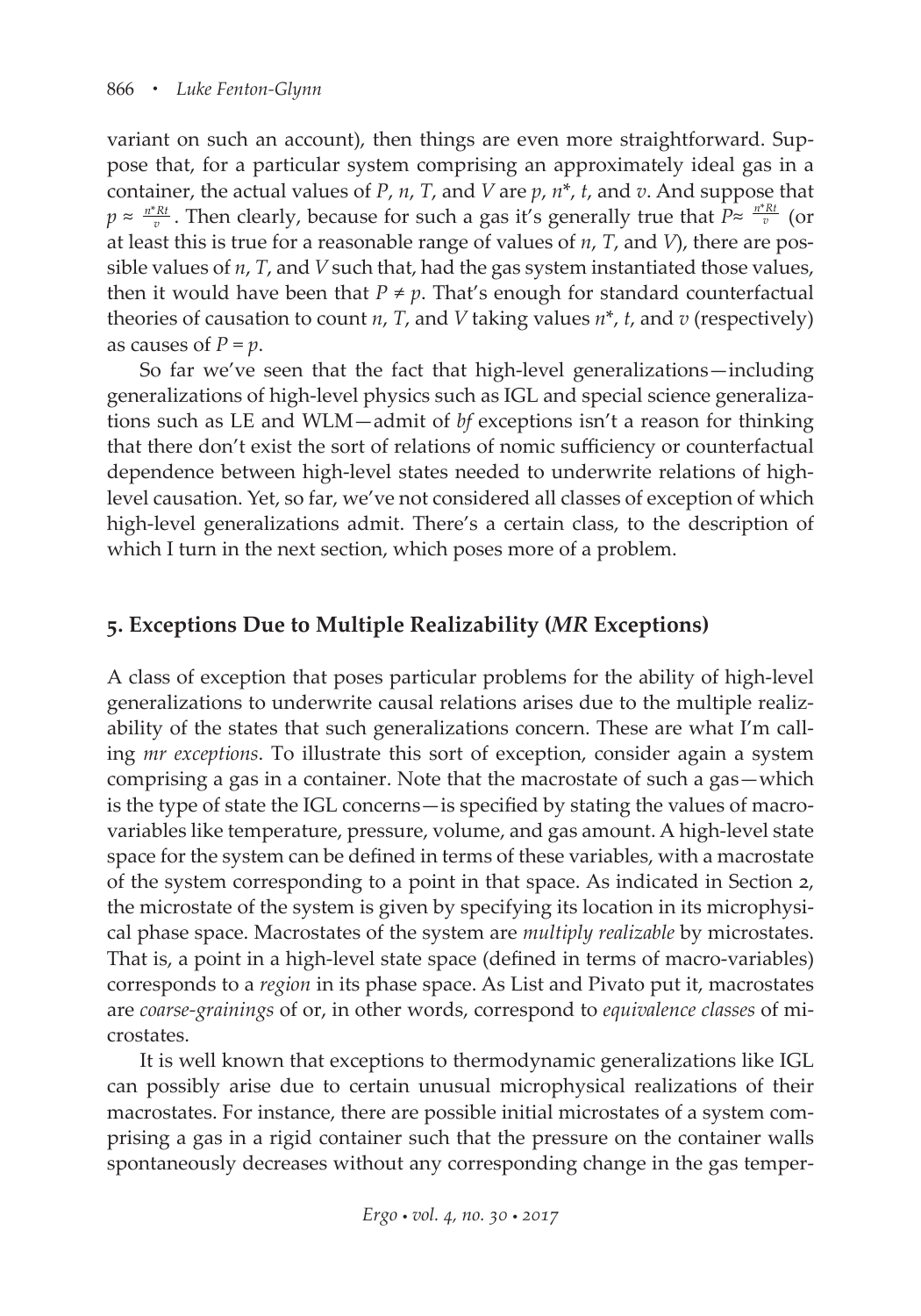variant on such an account), then things are even more straightforward. Suppose that, for a particular system comprising an approximately ideal gas in a container, the actual values of $P$, $n$, $T$, and $V$ are $p$, $n^*$, $t$, and $v$. And suppose that $p \approx \frac{n^*Rt}{v}$. Then clearly, because for such a gas it's generally true that $P \approx \frac{n^*Rt}{v}$ (or at least this is true for a reasonable range of values of $n$, $T$, and $V$), there are possible values of $n$, $T$, and $V$ such that, had the gas system instantiated those values, then it would have been that $P \neq p$. That's enough for standard counterfactual theories of causation to count $n$, $T$, and $V$ taking values $n^*$, $t$, and $v$ (respectively) as causes of $P = p$.

So far we've seen that the fact that high-level generalizations—including generalizations of high-level physics such as IGL and special science generalizations such as LE and WLM—admit of *bf* exceptions isn't a reason for thinking that there don't exist the sort of relations of nomic sufficiency or counterfactual dependence between high-level states needed to underwrite relations of high-level causation. Yet, so far, we've not considered all classes of exception of which high-level generalizations admit. There's a certain class, to the description of which I turn in the next section, which poses more of a problem.

## 5. Exceptions Due to Multiple Realizability (*MR* Exceptions)

A class of exception that poses particular problems for the ability of high-level generalizations to underwrite causal relations arises due to the multiple realizability of the states that such generalizations concern. These are what I'm calling *mr exceptions*. To illustrate this sort of exception, consider again a system comprising a gas in a container. Note that the macrostate of such a gas—which is the type of state the IGL concerns—is specified by stating the values of macro-variables like temperature, pressure, volume, and gas amount. A high-level state space for the system can be defined in terms of these variables, with a macrostate of the system corresponding to a point in that space. As indicated in Section 2, the microstate of the system is given by specifying its location in its microphysical phase space. Macrostates of the system are *multiply realizable* by microstates. That is, a point in a high-level state space (defined in terms of macro-variables) corresponds to a *region* in its phase space. As List and Pivato put it, macrostates are *coarse-grainings* of or, in other words, correspond to *equivalence classes* of microstates.

It is well known that exceptions to thermodynamic generalizations like IGL can possibly arise due to certain unusual microphysical realizations of their macrostates. For instance, there are possible initial microstates of a system comprising a gas in a rigid container such that the pressure on the container walls spontaneously decreases without any corresponding change in the gas temper-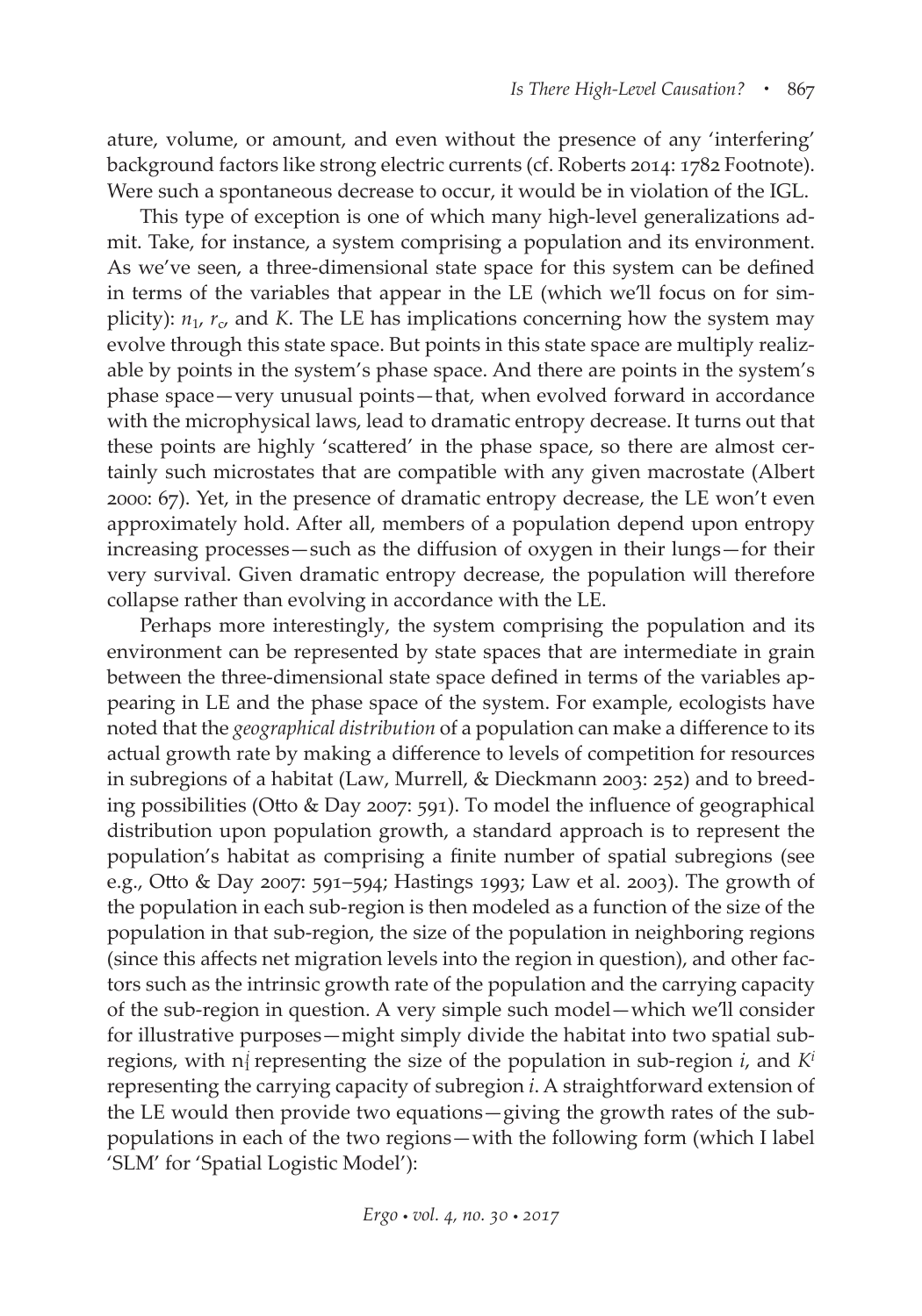ature, volume, or amount, and even without the presence of any 'interfering' background factors like strong electric currents (cf. Roberts 2014: 1782 Footnote). Were such a spontaneous decrease to occur, it would be in violation of the IGL.

This type of exception is one of which many high-level generalizations admit. Take, for instance, a system comprising a population and its environment. As we've seen, a three-dimensional state space for this system can be defined in terms of the variables that appear in the LE (which we'll focus on for simplicity): $n_1$, $r_c$, and $K$. The LE has implications concerning how the system may evolve through this state space. But points in this state space are multiply realizable by points in the system's phase space. And there are points in the system's phase space—very unusual points—that, when evolved forward in accordance with the microphysical laws, lead to dramatic entropy decrease. It turns out that these points are highly 'scattered' in the phase space, so there are almost certainly such microstates that are compatible with any given macrostate (Albert 2000: 67). Yet, in the presence of dramatic entropy decrease, the LE won't even approximately hold. After all, members of a population depend upon entropy increasing processes—such as the diffusion of oxygen in their lungs—for their very survival. Given dramatic entropy decrease, the population will therefore collapse rather than evolving in accordance with the LE.

Perhaps more interestingly, the system comprising the population and its environment can be represented by state spaces that are intermediate in grain between the three-dimensional state space defined in terms of the variables appearing in LE and the phase space of the system. For example, ecologists have noted that the *geographical distribution* of a population can make a difference to its actual growth rate by making a difference to levels of competition for resources in subregions of a habitat (Law, Murrell, & Dieckmann 2003: 252) and to breeding possibilities (Otto & Day 2007: 591). To model the influence of geographical distribution upon population growth, a standard approach is to represent the population's habitat as comprising a finite number of spatial subregions (see e.g., Otto & Day 2007: 591–594; Hastings 1993; Law et al. 2003). The growth of the population in each sub-region is then modeled as a function of the size of the population in that sub-region, the size of the population in neighboring regions (since this affects net migration levels into the region in question), and other factors such as the intrinsic growth rate of the population and the carrying capacity of the sub-region in question. A very simple such model—which we'll consider for illustrative purposes—might simply divide the habitat into two spatial subregions, with $n_t^i$ representing the size of the population in sub-region $i$, and $K^i$ representing the carrying capacity of subregion $i$. A straightforward extension of the LE would then provide two equations—giving the growth rates of the subpopulations in each of the two regions—with the following form (which I label 'SLM' for 'Spatial Logistic Model'):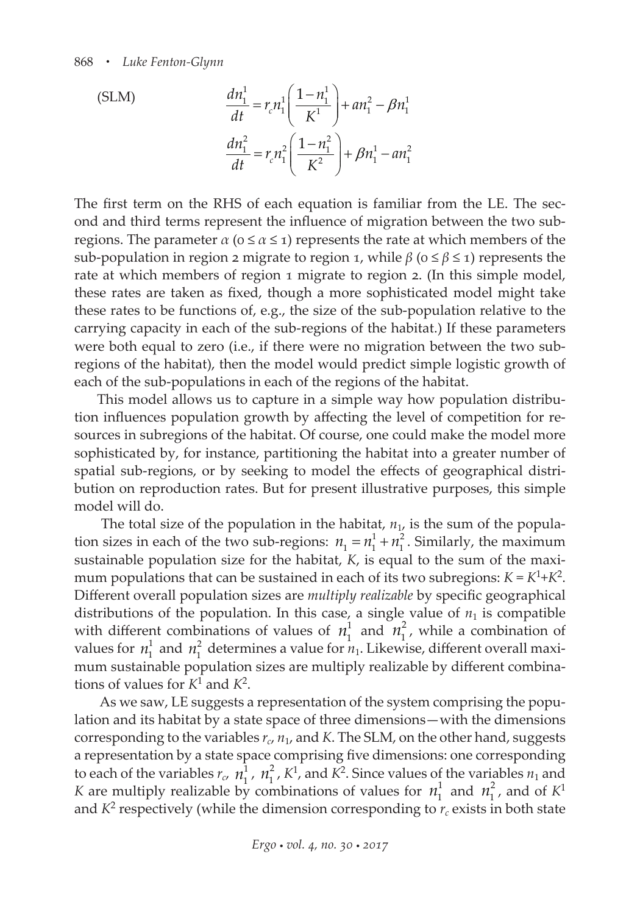(SLM)

$$\frac{dn_1^1}{dt} = r_c n_1^1 \left( \frac{1 - n_1^1}{K^1} \right) + a n_1^2 - \beta n_1^1$$

$$\frac{dn_1^2}{dt} = r_c n_1^2 \left( \frac{1 - n_1^2}{K^2} \right) + \beta n_1^1 - a n_1^2$$

The first term on the RHS of each equation is familiar from the LE. The second and third terms represent the influence of migration between the two subregions. The parameter $\alpha$ ($0 \leq \alpha \leq 1$) represents the rate at which members of the sub-population in region 2 migrate to region 1, while $\beta$ ($0 \leq \beta \leq 1$) represents the rate at which members of region 1 migrate to region 2. (In this simple model, these rates are taken as fixed, though a more sophisticated model might take these rates to be functions of, e.g., the size of the sub-population relative to the carrying capacity in each of the sub-regions of the habitat.) If these parameters were both equal to zero (i.e., if there were no migration between the two subregions of the habitat), then the model would predict simple logistic growth of each of the sub-populations in each of the regions of the habitat.

This model allows us to capture in a simple way how population distribution influences population growth by affecting the level of competition for resources in subregions of the habitat. Of course, one could make the model more sophisticated by, for instance, partitioning the habitat into a greater number of spatial sub-regions, or by seeking to model the effects of geographical distribution on reproduction rates. But for present illustrative purposes, this simple model will do.

The total size of the population in the habitat, $n_1$, is the sum of the population sizes in each of the two sub-regions: $n_1 = n_1^1 + n_1^2$. Similarly, the maximum sustainable population size for the habitat, $K$, is equal to the sum of the maximum populations that can be sustained in each of its two subregions: $K = K^1 + K^2$. Different overall population sizes are *multiply realizable* by specific geographical distributions of the population. In this case, a single value of $n_1$ is compatible with different combinations of values of $n_1^1$ and $n_1^2$, while a combination of values for $n_1^1$ and $n_1^2$ determines a value for $n_1$. Likewise, different overall maximum sustainable population sizes are multiply realizable by different combinations of values for $K^1$ and $K^2$.

As we saw, LE suggests a representation of the system comprising the population and its habitat by a state space of three dimensions—with the dimensions corresponding to the variables $r_c$, $n_1$, and $K$. The SLM, on the other hand, suggests a representation by a state space comprising five dimensions: one corresponding to each of the variables $r_c$, $n_1^1$, $n_1^2$, $K^1$, and $K^2$. Since values of the variables $n_1$ and $K$ are multiply realizable by combinations of values for $n_1^1$ and $n_1^2$, and of $K^1$ and $K^2$ respectively (while the dimension corresponding to $r_c$ exists in both state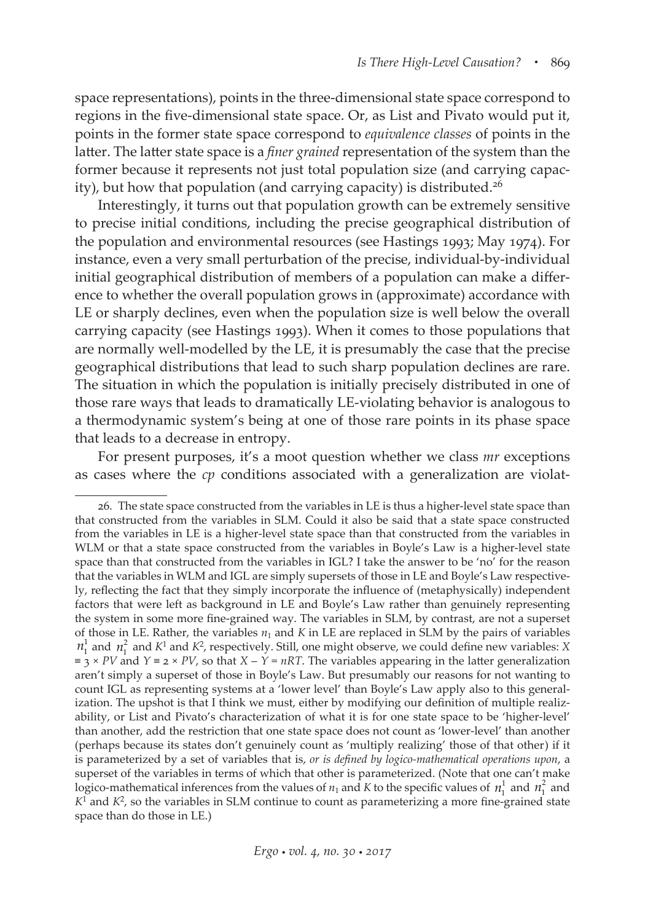space representations), points in the three-dimensional state space correspond to regions in the five-dimensional state space. Or, as List and Pivato would put it, points in the former state space correspond to *equivalence classes* of points in the latter. The latter state space is a *finer grained* representation of the system than the former because it represents not just total population size (and carrying capacity), but how that population (and carrying capacity) is distributed.[26]

Interestingly, it turns out that population growth can be extremely sensitive to precise initial conditions, including the precise geographical distribution of the population and environmental resources (see Hastings 1993; May 1974). For instance, even a very small perturbation of the precise, individual-by-individual initial geographical distribution of members of a population can make a difference to whether the overall population grows in (approximate) accordance with LE or sharply declines, even when the population size is well below the overall carrying capacity (see Hastings 1993). When it comes to those populations that are normally well-modelled by the LE, it is presumably the case that the precise geographical distributions that lead to such sharp population declines are rare. The situation in which the population is initially precisely distributed in one of those rare ways that leads to dramatically LE-violating behavior is analogous to a thermodynamic system's being at one of those rare points in its phase space that leads to a decrease in entropy.

For present purposes, it's a moot question whether we class *mr* exceptions as cases where the *cp* conditions associated with a generalization are violat-

---

26. The state space constructed from the variables in LE is thus a higher-level state space than that constructed from the variables in SLM. Could it also be said that a state space constructed from the variables in LE is a higher-level state space than that constructed from the variables in WLM or that a state space constructed from the variables in Boyle's Law is a higher-level state space than that constructed from the variables in IGL? I take the answer to be 'no' for the reason that the variables in WLM and IGL are simply supersets of those in LE and Boyle's Law respectively, reflecting the fact that they simply incorporate the influence of (metaphysically) independent factors that were left as background in LE and Boyle's Law rather than genuinely representing the system in some more fine-grained way. The variables in SLM, by contrast, are not a superset of those in LE. Rather, the variables $n_1$ and $K$ in LE are replaced in SLM by the pairs of variables $n_1^1$ and $n_1^2$ and $K^1$ and $K^2$, respectively. Still, one might observe, we could define new variables: $X \equiv 3 \times PV$ and $Y \equiv 2 \times PV$, so that $X - Y = nRT$. The variables appearing in the latter generalization aren't simply a superset of those in Boyle's Law. But presumably our reasons for not wanting to count IGL as representing systems at a 'lower level' than Boyle's Law apply also to this generalization. The upshot is that I think we must, either by modifying our definition of multiple realizability, or List and Pivato's characterization of what it is for one state space to be 'higher-level' than another, add the restriction that one state space does not count as 'lower-level' than another (perhaps because its states don't genuinely count as 'multiply realizing' those of that other) if it is parameterized by a set of variables that is, *or is defined by logico-mathematical operations upon*, a superset of the variables in terms of which that other is parameterized. (Note that one can't make logico-mathematical inferences from the values of $n_1$ and $K$ to the specific values of $n_1^1$ and $n_1^2$ and $K^1$ and $K^2$, so the variables in SLM continue to count as parameterizing a more fine-grained state space than do those in LE.)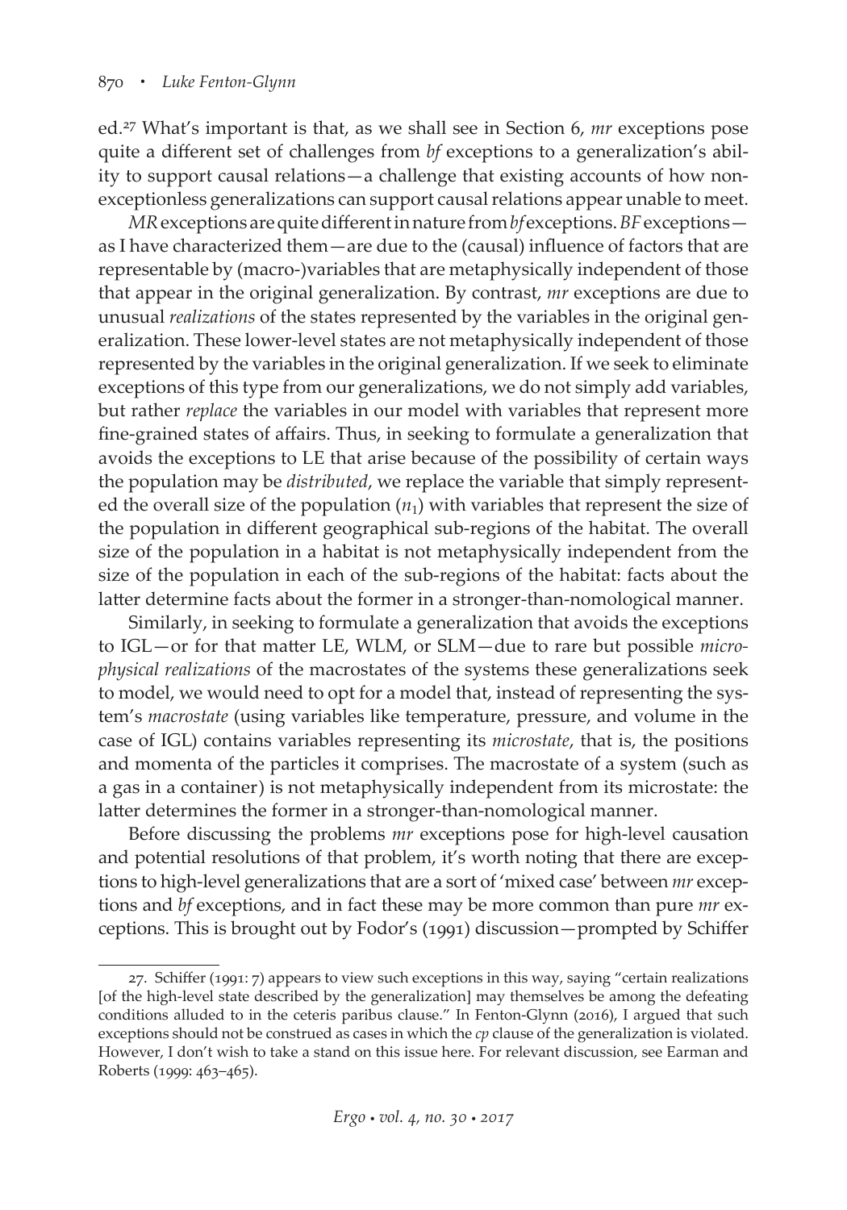ed.[27] What's important is that, as we shall see in Section 6, *mr* exceptions pose quite a different set of challenges from *bf* exceptions to a generalization's ability to support causal relations—a challenge that existing accounts of how non-exceptionless generalizations can support causal relations appear unable to meet.

*MR* exceptions are quite different in nature from *bf* exceptions. *BF* exceptions—as I have characterized them—are due to the (causal) influence of factors that are representable by (macro-)variables that are metaphysically independent of those that appear in the original generalization. By contrast, *mr* exceptions are due to unusual *realizations* of the states represented by the variables in the original generalization. These lower-level states are not metaphysically independent of those represented by the variables in the original generalization. If we seek to eliminate exceptions of this type from our generalizations, we do not simply add variables, but rather *replace* the variables in our model with variables that represent more fine-grained states of affairs. Thus, in seeking to formulate a generalization that avoids the exceptions to LE that arise because of the possibility of certain ways the population may be *distributed*, we replace the variable that simply represented the overall size of the population ($n_1$) with variables that represent the size of the population in different geographical sub-regions of the habitat. The overall size of the population in a habitat is not metaphysically independent from the size of the population in each of the sub-regions of the habitat: facts about the latter determine facts about the former in a stronger-than-nomological manner.

Similarly, in seeking to formulate a generalization that avoids the exceptions to IGL—or for that matter LE, WLM, or SLM—due to rare but possible *microphysical realizations* of the macrostates of the systems these generalizations seek to model, we would need to opt for a model that, instead of representing the system's *macrostate* (using variables like temperature, pressure, and volume in the case of IGL) contains variables representing its *microstate*, that is, the positions and momenta of the particles it comprises. The macrostate of a system (such as a gas in a container) is not metaphysically independent from its microstate: the latter determines the former in a stronger-than-nomological manner.

Before discussing the problems *mr* exceptions pose for high-level causation and potential resolutions of that problem, it's worth noting that there are exceptions to high-level generalizations that are a sort of 'mixed case' between *mr* exceptions and *bf* exceptions, and in fact these may be more common than pure *mr* exceptions. This is brought out by Fodor's (1991) discussion—prompted by Schiffer

27. Schiffer (1991: 7) appears to view such exceptions in this way, saying "certain realizations [of the high-level state described by the generalization] may themselves be among the defeating conditions alluded to in the ceteris paribus clause." In Fenton-Glynn (2016), I argued that such exceptions should not be construed as cases in which the *cp* clause of the generalization is violated. However, I don't wish to take a stand on this issue here. For relevant discussion, see Earman and Roberts (1999: 463–465).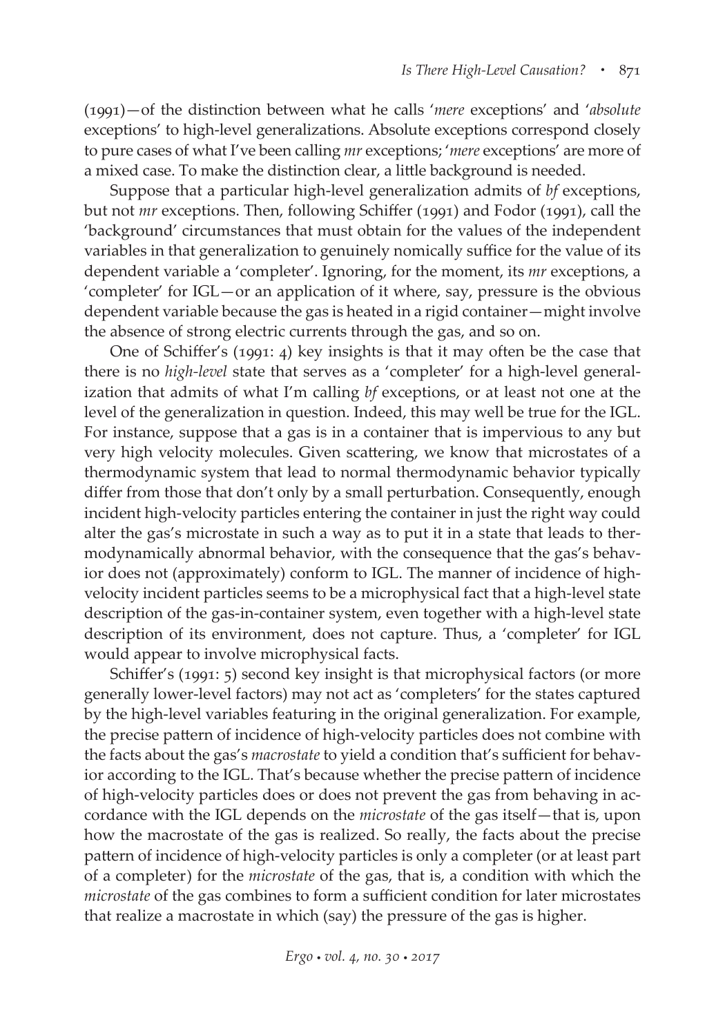(1991)—of the distinction between what he calls '*mere* exceptions' and '*absolute* exceptions' to high-level generalizations. Absolute exceptions correspond closely to pure cases of what I've been calling *mr* exceptions; '*mere* exceptions' are more of a mixed case. To make the distinction clear, a little background is needed.

Suppose that a particular high-level generalization admits of *bf* exceptions, but not *mr* exceptions. Then, following Schiffer (1991) and Fodor (1991), call the 'background' circumstances that must obtain for the values of the independent variables in that generalization to genuinely nomically suffice for the value of its dependent variable a 'completer'. Ignoring, for the moment, its *mr* exceptions, a 'completer' for IGL—or an application of it where, say, pressure is the obvious dependent variable because the gas is heated in a rigid container—might involve the absence of strong electric currents through the gas, and so on.

One of Schiffer's (1991: 4) key insights is that it may often be the case that there is no *high-level* state that serves as a 'completer' for a high-level generalization that admits of what I'm calling *bf* exceptions, or at least not one at the level of the generalization in question. Indeed, this may well be true for the IGL. For instance, suppose that a gas is in a container that is impervious to any but very high velocity molecules. Given scattering, we know that microstates of a thermodynamic system that lead to normal thermodynamic behavior typically differ from those that don't only by a small perturbation. Consequently, enough incident high-velocity particles entering the container in just the right way could alter the gas's microstate in such a way as to put it in a state that leads to thermodynamically abnormal behavior, with the consequence that the gas's behavior does not (approximately) conform to IGL. The manner of incidence of high-velocity incident particles seems to be a microphysical fact that a high-level state description of the gas-in-container system, even together with a high-level state description of its environment, does not capture. Thus, a 'completer' for IGL would appear to involve microphysical facts.

Schiffer's (1991: 5) second key insight is that microphysical factors (or more generally lower-level factors) may not act as 'completers' for the states captured by the high-level variables featuring in the original generalization. For example, the precise pattern of incidence of high-velocity particles does not combine with the facts about the gas's *macrostate* to yield a condition that's sufficient for behavior according to the IGL. That's because whether the precise pattern of incidence of high-velocity particles does or does not prevent the gas from behaving in accordance with the IGL depends on the *microstate* of the gas itself—that is, upon how the macrostate of the gas is realized. So really, the facts about the precise pattern of incidence of high-velocity particles is only a completer (or at least part of a completer) for the *microstate* of the gas, that is, a condition with which the *microstate* of the gas combines to form a sufficient condition for later microstates that realize a macrostate in which (say) the pressure of the gas is higher.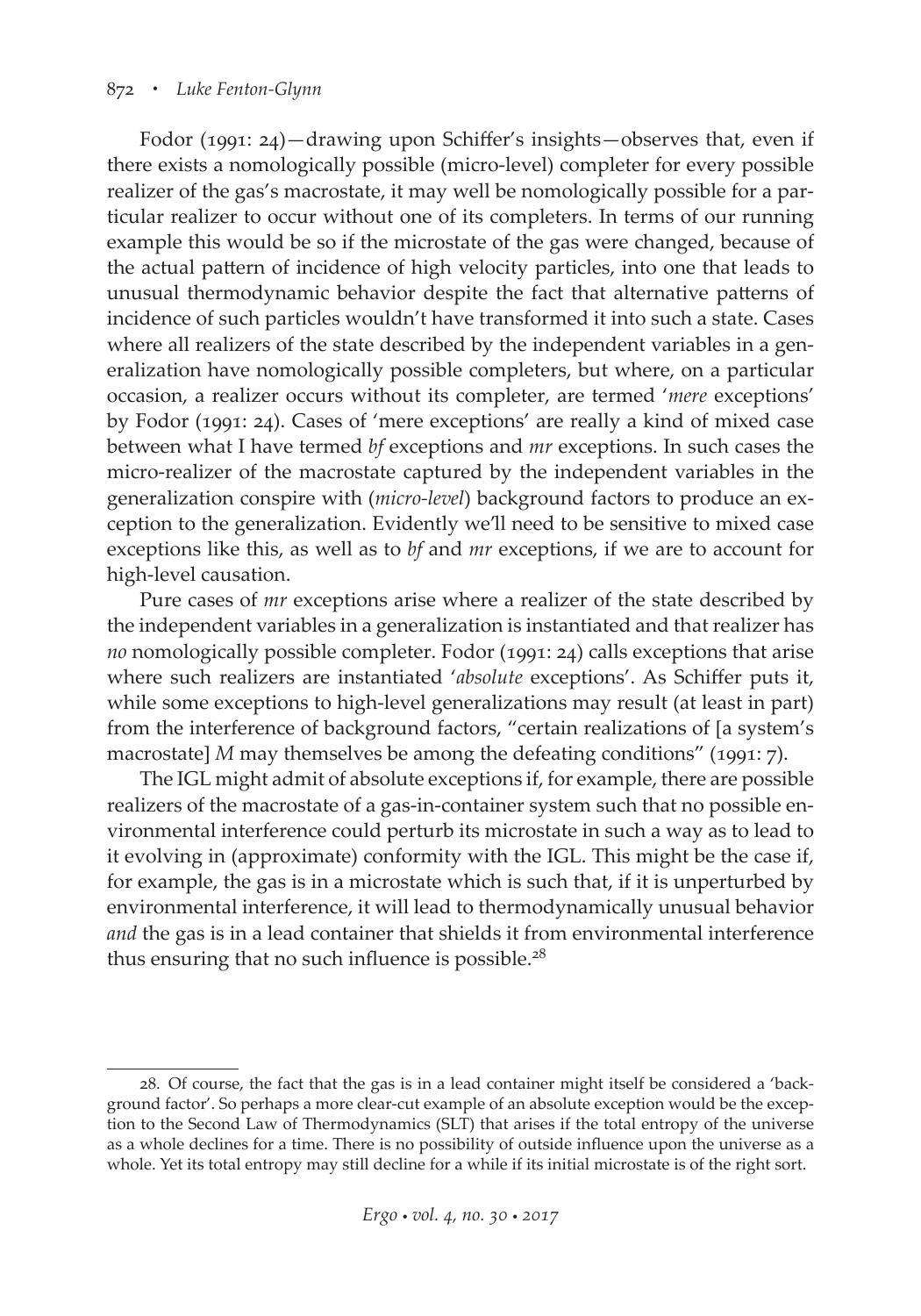Fodor (1991: 24)—drawing upon Schiffer's insights—observes that, even if there exists a nomologically possible (micro-level) completer for every possible realizer of the gas's macrostate, it may well be nomologically possible for a particular realizer to occur without one of its completers. In terms of our running example this would be so if the microstate of the gas were changed, because of the actual pattern of incidence of high velocity particles, into one that leads to unusual thermodynamic behavior despite the fact that alternative patterns of incidence of such particles wouldn't have transformed it into such a state. Cases where all realizers of the state described by the independent variables in a generalization have nomologically possible completers, but where, on a particular occasion, a realizer occurs without its completer, are termed '*mere* exceptions' by Fodor (1991: 24). Cases of 'mere exceptions' are really a kind of mixed case between what I have termed *bf* exceptions and *mr* exceptions. In such cases the micro-realizer of the macrostate captured by the independent variables in the generalization conspire with (*micro-level*) background factors to produce an exception to the generalization. Evidently we'll need to be sensitive to mixed case exceptions like this, as well as to *bf* and *mr* exceptions, if we are to account for high-level causation.

Pure cases of *mr* exceptions arise where a realizer of the state described by the independent variables in a generalization is instantiated and that realizer has *no* nomologically possible completer. Fodor (1991: 24) calls exceptions that arise where such realizers are instantiated '*absolute* exceptions'. As Schiffer puts it, while some exceptions to high-level generalizations may result (at least in part) from the interference of background factors, "certain realizations of [a system's macrostate] *M* may themselves be among the defeating conditions" (1991: 7).

The IGL might admit of absolute exceptions if, for example, there are possible realizers of the macrostate of a gas-in-container system such that no possible environmental interference could perturb its microstate in such a way as to lead to it evolving in (approximate) conformity with the IGL. This might be the case if, for example, the gas is in a microstate which is such that, if it is unperturbed by environmental interference, it will lead to thermodynamically unusual behavior *and* the gas is in a lead container that shields it from environmental interference thus ensuring that no such influence is possible.[28]

28. Of course, the fact that the gas is in a lead container might itself be considered a 'background factor'. So perhaps a more clear-cut example of an absolute exception would be the exception to the Second Law of Thermodynamics (SLT) that arises if the total entropy of the universe as a whole declines for a time. There is no possibility of outside influence upon the universe as a whole. Yet its total entropy may still decline for a while if its initial microstate is of the right sort.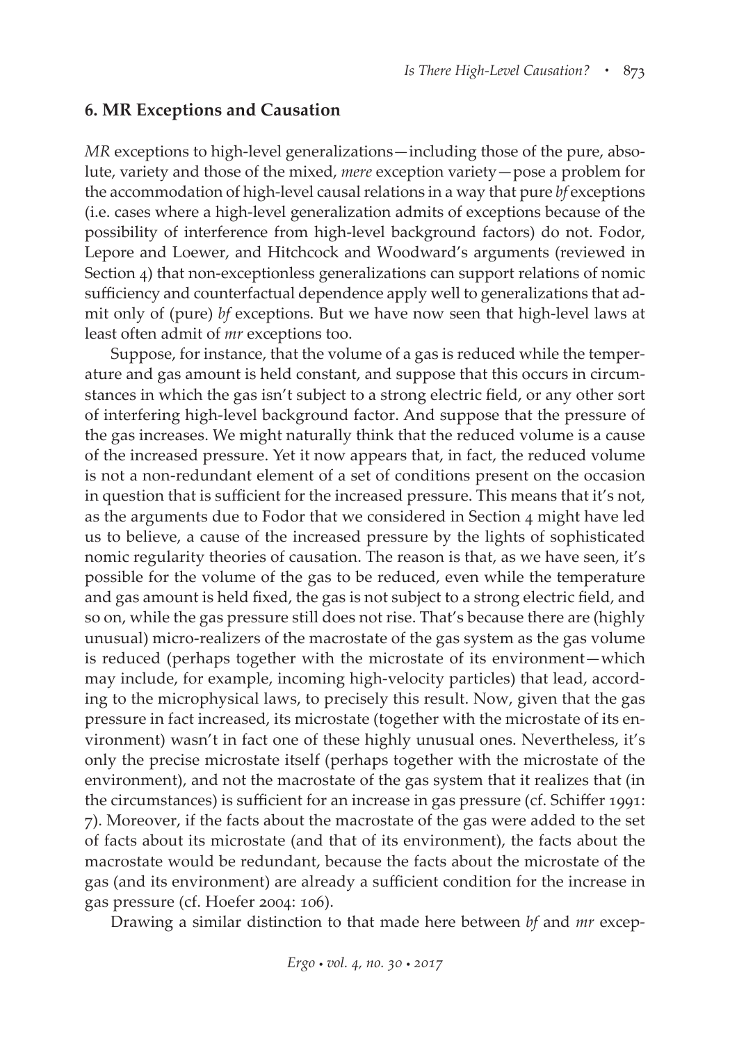## 6. MR Exceptions and Causation

*MR* exceptions to high-level generalizations—including those of the pure, absolute, variety and those of the mixed, *mere* exception variety—pose a problem for the accommodation of high-level causal relations in a way that pure *bf* exceptions (i.e. cases where a high-level generalization admits of exceptions because of the possibility of interference from high-level background factors) do not. Fodor, Lepore and Loewer, and Hitchcock and Woodward's arguments (reviewed in Section 4) that non-exceptionless generalizations can support relations of nomic sufficiency and counterfactual dependence apply well to generalizations that admit only of (pure) *bf* exceptions. But we have now seen that high-level laws at least often admit of *mr* exceptions too.

Suppose, for instance, that the volume of a gas is reduced while the temperature and gas amount is held constant, and suppose that this occurs in circumstances in which the gas isn't subject to a strong electric field, or any other sort of interfering high-level background factor. And suppose that the pressure of the gas increases. We might naturally think that the reduced volume is a cause of the increased pressure. Yet it now appears that, in fact, the reduced volume is not a non-redundant element of a set of conditions present on the occasion in question that is sufficient for the increased pressure. This means that it's not, as the arguments due to Fodor that we considered in Section 4 might have led us to believe, a cause of the increased pressure by the lights of sophisticated nomic regularity theories of causation. The reason is that, as we have seen, it's possible for the volume of the gas to be reduced, even while the temperature and gas amount is held fixed, the gas is not subject to a strong electric field, and so on, while the gas pressure still does not rise. That's because there are (highly unusual) micro-realizers of the macrostate of the gas system as the gas volume is reduced (perhaps together with the microstate of its environment—which may include, for example, incoming high-velocity particles) that lead, according to the microphysical laws, to precisely this result. Now, given that the gas pressure in fact increased, its microstate (together with the microstate of its environment) wasn't in fact one of these highly unusual ones. Nevertheless, it's only the precise microstate itself (perhaps together with the microstate of the environment), and not the macrostate of the gas system that it realizes that (in the circumstances) is sufficient for an increase in gas pressure (cf. Schiffer 1991: 7). Moreover, if the facts about the macrostate of the gas were added to the set of facts about its microstate (and that of its environment), the facts about the macrostate would be redundant, because the facts about the microstate of the gas (and its environment) are already a sufficient condition for the increase in gas pressure (cf. Hoefer 2004: 106).

Drawing a similar distinction to that made here between *bf* and *mr* excep-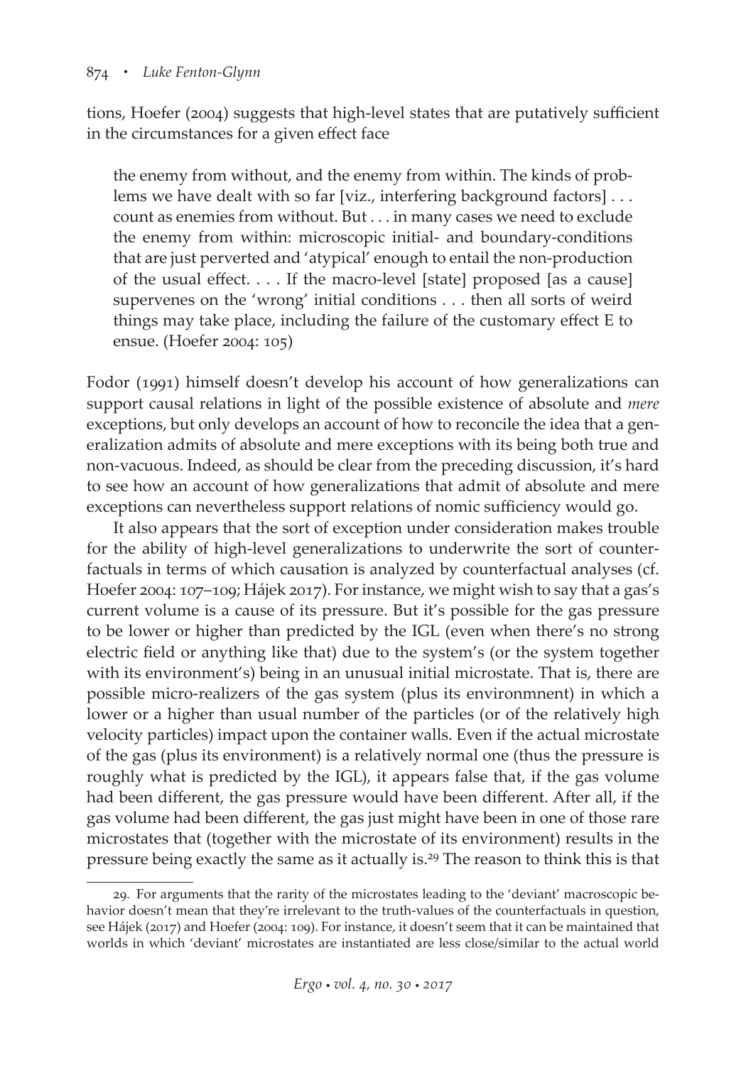tions, Hoefer (2004) suggests that high-level states that are putatively sufficient in the circumstances for a given effect face

> the enemy from without, and the enemy from within. The kinds of problems we have dealt with so far [viz., interfering background factors] . . . count as enemies from without. But . . . in many cases we need to exclude the enemy from within: microscopic initial- and boundary-conditions that are just perverted and 'atypical' enough to entail the non-production of the usual effect. . . . If the macro-level [state] proposed [as a cause] supervenes on the 'wrong' initial conditions . . . then all sorts of weird things may take place, including the failure of the customary effect E to ensue. (Hoefer 2004: 105)

Fodor (1991) himself doesn't develop his account of how generalizations can support causal relations in light of the possible existence of absolute and *mere* exceptions, but only develops an account of how to reconcile the idea that a generalization admits of absolute and mere exceptions with its being both true and non-vacuous. Indeed, as should be clear from the preceding discussion, it's hard to see how an account of how generalizations that admit of absolute and mere exceptions can nevertheless support relations of nomic sufficiency would go.

It also appears that the sort of exception under consideration makes trouble for the ability of high-level generalizations to underwrite the sort of counterfactuals in terms of which causation is analyzed by counterfactual analyses (cf. Hoefer 2004: 107–109; Hájek 2017). For instance, we might wish to say that a gas's current volume is a cause of its pressure. But it's possible for the gas pressure to be lower or higher than predicted by the IGL (even when there's no strong electric field or anything like that) due to the system's (or the system together with its environment's) being in an unusual initial microstate. That is, there are possible micro-realizers of the gas system (plus its environmnent) in which a lower or a higher than usual number of the particles (or of the relatively high velocity particles) impact upon the container walls. Even if the actual microstate of the gas (plus its environment) is a relatively normal one (thus the pressure is roughly what is predicted by the IGL), it appears false that, if the gas volume had been different, the gas pressure would have been different. After all, if the gas volume had been different, the gas just might have been in one of those rare microstates that (together with the microstate of its environment) results in the pressure being exactly the same as it actually is.[29] The reason to think this is that

29. For arguments that the rarity of the microstates leading to the 'deviant' macroscopic behavior doesn't mean that they're irrelevant to the truth-values of the counterfactuals in question, see Hájek (2017) and Hoefer (2004: 109). For instance, it doesn't seem that it can be maintained that worlds in which 'deviant' microstates are instantiated are less close/similar to the actual world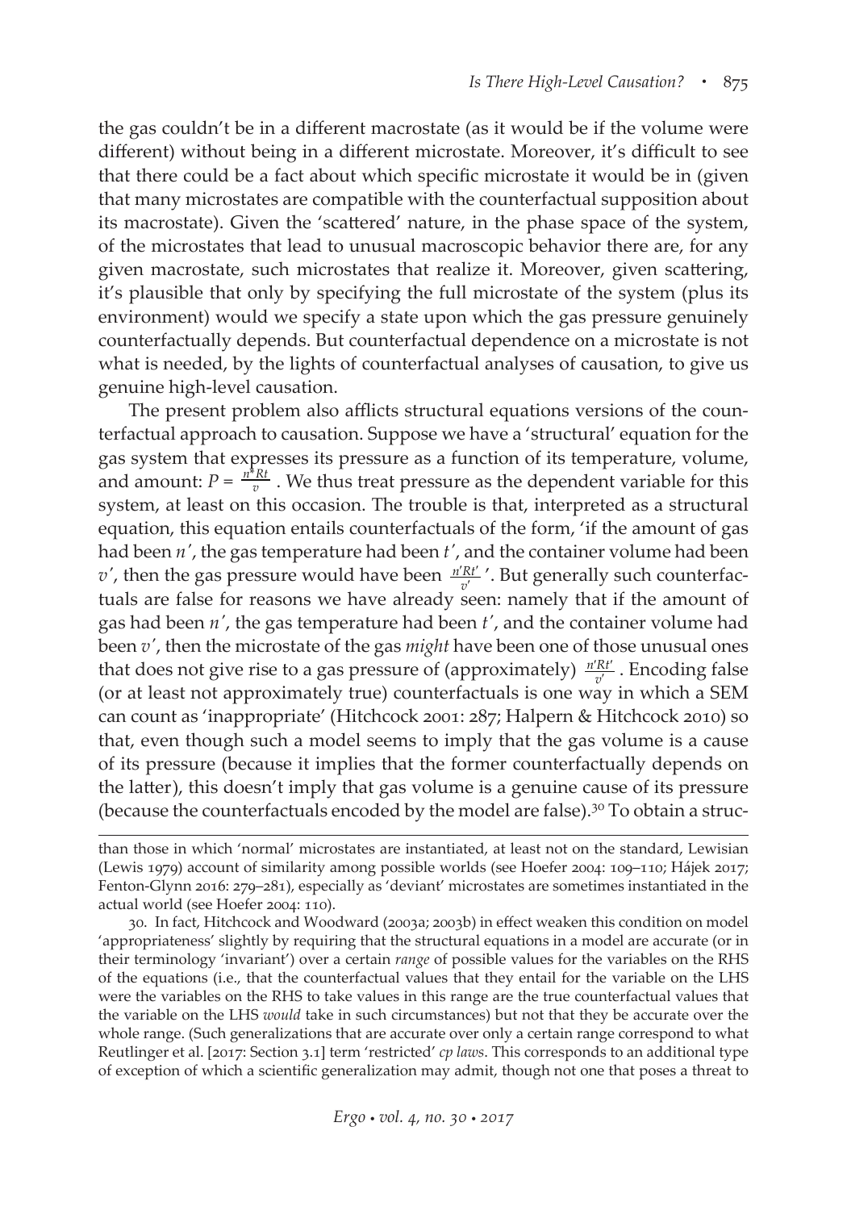the gas couldn't be in a different macrostate (as it would be if the volume were different) without being in a different microstate. Moreover, it's difficult to see that there could be a fact about which specific microstate it would be in (given that many microstates are compatible with the counterfactual supposition about its macrostate). Given the 'scattered' nature, in the phase space of the system, of the microstates that lead to unusual macroscopic behavior there are, for any given macrostate, such microstates that realize it. Moreover, given scattering, it's plausible that only by specifying the full microstate of the system (plus its environment) would we specify a state upon which the gas pressure genuinely counterfactually depends. But counterfactual dependence on a microstate is not what is needed, by the lights of counterfactual analyses of causation, to give us genuine high-level causation.

The present problem also afflicts structural equations versions of the counterfactual approach to causation. Suppose we have a 'structural' equation for the gas system that expresses its pressure as a function of its temperature, volume, and amount: $P = \frac{n^{*}Rt}{v}$. We thus treat pressure as the dependent variable for this system, at least on this occasion. The trouble is that, interpreted as a structural equation, this equation entails counterfactuals of the form, 'if the amount of gas had been $n'$, the gas temperature had been $t'$, and the container volume had been $v'$, then the gas pressure would have been $\frac{n'Rt'}{v'}$'. But generally such counterfactuals are false for reasons we have already seen: namely that if the amount of gas had been $n'$, the gas temperature had been $t'$, and the container volume had been $v'$, then the microstate of the gas *might* have been one of those unusual ones that does not give rise to a gas pressure of (approximately) $\frac{n'Rt'}{v'}$. Encoding false (or at least not approximately true) counterfactuals is one way in which a SEM can count as 'inappropriate' (Hitchcock 2001: 287; Halpern & Hitchcock 2010) so that, even though such a model seems to imply that the gas volume is a cause of its pressure (because it implies that the former counterfactually depends on the latter), this doesn't imply that gas volume is a genuine cause of its pressure (because the counterfactuals encoded by the model are false).[30] To obtain a struc-

than those in which 'normal' microstates are instantiated, at least not on the standard, Lewisian (Lewis 1979) account of similarity among possible worlds (see Hoefer 2004: 109–110; Hájek 2017; Fenton-Glynn 2016: 279–281), especially as 'deviant' microstates are sometimes instantiated in the actual world (see Hoefer 2004: 110).

30. In fact, Hitchcock and Woodward (2003a; 2003b) in effect weaken this condition on model 'appropriateness' slightly by requiring that the structural equations in a model are accurate (or in their terminology 'invariant') over a certain *range* of possible values for the variables on the RHS of the equations (i.e., that the counterfactual values that they entail for the variable on the LHS were the variables on the RHS to take values in this range are the true counterfactual values that the variable on the LHS *would* take in such circumstances) but not that they be accurate over the whole range. (Such generalizations that are accurate over only a certain range correspond to what Reutlinger et al. [2017: Section 3.1] term 'restricted' *cp laws*. This corresponds to an additional type of exception of which a scientific generalization may admit, though not one that poses a threat to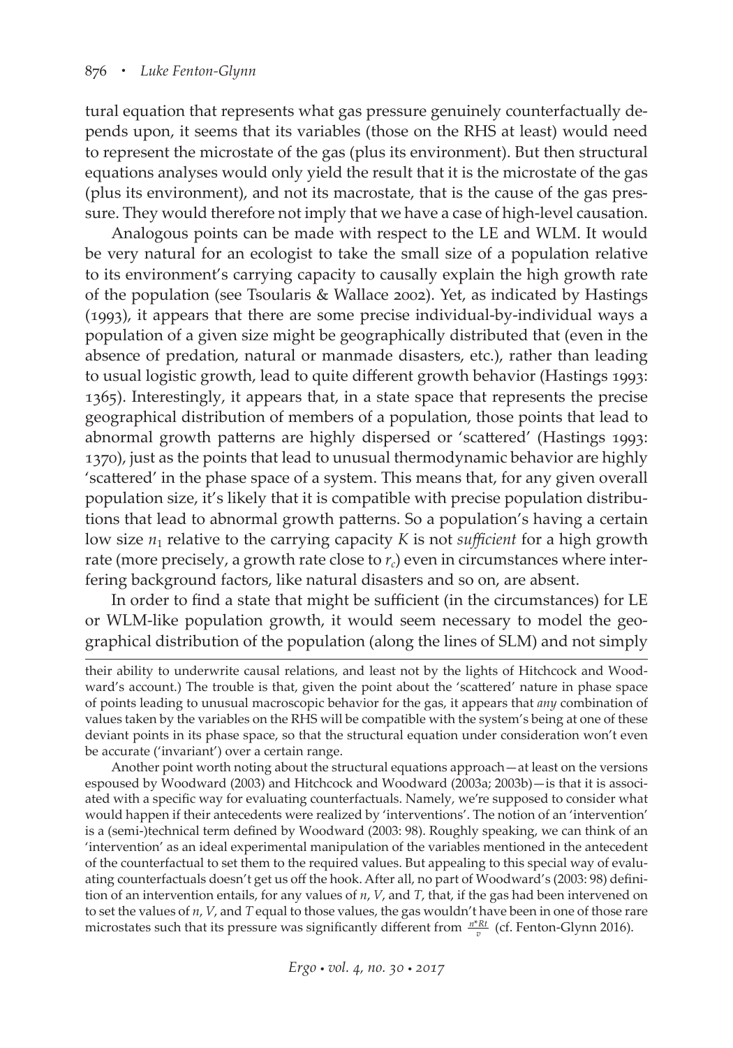tural equation that represents what gas pressure genuinely counterfactually depends upon, it seems that its variables (those on the RHS at least) would need to represent the microstate of the gas (plus its environment). But then structural equations analyses would only yield the result that it is the microstate of the gas (plus its environment), and not its macrostate, that is the cause of the gas pressure. They would therefore not imply that we have a case of high-level causation.

Analogous points can be made with respect to the LE and WLM. It would be very natural for an ecologist to take the small size of a population relative to its environment's carrying capacity to causally explain the high growth rate of the population (see Tsoularis & Wallace 2002). Yet, as indicated by Hastings (1993), it appears that there are some precise individual-by-individual ways a population of a given size might be geographically distributed that (even in the absence of predation, natural or manmade disasters, etc.), rather than leading to usual logistic growth, lead to quite different growth behavior (Hastings 1993: 1365). Interestingly, it appears that, in a state space that represents the precise geographical distribution of members of a population, those points that lead to abnormal growth patterns are highly dispersed or 'scattered' (Hastings 1993: 1370), just as the points that lead to unusual thermodynamic behavior are highly 'scattered' in the phase space of a system. This means that, for any given overall population size, it's likely that it is compatible with precise population distributions that lead to abnormal growth patterns. So a population's having a certain low size $n_1$ relative to the carrying capacity $K$ is not *sufficient* for a high growth rate (more precisely, a growth rate close to $r_c$) even in circumstances where interfering background factors, like natural disasters and so on, are absent.

In order to find a state that might be sufficient (in the circumstances) for LE or WLM-like population growth, it would seem necessary to model the geographical distribution of the population (along the lines of SLM) and not simply

---

their ability to underwrite causal relations, and least not by the lights of Hitchcock and Woodward's account.) The trouble is that, given the point about the 'scattered' nature in phase space of points leading to unusual macroscopic behavior for the gas, it appears that *any* combination of values taken by the variables on the RHS will be compatible with the system's being at one of these deviant points in its phase space, so that the structural equation under consideration won't even be accurate ('invariant') over a certain range.

Another point worth noting about the structural equations approach—at least on the versions espoused by Woodward (2003) and Hitchcock and Woodward (2003a; 2003b)—is that it is associated with a specific way for evaluating counterfactuals. Namely, we're supposed to consider what would happen if their antecedents were realized by 'interventions'. The notion of an 'intervention' is a (semi-)technical term defined by Woodward (2003: 98). Roughly speaking, we can think of an 'intervention' as an ideal experimental manipulation of the variables mentioned in the antecedent of the counterfactual to set them to the required values. But appealing to this special way of evaluating counterfactuals doesn't get us off the hook. After all, no part of Woodward's (2003: 98) definition of an intervention entails, for any values of $n$, $V$, and $T$, that, if the gas had been intervened on to set the values of $n$, $V$, and $T$ equal to those values, the gas wouldn't have been in one of those rare microstates such that its pressure was significantly different from $\frac{n^*Rt}{v}$ (cf. Fenton-Glynn 2016).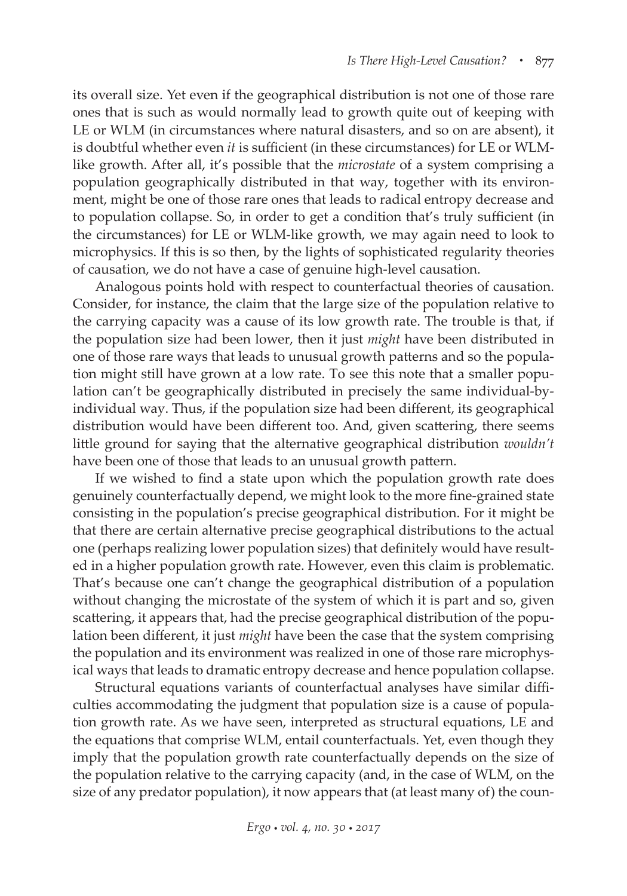its overall size. Yet even if the geographical distribution is not one of those rare ones that is such as would normally lead to growth quite out of keeping with LE or WLM (in circumstances where natural disasters, and so on are absent), it is doubtful whether even *it* is sufficient (in these circumstances) for LE or WLM-like growth. After all, it's possible that the *microstate* of a system comprising a population geographically distributed in that way, together with its environment, might be one of those rare ones that leads to radical entropy decrease and to population collapse. So, in order to get a condition that's truly sufficient (in the circumstances) for LE or WLM-like growth, we may again need to look to microphysics. If this is so then, by the lights of sophisticated regularity theories of causation, we do not have a case of genuine high-level causation.

Analogous points hold with respect to counterfactual theories of causation. Consider, for instance, the claim that the large size of the population relative to the carrying capacity was a cause of its low growth rate. The trouble is that, if the population size had been lower, then it just *might* have been distributed in one of those rare ways that leads to unusual growth patterns and so the population might still have grown at a low rate. To see this note that a smaller population can't be geographically distributed in precisely the same individual-by-individual way. Thus, if the population size had been different, its geographical distribution would have been different too. And, given scattering, there seems little ground for saying that the alternative geographical distribution *wouldn't* have been one of those that leads to an unusual growth pattern.

If we wished to find a state upon which the population growth rate does genuinely counterfactually depend, we might look to the more fine-grained state consisting in the population's precise geographical distribution. For it might be that there are certain alternative precise geographical distributions to the actual one (perhaps realizing lower population sizes) that definitely would have resulted in a higher population growth rate. However, even this claim is problematic. That's because one can't change the geographical distribution of a population without changing the microstate of the system of which it is part and so, given scattering, it appears that, had the precise geographical distribution of the population been different, it just *might* have been the case that the system comprising the population and its environment was realized in one of those rare microphysical ways that leads to dramatic entropy decrease and hence population collapse.

Structural equations variants of counterfactual analyses have similar difficulties accommodating the judgment that population size is a cause of population growth rate. As we have seen, interpreted as structural equations, LE and the equations that comprise WLM, entail counterfactuals. Yet, even though they imply that the population growth rate counterfactually depends on the size of the population relative to the carrying capacity (and, in the case of WLM, on the size of any predator population), it now appears that (at least many of) the coun-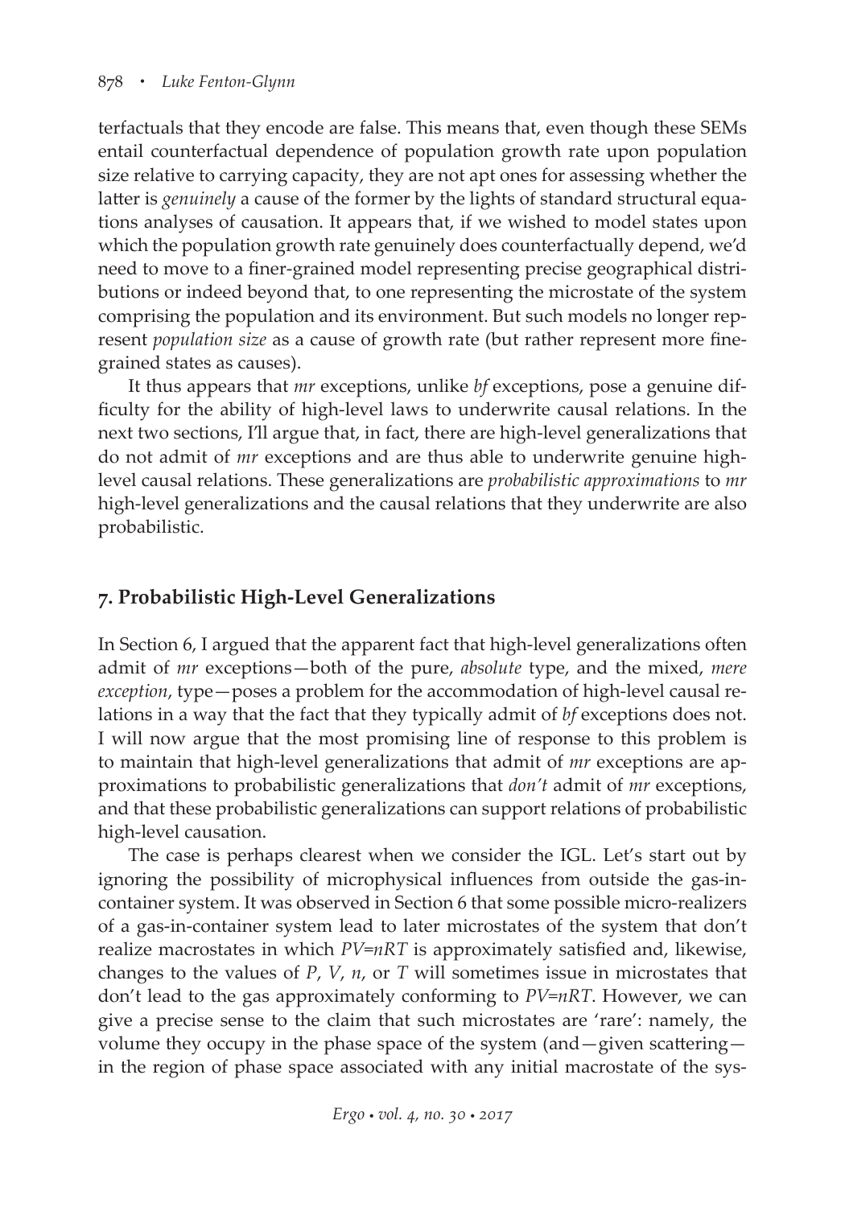terfactuals that they encode are false. This means that, even though these SEMs entail counterfactual dependence of population growth rate upon population size relative to carrying capacity, they are not apt ones for assessing whether the latter is *genuinely* a cause of the former by the lights of standard structural equations analyses of causation. It appears that, if we wished to model states upon which the population growth rate genuinely does counterfactually depend, we'd need to move to a finer-grained model representing precise geographical distributions or indeed beyond that, to one representing the microstate of the system comprising the population and its environment. But such models no longer represent *population size* as a cause of growth rate (but rather represent more fine-grained states as causes).

It thus appears that *mr* exceptions, unlike *bf* exceptions, pose a genuine difficulty for the ability of high-level laws to underwrite causal relations. In the next two sections, I'll argue that, in fact, there are high-level generalizations that do not admit of *mr* exceptions and are thus able to underwrite genuine high-level causal relations. These generalizations are *probabilistic approximations* to *mr* high-level generalizations and the causal relations that they underwrite are also probabilistic.

## 7. Probabilistic High-Level Generalizations

In Section 6, I argued that the apparent fact that high-level generalizations often admit of *mr* exceptions—both of the pure, *absolute* type, and the mixed, *mere exception*, type—poses a problem for the accommodation of high-level causal relations in a way that the fact that they typically admit of *bf* exceptions does not. I will now argue that the most promising line of response to this problem is to maintain that high-level generalizations that admit of *mr* exceptions are approximations to probabilistic generalizations that *don't* admit of *mr* exceptions, and that these probabilistic generalizations can support relations of probabilistic high-level causation.

The case is perhaps clearest when we consider the IGL. Let's start out by ignoring the possibility of microphysical influences from outside the gas-in-container system. It was observed in Section 6 that some possible micro-realizers of a gas-in-container system lead to later microstates of the system that don't realize macrostates in which $PV=nRT$ is approximately satisfied and, likewise, changes to the values of $P$, $V$, $n$, or $T$ will sometimes issue in microstates that don't lead to the gas approximately conforming to $PV=nRT$. However, we can give a precise sense to the claim that such microstates are 'rare': namely, the volume they occupy in the phase space of the system (and—given scattering—in the region of phase space associated with any initial macrostate of the sys-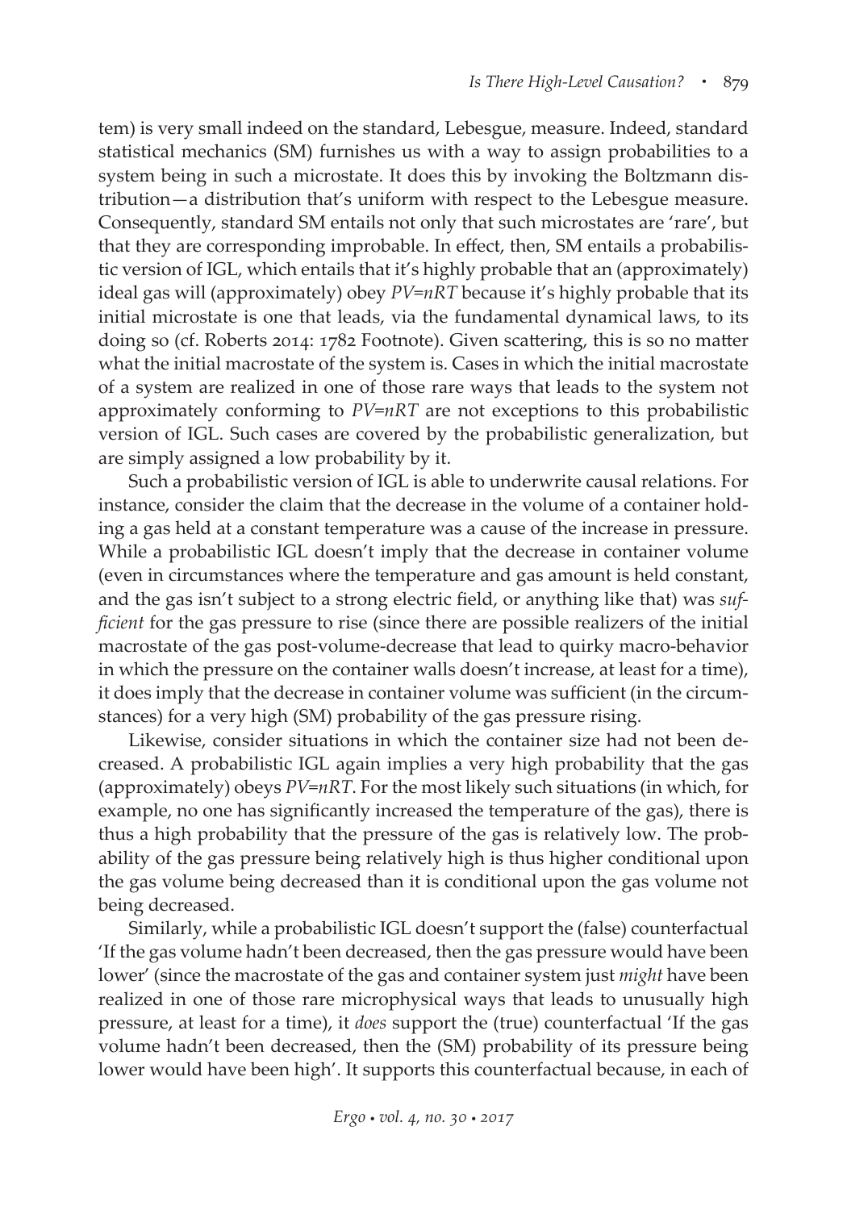tem) is very small indeed on the standard, Lebesgue, measure. Indeed, standard statistical mechanics (SM) furnishes us with a way to assign probabilities to a system being in such a microstate. It does this by invoking the Boltzmann distribution—a distribution that's uniform with respect to the Lebesgue measure. Consequently, standard SM entails not only that such microstates are 'rare', but that they are corresponding improbable. In effect, then, SM entails a probabilistic version of IGL, which entails that it's highly probable that an (approximately) ideal gas will (approximately) obey $PV=nRT$ because it's highly probable that its initial microstate is one that leads, via the fundamental dynamical laws, to its doing so (cf. Roberts 2014: 1782 Footnote). Given scattering, this is so no matter what the initial macrostate of the system is. Cases in which the initial macrostate of a system are realized in one of those rare ways that leads to the system not approximately conforming to $PV=nRT$ are not exceptions to this probabilistic version of IGL. Such cases are covered by the probabilistic generalization, but are simply assigned a low probability by it.

Such a probabilistic version of IGL is able to underwrite causal relations. For instance, consider the claim that the decrease in the volume of a container holding a gas held at a constant temperature was a cause of the increase in pressure. While a probabilistic IGL doesn't imply that the decrease in container volume (even in circumstances where the temperature and gas amount is held constant, and the gas isn't subject to a strong electric field, or anything like that) was *sufficient* for the gas pressure to rise (since there are possible realizers of the initial macrostate of the gas post-volume-decrease that lead to quirky macro-behavior in which the pressure on the container walls doesn't increase, at least for a time), it does imply that the decrease in container volume was sufficient (in the circumstances) for a very high (SM) probability of the gas pressure rising.

Likewise, consider situations in which the container size had not been decreased. A probabilistic IGL again implies a very high probability that the gas (approximately) obeys $PV=nRT$. For the most likely such situations (in which, for example, no one has significantly increased the temperature of the gas), there is thus a high probability that the pressure of the gas is relatively low. The probability of the gas pressure being relatively high is thus higher conditional upon the gas volume being decreased than it is conditional upon the gas volume not being decreased.

Similarly, while a probabilistic IGL doesn't support the (false) counterfactual 'If the gas volume hadn't been decreased, then the gas pressure would have been lower' (since the macrostate of the gas and container system just *might* have been realized in one of those rare microphysical ways that leads to unusually high pressure, at least for a time), it *does* support the (true) counterfactual 'If the gas volume hadn't been decreased, then the (SM) probability of its pressure being lower would have been high'. It supports this counterfactual because, in each of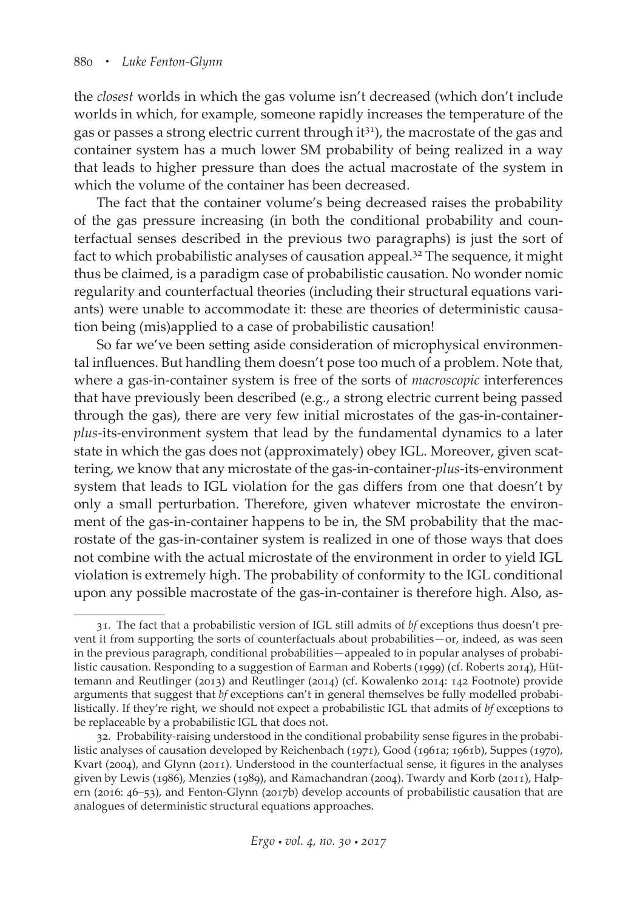the *closest* worlds in which the gas volume isn't decreased (which don't include worlds in which, for example, someone rapidly increases the temperature of the gas or passes a strong electric current through it[31]), the macrostate of the gas and container system has a much lower SM probability of being realized in a way that leads to higher pressure than does the actual macrostate of the system in which the volume of the container has been decreased.

The fact that the container volume's being decreased raises the probability of the gas pressure increasing (in both the conditional probability and counterfactual senses described in the previous two paragraphs) is just the sort of fact to which probabilistic analyses of causation appeal.[32] The sequence, it might thus be claimed, is a paradigm case of probabilistic causation. No wonder nomic regularity and counterfactual theories (including their structural equations variants) were unable to accommodate it: these are theories of deterministic causation being (mis)applied to a case of probabilistic causation!

So far we've been setting aside consideration of microphysical environmental influences. But handling them doesn't pose too much of a problem. Note that, where a gas-in-container system is free of the sorts of *macroscopic* interferences that have previously been described (e.g., a strong electric current being passed through the gas), there are very few initial microstates of the gas-in-container-*plus*-its-environment system that lead by the fundamental dynamics to a later state in which the gas does not (approximately) obey IGL. Moreover, given scattering, we know that any microstate of the gas-in-container-*plus*-its-environment system that leads to IGL violation for the gas differs from one that doesn't by only a small perturbation. Therefore, given whatever microstate the environment of the gas-in-container happens to be in, the SM probability that the macrostate of the gas-in-container system is realized in one of those ways that does not combine with the actual microstate of the environment in order to yield IGL violation is extremely high. The probability of conformity to the IGL conditional upon any possible macrostate of the gas-in-container is therefore high. Also, as-

---

31. The fact that a probabilistic version of IGL still admits of *bf* exceptions thus doesn't prevent it from supporting the sorts of counterfactuals about probabilities—or, indeed, as was seen in the previous paragraph, conditional probabilities—appealed to in popular analyses of probabilistic causation. Responding to a suggestion of Earman and Roberts (1999) (cf. Roberts 2014), Hüttemann and Reutlinger (2013) and Reutlinger (2014) (cf. Kowalenko 2014: 142 Footnote) provide arguments that suggest that *bf* exceptions can't in general themselves be fully modelled probabilistically. If they're right, we should not expect a probabilistic IGL that admits of *bf* exceptions to be replaceable by a probabilistic IGL that does not.

32. Probability-raising understood in the conditional probability sense figures in the probabilistic analyses of causation developed by Reichenbach (1971), Good (1961a; 1961b), Suppes (1970), Kvart (2004), and Glynn (2011). Understood in the counterfactual sense, it figures in the analyses given by Lewis (1986), Menzies (1989), and Ramachandran (2004). Twardy and Korb (2011), Halpern (2016: 46–53), and Fenton-Glynn (2017b) develop accounts of probabilistic causation that are analogues of deterministic structural equations approaches.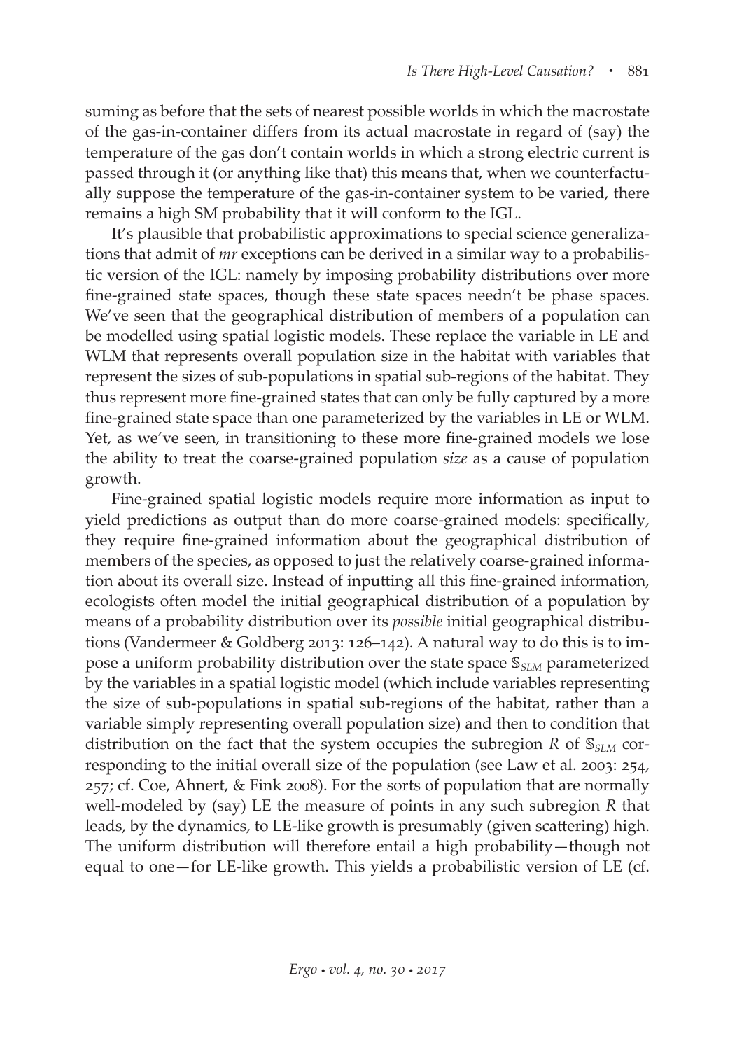suming as before that the sets of nearest possible worlds in which the macrostate of the gas-in-container differs from its actual macrostate in regard of (say) the temperature of the gas don't contain worlds in which a strong electric current is passed through it (or anything like that) this means that, when we counterfactually suppose the temperature of the gas-in-container system to be varied, there remains a high SM probability that it will conform to the IGL.

It's plausible that probabilistic approximations to special science generalizations that admit of *mr* exceptions can be derived in a similar way to a probabilistic version of the IGL: namely by imposing probability distributions over more fine-grained state spaces, though these state spaces needn't be phase spaces. We've seen that the geographical distribution of members of a population can be modelled using spatial logistic models. These replace the variable in LE and WLM that represents overall population size in the habitat with variables that represent the sizes of sub-populations in spatial sub-regions of the habitat. They thus represent more fine-grained states that can only be fully captured by a more fine-grained state space than one parameterized by the variables in LE or WLM. Yet, as we've seen, in transitioning to these more fine-grained models we lose the ability to treat the coarse-grained population *size* as a cause of population growth.

Fine-grained spatial logistic models require more information as input to yield predictions as output than do more coarse-grained models: specifically, they require fine-grained information about the geographical distribution of members of the species, as opposed to just the relatively coarse-grained information about its overall size. Instead of inputting all this fine-grained information, ecologists often model the initial geographical distribution of a population by means of a probability distribution over its *possible* initial geographical distributions (Vandermeer & Goldberg 2013: 126–142). A natural way to do this is to impose a uniform probability distribution over the state space $\mathbb{S}_{SLM}$ parameterized by the variables in a spatial logistic model (which include variables representing the size of sub-populations in spatial sub-regions of the habitat, rather than a variable simply representing overall population size) and then to condition that distribution on the fact that the system occupies the subregion $R$ of $\mathbb{S}_{SLM}$ corresponding to the initial overall size of the population (see Law et al. 2003: 254, 257; cf. Coe, Ahnert, & Fink 2008). For the sorts of population that are normally well-modeled by (say) LE the measure of points in any such subregion $R$ that leads, by the dynamics, to LE-like growth is presumably (given scattering) high. The uniform distribution will therefore entail a high probability—though not equal to one—for LE-like growth. This yields a probabilistic version of LE (cf.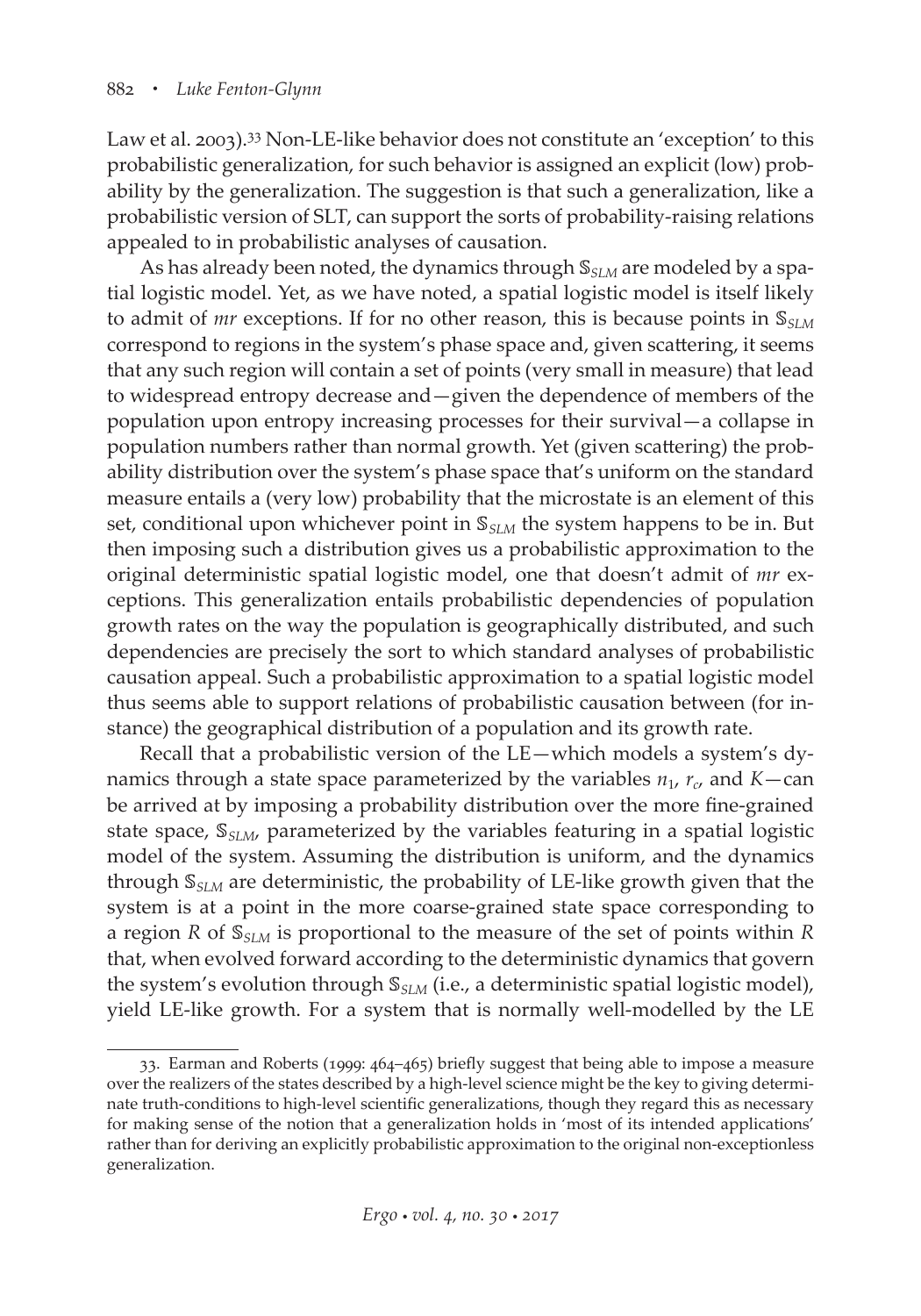Law et al. 2003).[33] Non-LE-like behavior does not constitute an 'exception' to this probabilistic generalization, for such behavior is assigned an explicit (low) probability by the generalization. The suggestion is that such a generalization, like a probabilistic version of SLT, can support the sorts of probability-raising relations appealed to in probabilistic analyses of causation.

As has already been noted, the dynamics through $\mathbb{S}_{SLM}$ are modeled by a spatial logistic model. Yet, as we have noted, a spatial logistic model is itself likely to admit of *mr* exceptions. If for no other reason, this is because points in $\mathbb{S}_{SLM}$ correspond to regions in the system's phase space and, given scattering, it seems that any such region will contain a set of points (very small in measure) that lead to widespread entropy decrease and—given the dependence of members of the population upon entropy increasing processes for their survival—a collapse in population numbers rather than normal growth. Yet (given scattering) the probability distribution over the system's phase space that's uniform on the standard measure entails a (very low) probability that the microstate is an element of this set, conditional upon whichever point in $\mathbb{S}_{SLM}$ the system happens to be in. But then imposing such a distribution gives us a probabilistic approximation to the original deterministic spatial logistic model, one that doesn't admit of *mr* exceptions. This generalization entails probabilistic dependencies of population growth rates on the way the population is geographically distributed, and such dependencies are precisely the sort to which standard analyses of probabilistic causation appeal. Such a probabilistic approximation to a spatial logistic model thus seems able to support relations of probabilistic causation between (for instance) the geographical distribution of a population and its growth rate.

Recall that a probabilistic version of the LE—which models a system's dynamics through a state space parameterized by the variables $n_1$, $r_c$, and $K$—can be arrived at by imposing a probability distribution over the more fine-grained state space, $\mathbb{S}_{SLM}$, parameterized by the variables featuring in a spatial logistic model of the system. Assuming the distribution is uniform, and the dynamics through $\mathbb{S}_{SLM}$ are deterministic, the probability of LE-like growth given that the system is at a point in the more coarse-grained state space corresponding to a region $R$ of $\mathbb{S}_{SLM}$ is proportional to the measure of the set of points within $R$ that, when evolved forward according to the deterministic dynamics that govern the system's evolution through $\mathbb{S}_{SLM}$ (i.e., a deterministic spatial logistic model), yield LE-like growth. For a system that is normally well-modelled by the LE

---

33. Earman and Roberts (1999: 464–465) briefly suggest that being able to impose a measure over the realizers of the states described by a high-level science might be the key to giving determinate truth-conditions to high-level scientific generalizations, though they regard this as necessary for making sense of the notion that a generalization holds in 'most of its intended applications' rather than for deriving an explicitly probabilistic approximation to the original non-exceptionless generalization.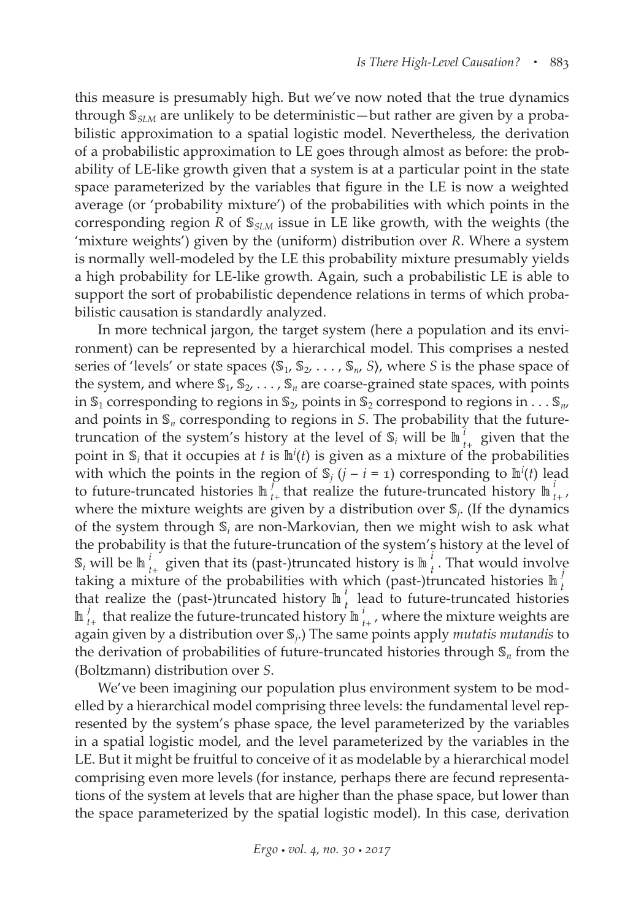this measure is presumably high. But we've now noted that the true dynamics through $\mathbb{S}_{SLM}$ are unlikely to be deterministic—but rather are given by a probabilistic approximation to a spatial logistic model. Nevertheless, the derivation of a probabilistic approximation to LE goes through almost as before: the probability of LE-like growth given that a system is at a particular point in the state space parameterized by the variables that figure in the LE is now a weighted average (or 'probability mixture') of the probabilities with which points in the corresponding region $R$ of $\mathbb{S}_{SLM}$ issue in LE like growth, with the weights (the 'mixture weights') given by the (uniform) distribution over $R$. Where a system is normally well-modeled by the LE this probability mixture presumably yields a high probability for LE-like growth. Again, such a probabilistic LE is able to support the sort of probabilistic dependence relations in terms of which probabilistic causation is standardly analyzed.

In more technical jargon, the target system (here a population and its environment) can be represented by a hierarchical model. This comprises a nested series of 'levels' or state spaces $\langle \mathbb{S}_1, \mathbb{S}_2, \ldots, \mathbb{S}_n, S \rangle$, where $S$ is the phase space of the system, and where $\mathbb{S}_1, \mathbb{S}_2, \ldots, \mathbb{S}_n$ are coarse-grained state spaces, with points in $\mathbb{S}_1$ corresponding to regions in $\mathbb{S}_2$, points in $\mathbb{S}_2$ correspond to regions in $\ldots \mathbb{S}_n$, and points in $\mathbb{S}_n$ corresponding to regions in $S$. The probability that the future-truncation of the system's history at the level of $\mathbb{S}_i$ will be $\mathbb{h}^i_{t+}$ given that the point in $\mathbb{S}_i$ that it occupies at $t$ is $\mathbb{h}^i(t)$ is given as a mixture of the probabilities with which the points in the region of $\mathbb{S}_j$ ($j - i = 1$) corresponding to $\mathbb{h}^i(t)$ lead to future-truncated histories $\mathbb{h}^j_{t+}$ that realize the future-truncated history $\mathbb{h}^i_{t+}$, where the mixture weights are given by a distribution over $\mathbb{S}_j$. (If the dynamics of the system through $\mathbb{S}_i$ are non-Markovian, then we might wish to ask what the probability is that the future-truncation of the system's history at the level of $\mathbb{S}_i$ will be $\mathbb{h}^i_{t+}$ given that its (past-)truncated history is $\mathbb{h}^i_t$. That would involve taking a mixture of the probabilities with which (past-)truncated histories $\mathbb{h}^j_t$ that realize the (past-)truncated history $\mathbb{h}^i_t$ lead to future-truncated histories $\mathbb{h}^j_{t+}$ that realize the future-truncated history $\mathbb{h}^i_{t+}$, where the mixture weights are again given by a distribution over $\mathbb{S}_j$.) The same points apply *mutatis mutandis* to the derivation of probabilities of future-truncated histories through $\mathbb{S}_n$ from the (Boltzmann) distribution over $S$.

We've been imagining our population plus environment system to be modelled by a hierarchical model comprising three levels: the fundamental level represented by the system's phase space, the level parameterized by the variables in a spatial logistic model, and the level parameterized by the variables in the LE. But it might be fruitful to conceive of it as modelable by a hierarchical model comprising even more levels (for instance, perhaps there are fecund representations of the system at levels that are higher than the phase space, but lower than the space parameterized by the spatial logistic model). In this case, derivation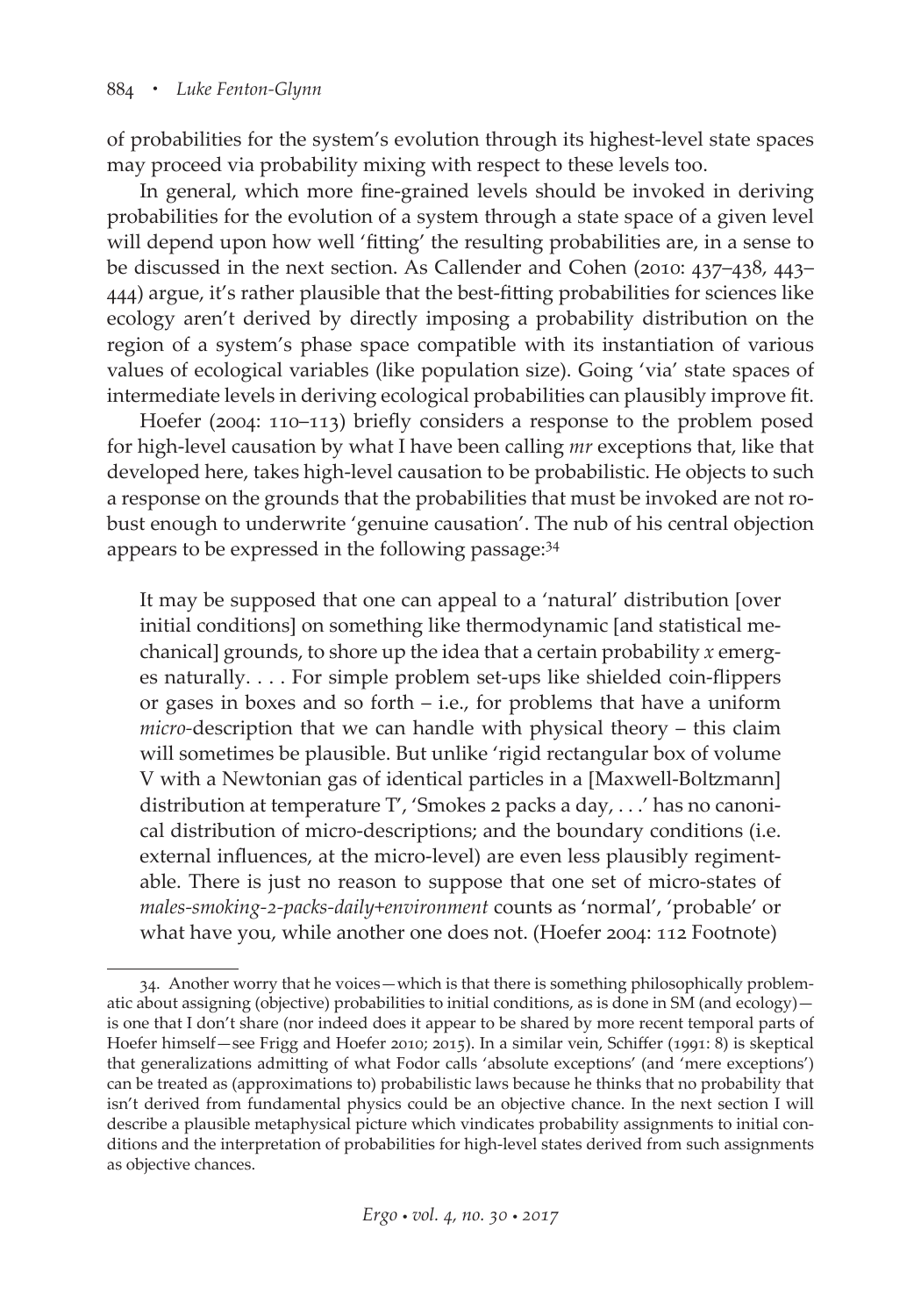of probabilities for the system's evolution through its highest-level state spaces may proceed via probability mixing with respect to these levels too.

In general, which more fine-grained levels should be invoked in deriving probabilities for the evolution of a system through a state space of a given level will depend upon how well 'fitting' the resulting probabilities are, in a sense to be discussed in the next section. As Callender and Cohen (2010: 437–438, 443–444) argue, it's rather plausible that the best-fitting probabilities for sciences like ecology aren't derived by directly imposing a probability distribution on the region of a system's phase space compatible with its instantiation of various values of ecological variables (like population size). Going 'via' state spaces of intermediate levels in deriving ecological probabilities can plausibly improve fit.

Hoefer (2004: 110–113) briefly considers a response to the problem posed for high-level causation by what I have been calling *mr* exceptions that, like that developed here, takes high-level causation to be probabilistic. He objects to such a response on the grounds that the probabilities that must be invoked are not robust enough to underwrite 'genuine causation'. The nub of his central objection appears to be expressed in the following passage:[34]

> It may be supposed that one can appeal to a 'natural' distribution [over initial conditions] on something like thermodynamic [and statistical mechanical] grounds, to shore up the idea that a certain probability *x* emerges naturally. . . . For simple problem set-ups like shielded coin-flippers or gases in boxes and so forth – i.e., for problems that have a uniform *micro*-description that we can handle with physical theory – this claim will sometimes be plausible. But unlike 'rigid rectangular box of volume V with a Newtonian gas of identical particles in a [Maxwell-Boltzmann] distribution at temperature T', 'Smokes 2 packs a day, . . .' has no canonical distribution of micro-descriptions; and the boundary conditions (i.e. external influences, at the micro-level) are even less plausibly regimentable. There is just no reason to suppose that one set of micro-states of *males-smoking-2-packs-daily+environment* counts as 'normal', 'probable' or what have you, while another one does not. (Hoefer 2004: 112 Footnote)

---

34. Another worry that he voices—which is that there is something philosophically problematic about assigning (objective) probabilities to initial conditions, as is done in SM (and ecology)—is one that I don't share (nor indeed does it appear to be shared by more recent temporal parts of Hoefer himself—see Frigg and Hoefer 2010; 2015). In a similar vein, Schiffer (1991: 8) is skeptical that generalizations admitting of what Fodor calls 'absolute exceptions' (and 'mere exceptions') can be treated as (approximations to) probabilistic laws because he thinks that no probability that isn't derived from fundamental physics could be an objective chance. In the next section I will describe a plausible metaphysical picture which vindicates probability assignments to initial conditions and the interpretation of probabilities for high-level states derived from such assignments as objective chances.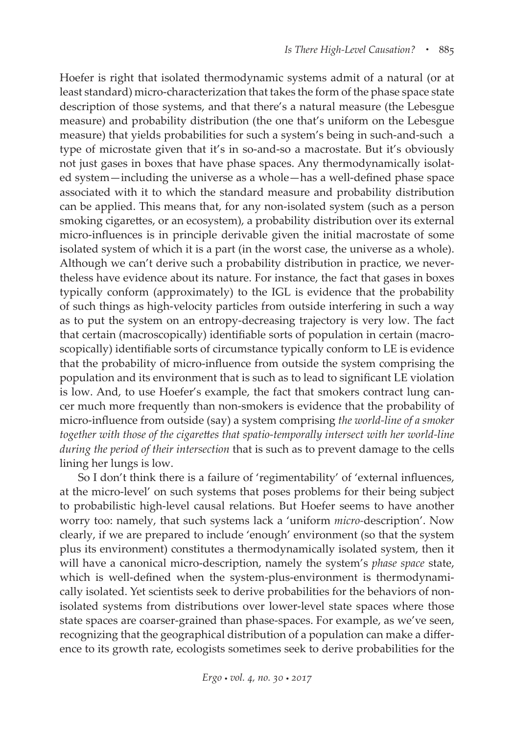Hoefer is right that isolated thermodynamic systems admit of a natural (or at least standard) micro-characterization that takes the form of the phase space state description of those systems, and that there's a natural measure (the Lebesgue measure) and probability distribution (the one that's uniform on the Lebesgue measure) that yields probabilities for such a system's being in such-and-such a type of microstate given that it's in so-and-so a macrostate. But it's obviously not just gases in boxes that have phase spaces. Any thermodynamically isolated system—including the universe as a whole—has a well-defined phase space associated with it to which the standard measure and probability distribution can be applied. This means that, for any non-isolated system (such as a person smoking cigarettes, or an ecosystem), a probability distribution over its external micro-influences is in principle derivable given the initial macrostate of some isolated system of which it is a part (in the worst case, the universe as a whole). Although we can't derive such a probability distribution in practice, we nevertheless have evidence about its nature. For instance, the fact that gases in boxes typically conform (approximately) to the IGL is evidence that the probability of such things as high-velocity particles from outside interfering in such a way as to put the system on an entropy-decreasing trajectory is very low. The fact that certain (macroscopically) identifiable sorts of population in certain (macroscopically) identifiable sorts of circumstance typically conform to LE is evidence that the probability of micro-influence from outside the system comprising the population and its environment that is such as to lead to significant LE violation is low. And, to use Hoefer's example, the fact that smokers contract lung cancer much more frequently than non-smokers is evidence that the probability of micro-influence from outside (say) a system comprising *the world-line of a smoker together with those of the cigarettes that spatio-temporally intersect with her world-line during the period of their intersection* that is such as to prevent damage to the cells lining her lungs is low.

So I don't think there is a failure of 'regimentability' of 'external influences, at the micro-level' on such systems that poses problems for their being subject to probabilistic high-level causal relations. But Hoefer seems to have another worry too: namely, that such systems lack a 'uniform *micro*-description'. Now clearly, if we are prepared to include 'enough' environment (so that the system plus its environment) constitutes a thermodynamically isolated system, then it will have a canonical micro-description, namely the system's *phase space* state, which is well-defined when the system-plus-environment is thermodynamically isolated. Yet scientists seek to derive probabilities for the behaviors of non-isolated systems from distributions over lower-level state spaces where those state spaces are coarser-grained than phase-spaces. For example, as we've seen, recognizing that the geographical distribution of a population can make a difference to its growth rate, ecologists sometimes seek to derive probabilities for the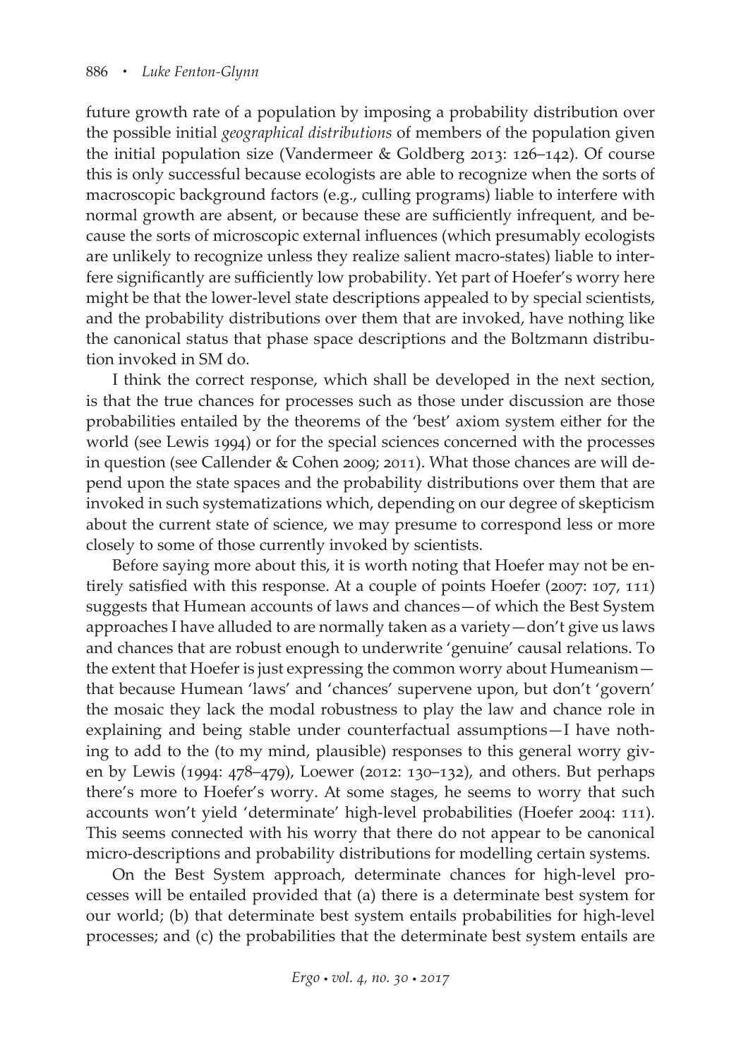future growth rate of a population by imposing a probability distribution over the possible initial *geographical distributions* of members of the population given the initial population size (Vandermeer & Goldberg 2013: 126–142). Of course this is only successful because ecologists are able to recognize when the sorts of macroscopic background factors (e.g., culling programs) liable to interfere with normal growth are absent, or because these are sufficiently infrequent, and because the sorts of microscopic external influences (which presumably ecologists are unlikely to recognize unless they realize salient macro-states) liable to interfere significantly are sufficiently low probability. Yet part of Hoefer's worry here might be that the lower-level state descriptions appealed to by special scientists, and the probability distributions over them that are invoked, have nothing like the canonical status that phase space descriptions and the Boltzmann distribution invoked in SM do.

I think the correct response, which shall be developed in the next section, is that the true chances for processes such as those under discussion are those probabilities entailed by the theorems of the 'best' axiom system either for the world (see Lewis 1994) or for the special sciences concerned with the processes in question (see Callender & Cohen 2009; 2011). What those chances are will depend upon the state spaces and the probability distributions over them that are invoked in such systematizations which, depending on our degree of skepticism about the current state of science, we may presume to correspond less or more closely to some of those currently invoked by scientists.

Before saying more about this, it is worth noting that Hoefer may not be entirely satisfied with this response. At a couple of points Hoefer (2007: 107, 111) suggests that Humean accounts of laws and chances—of which the Best System approaches I have alluded to are normally taken as a variety—don't give us laws and chances that are robust enough to underwrite 'genuine' causal relations. To the extent that Hoefer is just expressing the common worry about Humeanism—that because Humean 'laws' and 'chances' supervene upon, but don't 'govern' the mosaic they lack the modal robustness to play the law and chance role in explaining and being stable under counterfactual assumptions—I have nothing to add to the (to my mind, plausible) responses to this general worry given by Lewis (1994: 478–479), Loewer (2012: 130–132), and others. But perhaps there's more to Hoefer's worry. At some stages, he seems to worry that such accounts won't yield 'determinate' high-level probabilities (Hoefer 2004: 111). This seems connected with his worry that there do not appear to be canonical micro-descriptions and probability distributions for modelling certain systems.

On the Best System approach, determinate chances for high-level processes will be entailed provided that (a) there is a determinate best system for our world; (b) that determinate best system entails probabilities for high-level processes; and (c) the probabilities that the determinate best system entails are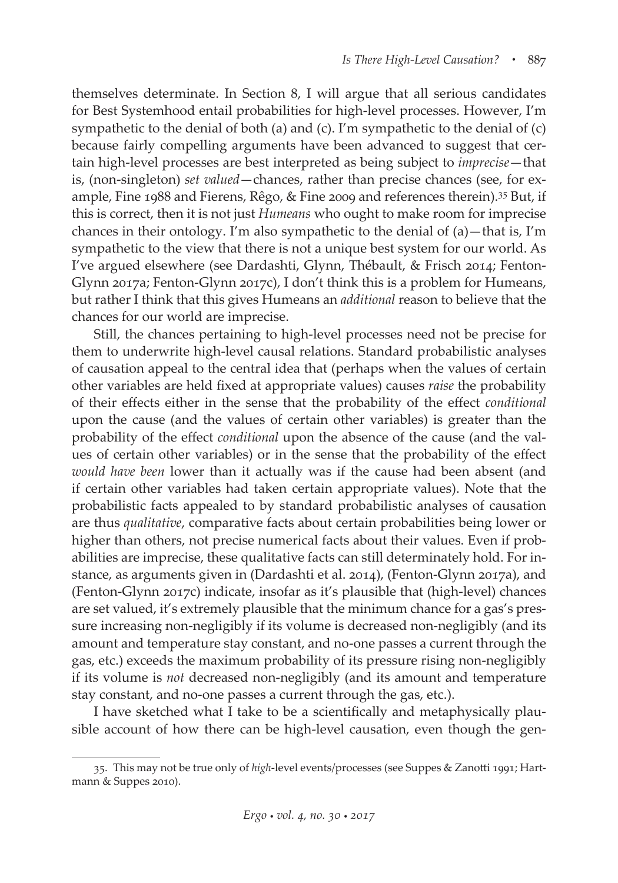themselves determinate. In Section 8, I will argue that all serious candidates for Best Systemhood entail probabilities for high-level processes. However, I'm sympathetic to the denial of both (a) and (c). I'm sympathetic to the denial of (c) because fairly compelling arguments have been advanced to suggest that certain high-level processes are best interpreted as being subject to *imprecise*—that is, (non-singleton) *set valued*—chances, rather than precise chances (see, for example, Fine 1988 and Fierens, Rêgo, & Fine 2009 and references therein).[35] But, if this is correct, then it is not just *Humeans* who ought to make room for imprecise chances in their ontology. I'm also sympathetic to the denial of (a)—that is, I'm sympathetic to the view that there is not a unique best system for our world. As I've argued elsewhere (see Dardashti, Glynn, Thébault, & Frisch 2014; Fenton-Glynn 2017a; Fenton-Glynn 2017c), I don't think this is a problem for Humeans, but rather I think that this gives Humeans an *additional* reason to believe that the chances for our world are imprecise.

Still, the chances pertaining to high-level processes need not be precise for them to underwrite high-level causal relations. Standard probabilistic analyses of causation appeal to the central idea that (perhaps when the values of certain other variables are held fixed at appropriate values) causes *raise* the probability of their effects either in the sense that the probability of the effect *conditional* upon the cause (and the values of certain other variables) is greater than the probability of the effect *conditional* upon the absence of the cause (and the values of certain other variables) or in the sense that the probability of the effect *would have been* lower than it actually was if the cause had been absent (and if certain other variables had taken certain appropriate values). Note that the probabilistic facts appealed to by standard probabilistic analyses of causation are thus *qualitative*, comparative facts about certain probabilities being lower or higher than others, not precise numerical facts about their values. Even if probabilities are imprecise, these qualitative facts can still determinately hold. For instance, as arguments given in (Dardashti et al. 2014), (Fenton-Glynn 2017a), and (Fenton-Glynn 2017c) indicate, insofar as it's plausible that (high-level) chances are set valued, it's extremely plausible that the minimum chance for a gas's pressure increasing non-negligibly if its volume is decreased non-negligibly (and its amount and temperature stay constant, and no-one passes a current through the gas, etc.) exceeds the maximum probability of its pressure rising non-negligibly if its volume is *not* decreased non-negligibly (and its amount and temperature stay constant, and no-one passes a current through the gas, etc.).

I have sketched what I take to be a scientifically and metaphysically plausible account of how there can be high-level causation, even though the gen-

---

35. This may not be true only of *high*-level events/processes (see Suppes & Zanotti 1991; Hartmann & Suppes 2010).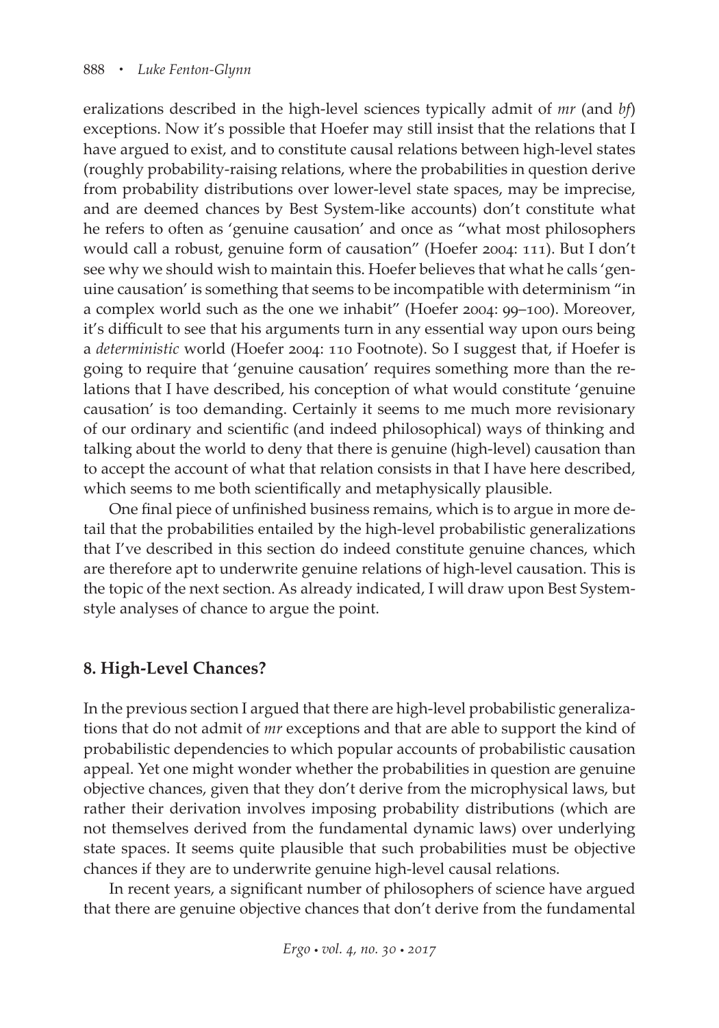eralizations described in the high-level sciences typically admit of *mr* (and *bf*) exceptions. Now it's possible that Hoefer may still insist that the relations that I have argued to exist, and to constitute causal relations between high-level states (roughly probability-raising relations, where the probabilities in question derive from probability distributions over lower-level state spaces, may be imprecise, and are deemed chances by Best System-like accounts) don't constitute what he refers to often as 'genuine causation' and once as "what most philosophers would call a robust, genuine form of causation" (Hoefer 2004: 111). But I don't see why we should wish to maintain this. Hoefer believes that what he calls 'genuine causation' is something that seems to be incompatible with determinism "in a complex world such as the one we inhabit" (Hoefer 2004: 99–100). Moreover, it's difficult to see that his arguments turn in any essential way upon ours being a *deterministic* world (Hoefer 2004: 110 Footnote). So I suggest that, if Hoefer is going to require that 'genuine causation' requires something more than the relations that I have described, his conception of what would constitute 'genuine causation' is too demanding. Certainly it seems to me much more revisionary of our ordinary and scientific (and indeed philosophical) ways of thinking and talking about the world to deny that there is genuine (high-level) causation than to accept the account of what that relation consists in that I have here described, which seems to me both scientifically and metaphysically plausible.

One final piece of unfinished business remains, which is to argue in more detail that the probabilities entailed by the high-level probabilistic generalizations that I've described in this section do indeed constitute genuine chances, which are therefore apt to underwrite genuine relations of high-level causation. This is the topic of the next section. As already indicated, I will draw upon Best System-style analyses of chance to argue the point.

## 8. High-Level Chances?

In the previous section I argued that there are high-level probabilistic generalizations that do not admit of *mr* exceptions and that are able to support the kind of probabilistic dependencies to which popular accounts of probabilistic causation appeal. Yet one might wonder whether the probabilities in question are genuine objective chances, given that they don't derive from the microphysical laws, but rather their derivation involves imposing probability distributions (which are not themselves derived from the fundamental dynamic laws) over underlying state spaces. It seems quite plausible that such probabilities must be objective chances if they are to underwrite genuine high-level causal relations.

In recent years, a significant number of philosophers of science have argued that there are genuine objective chances that don't derive from the fundamental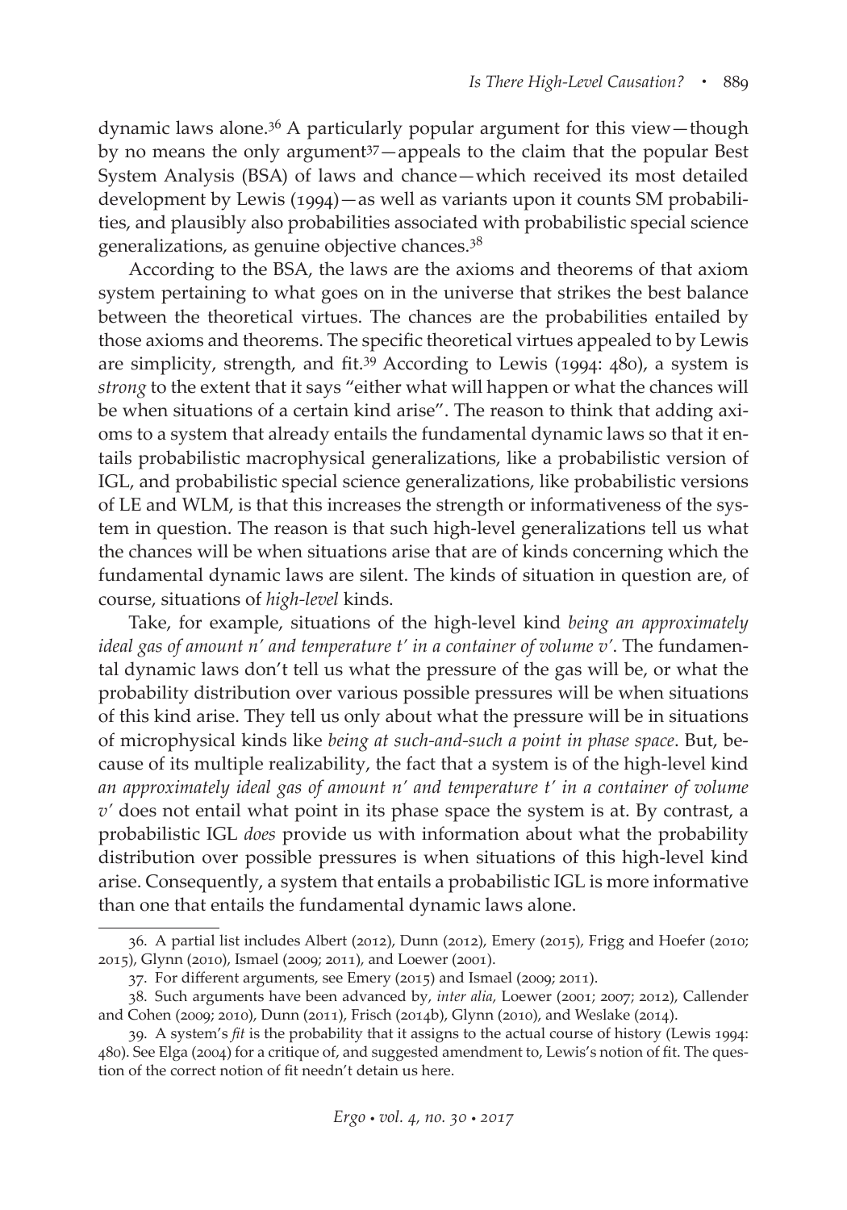dynamic laws alone.[36] A particularly popular argument for this view—though by no means the only argument[37]—appeals to the claim that the popular Best System Analysis (BSA) of laws and chance—which received its most detailed development by Lewis (1994)—as well as variants upon it counts SM probabilities, and plausibly also probabilities associated with probabilistic special science generalizations, as genuine objective chances.[38]

According to the BSA, the laws are the axioms and theorems of that axiom system pertaining to what goes on in the universe that strikes the best balance between the theoretical virtues. The chances are the probabilities entailed by those axioms and theorems. The specific theoretical virtues appealed to by Lewis are simplicity, strength, and fit.[39] According to Lewis (1994: 480), a system is *strong* to the extent that it says "either what will happen or what the chances will be when situations of a certain kind arise". The reason to think that adding axioms to a system that already entails the fundamental dynamic laws so that it entails probabilistic macrophysical generalizations, like a probabilistic version of IGL, and probabilistic special science generalizations, like probabilistic versions of LE and WLM, is that this increases the strength or informativeness of the system in question. The reason is that such high-level generalizations tell us what the chances will be when situations arise that are of kinds concerning which the fundamental dynamic laws are silent. The kinds of situation in question are, of course, situations of *high-level* kinds.

Take, for example, situations of the high-level kind *being an approximately ideal gas of amount n′ and temperature t′ in a container of volume v′*. The fundamental dynamic laws don't tell us what the pressure of the gas will be, or what the probability distribution over various possible pressures will be when situations of this kind arise. They tell us only about what the pressure will be in situations of microphysical kinds like *being at such-and-such a point in phase space*. But, because of its multiple realizability, the fact that a system is of the high-level kind *an approximately ideal gas of amount n′ and temperature t′ in a container of volume v′* does not entail what point in its phase space the system is at. By contrast, a probabilistic IGL *does* provide us with information about what the probability distribution over possible pressures is when situations of this high-level kind arise. Consequently, a system that entails a probabilistic IGL is more informative than one that entails the fundamental dynamic laws alone.

---

36. A partial list includes Albert (2012), Dunn (2012), Emery (2015), Frigg and Hoefer (2010; 2015), Glynn (2010), Ismael (2009; 2011), and Loewer (2001).

37. For different arguments, see Emery (2015) and Ismael (2009; 2011).

38. Such arguments have been advanced by, *inter alia*, Loewer (2001; 2007; 2012), Callender and Cohen (2009; 2010), Dunn (2011), Frisch (2014b), Glynn (2010), and Weslake (2014).

39. A system's *fit* is the probability that it assigns to the actual course of history (Lewis 1994: 480). See Elga (2004) for a critique of, and suggested amendment to, Lewis's notion of fit. The question of the correct notion of fit needn't detain us here.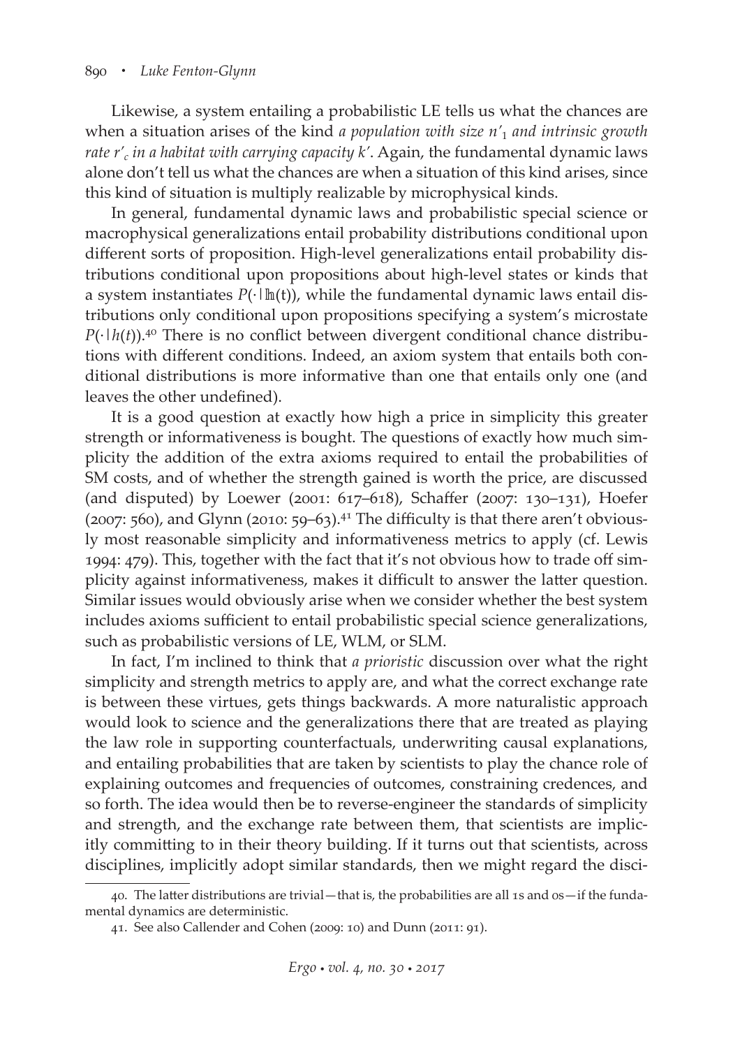Likewise, a system entailing a probabilistic LE tells us what the chances are when a situation arises of the kind *a population with size* $n'_1$ *and intrinsic growth rate* $r'_c$ *in a habitat with carrying capacity* $k'$. Again, the fundamental dynamic laws alone don't tell us what the chances are when a situation of this kind arises, since this kind of situation is multiply realizable by microphysical kinds.

In general, fundamental dynamic laws and probabilistic special science or macrophysical generalizations entail probability distributions conditional upon different sorts of proposition. High-level generalizations entail probability distributions conditional upon propositions about high-level states or kinds that a system instantiates $P(\cdot|\mathbb{h}(t))$, while the fundamental dynamic laws entail distributions only conditional upon propositions specifying a system's microstate $P(\cdot|h(t))$.[40] There is no conflict between divergent conditional chance distributions with different conditions. Indeed, an axiom system that entails both conditional distributions is more informative than one that entails only one (and leaves the other undefined).

It is a good question at exactly how high a price in simplicity this greater strength or informativeness is bought. The questions of exactly how much simplicity the addition of the extra axioms required to entail the probabilities of SM costs, and of whether the strength gained is worth the price, are discussed (and disputed) by Loewer (2001: 617–618), Schaffer (2007: 130–131), Hoefer (2007: 560), and Glynn (2010: 59–63).[41] The difficulty is that there aren't obviously most reasonable simplicity and informativeness metrics to apply (cf. Lewis 1994: 479). This, together with the fact that it's not obvious how to trade off simplicity against informativeness, makes it difficult to answer the latter question. Similar issues would obviously arise when we consider whether the best system includes axioms sufficient to entail probabilistic special science generalizations, such as probabilistic versions of LE, WLM, or SLM.

In fact, I'm inclined to think that *a prioristic* discussion over what the right simplicity and strength metrics to apply are, and what the correct exchange rate is between these virtues, gets things backwards. A more naturalistic approach would look to science and the generalizations there that are treated as playing the law role in supporting counterfactuals, underwriting causal explanations, and entailing probabilities that are taken by scientists to play the chance role of explaining outcomes and frequencies of outcomes, constraining credences, and so forth. The idea would then be to reverse-engineer the standards of simplicity and strength, and the exchange rate between them, that scientists are implicitly committing to in their theory building. If it turns out that scientists, across disciplines, implicitly adopt similar standards, then we might regard the disci-

40. The latter distributions are trivial—that is, the probabilities are all 1s and 0s—if the fundamental dynamics are deterministic.

41. See also Callender and Cohen (2009: 10) and Dunn (2011: 91).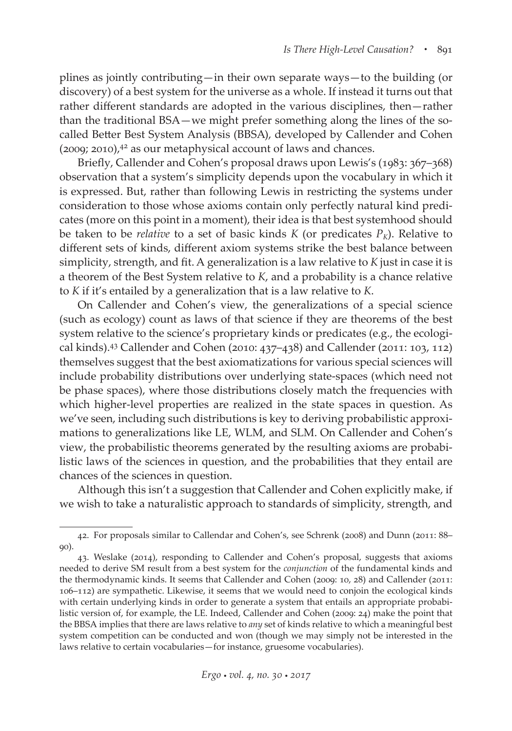plines as jointly contributing—in their own separate ways—to the building (or discovery) of a best system for the universe as a whole. If instead it turns out that rather different standards are adopted in the various disciplines, then—rather than the traditional BSA—we might prefer something along the lines of the so-called Better Best System Analysis (BBSA), developed by Callender and Cohen (2009; 2010),[42] as our metaphysical account of laws and chances.

Briefly, Callender and Cohen's proposal draws upon Lewis's (1983: 367–368) observation that a system's simplicity depends upon the vocabulary in which it is expressed. But, rather than following Lewis in restricting the systems under consideration to those whose axioms contain only perfectly natural kind predicates (more on this point in a moment), their idea is that best systemhood should be taken to be *relative* to a set of basic kinds $K$ (or predicates $P_K$). Relative to different sets of kinds, different axiom systems strike the best balance between simplicity, strength, and fit. A generalization is a law relative to $K$ just in case it is a theorem of the Best System relative to $K$, and a probability is a chance relative to $K$ if it's entailed by a generalization that is a law relative to $K$.

On Callender and Cohen's view, the generalizations of a special science (such as ecology) count as laws of that science if they are theorems of the best system relative to the science's proprietary kinds or predicates (e.g., the ecological kinds).[43] Callender and Cohen (2010: 437–438) and Callender (2011: 103, 112) themselves suggest that the best axiomatizations for various special sciences will include probability distributions over underlying state-spaces (which need not be phase spaces), where those distributions closely match the frequencies with which higher-level properties are realized in the state spaces in question. As we've seen, including such distributions is key to deriving probabilistic approximations to generalizations like LE, WLM, and SLM. On Callender and Cohen's view, the probabilistic theorems generated by the resulting axioms are probabilistic laws of the sciences in question, and the probabilities that they entail are chances of the sciences in question.

Although this isn't a suggestion that Callender and Cohen explicitly make, if we wish to take a naturalistic approach to standards of simplicity, strength, and

---

42. For proposals similar to Callendar and Cohen's, see Schrenk (2008) and Dunn (2011: 88–90).

43. Weslake (2014), responding to Callender and Cohen's proposal, suggests that axioms needed to derive SM result from a best system for the *conjunction* of the fundamental kinds and the thermodynamic kinds. It seems that Callender and Cohen (2009: 10, 28) and Callender (2011: 106–112) are sympathetic. Likewise, it seems that we would need to conjoin the ecological kinds with certain underlying kinds in order to generate a system that entails an appropriate probabilistic version of, for example, the LE. Indeed, Callender and Cohen (2009: 24) make the point that the BBSA implies that there are laws relative to *any* set of kinds relative to which a meaningful best system competition can be conducted and won (though we may simply not be interested in the laws relative to certain vocabularies—for instance, gruesome vocabularies).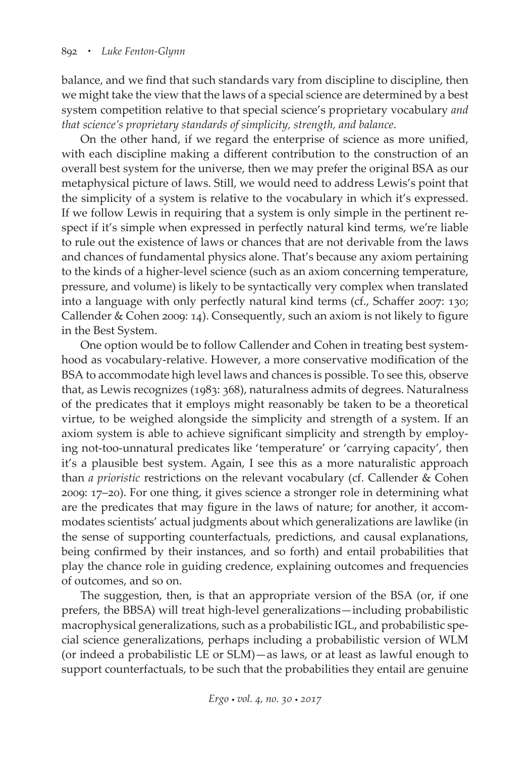balance, and we find that such standards vary from discipline to discipline, then we might take the view that the laws of a special science are determined by a best system competition relative to that special science's proprietary vocabulary *and that science's proprietary standards of simplicity, strength, and balance*.

On the other hand, if we regard the enterprise of science as more unified, with each discipline making a different contribution to the construction of an overall best system for the universe, then we may prefer the original BSA as our metaphysical picture of laws. Still, we would need to address Lewis's point that the simplicity of a system is relative to the vocabulary in which it's expressed. If we follow Lewis in requiring that a system is only simple in the pertinent respect if it's simple when expressed in perfectly natural kind terms, we're liable to rule out the existence of laws or chances that are not derivable from the laws and chances of fundamental physics alone. That's because any axiom pertaining to the kinds of a higher-level science (such as an axiom concerning temperature, pressure, and volume) is likely to be syntactically very complex when translated into a language with only perfectly natural kind terms (cf., Schaffer 2007: 130; Callender & Cohen 2009: 14). Consequently, such an axiom is not likely to figure in the Best System.

One option would be to follow Callender and Cohen in treating best systemhood as vocabulary-relative. However, a more conservative modification of the BSA to accommodate high level laws and chances is possible. To see this, observe that, as Lewis recognizes (1983: 368), naturalness admits of degrees. Naturalness of the predicates that it employs might reasonably be taken to be a theoretical virtue, to be weighed alongside the simplicity and strength of a system. If an axiom system is able to achieve significant simplicity and strength by employing not-too-unnatural predicates like 'temperature' or 'carrying capacity', then it's a plausible best system. Again, I see this as a more naturalistic approach than *aprioristic* restrictions on the relevant vocabulary (cf. Callender & Cohen 2009: 17–20). For one thing, it gives science a stronger role in determining what are the predicates that may figure in the laws of nature; for another, it accommodates scientists' actual judgments about which generalizations are lawlike (in the sense of supporting counterfactuals, predictions, and causal explanations, being confirmed by their instances, and so forth) and entail probabilities that play the chance role in guiding credence, explaining outcomes and frequencies of outcomes, and so on.

The suggestion, then, is that an appropriate version of the BSA (or, if one prefers, the BBSA) will treat high-level generalizations—including probabilistic macrophysical generalizations, such as a probabilistic IGL, and probabilistic special science generalizations, perhaps including a probabilistic version of WLM (or indeed a probabilistic LE or SLM)—as laws, or at least as lawful enough to support counterfactuals, to be such that the probabilities they entail are genuine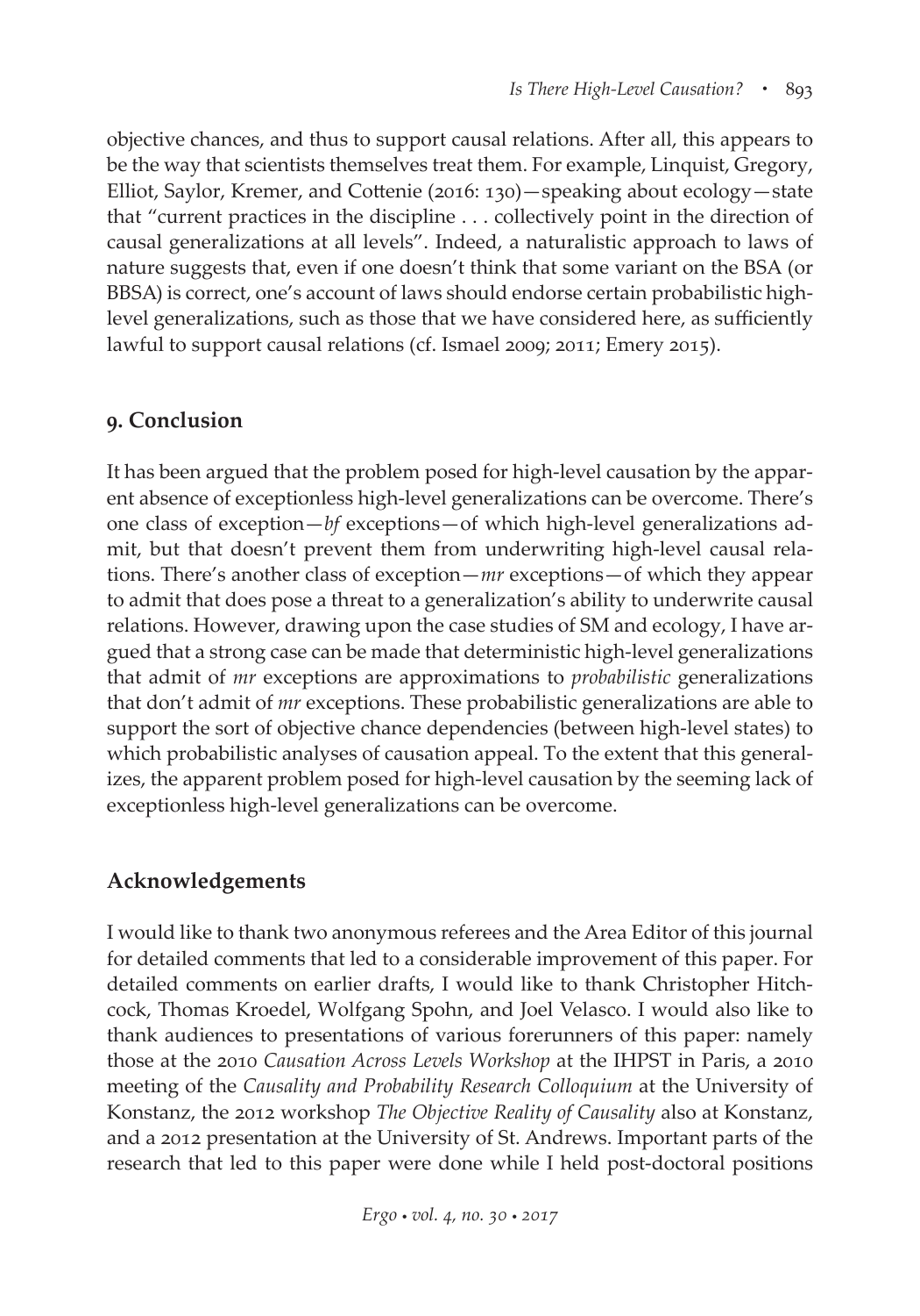objective chances, and thus to support causal relations. After all, this appears to be the way that scientists themselves treat them. For example, Linquist, Gregory, Elliot, Saylor, Kremer, and Cottenie (2016: 130)—speaking about ecology—state that "current practices in the discipline . . . collectively point in the direction of causal generalizations at all levels". Indeed, a naturalistic approach to laws of nature suggests that, even if one doesn't think that some variant on the BSA (or BBSA) is correct, one's account of laws should endorse certain probabilistic high-level generalizations, such as those that we have considered here, as sufficiently lawful to support causal relations (cf. Ismael 2009; 2011; Emery 2015).

## 9. Conclusion

It has been argued that the problem posed for high-level causation by the apparent absence of exceptionless high-level generalizations can be overcome. There's one class of exception—*bf* exceptions—of which high-level generalizations admit, but that doesn't prevent them from underwriting high-level causal relations. There's another class of exception—*mr* exceptions—of which they appear to admit that does pose a threat to a generalization's ability to underwrite causal relations. However, drawing upon the case studies of SM and ecology, I have argued that a strong case can be made that deterministic high-level generalizations that admit of *mr* exceptions are approximations to *probabilistic* generalizations that don't admit of *mr* exceptions. These probabilistic generalizations are able to support the sort of objective chance dependencies (between high-level states) to which probabilistic analyses of causation appeal. To the extent that this generalizes, the apparent problem posed for high-level causation by the seeming lack of exceptionless high-level generalizations can be overcome.

## Acknowledgements

I would like to thank two anonymous referees and the Area Editor of this journal for detailed comments that led to a considerable improvement of this paper. For detailed comments on earlier drafts, I would like to thank Christopher Hitchcock, Thomas Kroedel, Wolfgang Spohn, and Joel Velasco. I would also like to thank audiences to presentations of various forerunners of this paper: namely those at the 2010 *Causation Across Levels Workshop* at the IHPST in Paris, a 2010 meeting of the *Causality and Probability Research Colloquium* at the University of Konstanz, the 2012 workshop *The Objective Reality of Causality* also at Konstanz, and a 2012 presentation at the University of St. Andrews. Important parts of the research that led to this paper were done while I held post-doctoral positions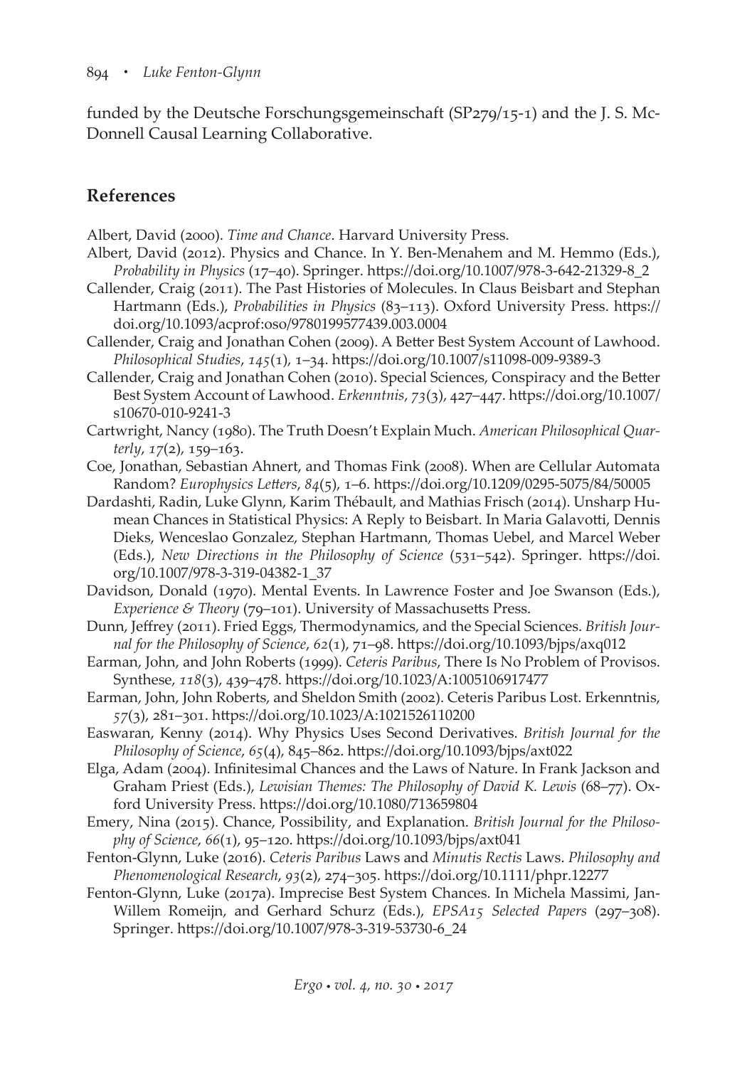funded by the Deutsche Forschungsgemeinschaft (SP279/15-1) and the J. S. McDonnell Causal Learning Collaborative.

## References

Albert, David (2000). *Time and Chance*. Harvard University Press.

Albert, David (2012). Physics and Chance. In Y. Ben-Menahem and M. Hemmo (Eds.), *Probability in Physics* (17–40). Springer. https://doi.org/10.1007/978-3-642-21329-8_2

Callender, Craig (2011). The Past Histories of Molecules. In Claus Beisbart and Stephan Hartmann (Eds.), *Probabilities in Physics* (83–113). Oxford University Press. https://doi.org/10.1093/acprof:oso/9780199577439.003.0004

Callender, Craig and Jonathan Cohen (2009). A Better Best System Account of Lawhood. *Philosophical Studies*, *145*(1), 1–34. https://doi.org/10.1007/s11098-009-9389-3

Callender, Craig and Jonathan Cohen (2010). Special Sciences, Conspiracy and the Better Best System Account of Lawhood. *Erkenntnis*, *73*(3), 427–447. https://doi.org/10.1007/s10670-010-9241-3

Cartwright, Nancy (1980). The Truth Doesn't Explain Much. *American Philosophical Quarterly*, *17*(2), 159–163.

Coe, Jonathan, Sebastian Ahnert, and Thomas Fink (2008). When are Cellular Automata Random? *Europhysics Letters*, *84*(5), 1–6. https://doi.org/10.1209/0295-5075/84/50005

Dardashti, Radin, Luke Glynn, Karim Thébault, and Mathias Frisch (2014). Unsharp Humean Chances in Statistical Physics: A Reply to Beisbart. In Maria Galavotti, Dennis Dieks, Wenceslao Gonzalez, Stephan Hartmann, Thomas Uebel, and Marcel Weber (Eds.), *New Directions in the Philosophy of Science* (531–542). Springer. https://doi.org/10.1007/978-3-319-04382-1_37

Davidson, Donald (1970). Mental Events. In Lawrence Foster and Joe Swanson (Eds.), *Experience & Theory* (79–101). University of Massachusetts Press.

Dunn, Jeffrey (2011). Fried Eggs, Thermodynamics, and the Special Sciences. *British Journal for the Philosophy of Science*, *62*(1), 71–98. https://doi.org/10.1093/bjps/axq012

Earman, John, and John Roberts (1999). *Ceteris Paribus*, There Is No Problem of Provisos. Synthese, *118*(3), 439–478. https://doi.org/10.1023/A:1005106917477

Earman, John, John Roberts, and Sheldon Smith (2002). Ceteris Paribus Lost. Erkenntnis, *57*(3), 281–301. https://doi.org/10.1023/A:1021526110200

Easwaran, Kenny (2014). Why Physics Uses Second Derivatives. *British Journal for the Philosophy of Science*, *65*(4), 845–862. https://doi.org/10.1093/bjps/axt022

Elga, Adam (2004). Infinitesimal Chances and the Laws of Nature. In Frank Jackson and Graham Priest (Eds.), *Lewisian Themes: The Philosophy of David K. Lewis* (68–77). Oxford University Press. https://doi.org/10.1080/713659804

Emery, Nina (2015). Chance, Possibility, and Explanation. *British Journal for the Philosophy of Science*, *66*(1), 95–120. https://doi.org/10.1093/bjps/axt041

Fenton-Glynn, Luke (2016). *Ceteris Paribus* Laws and *Minutis Rectis* Laws. *Philosophy and Phenomenological Research*, *93*(2), 274–305. https://doi.org/10.1111/phpr.12277

Fenton-Glynn, Luke (2017a). Imprecise Best System Chances. In Michela Massimi, Jan-Willem Romeijn, and Gerhard Schurz (Eds.), *EPSA15 Selected Papers* (297–308). Springer. https://doi.org/10.1007/978-3-319-53730-6_24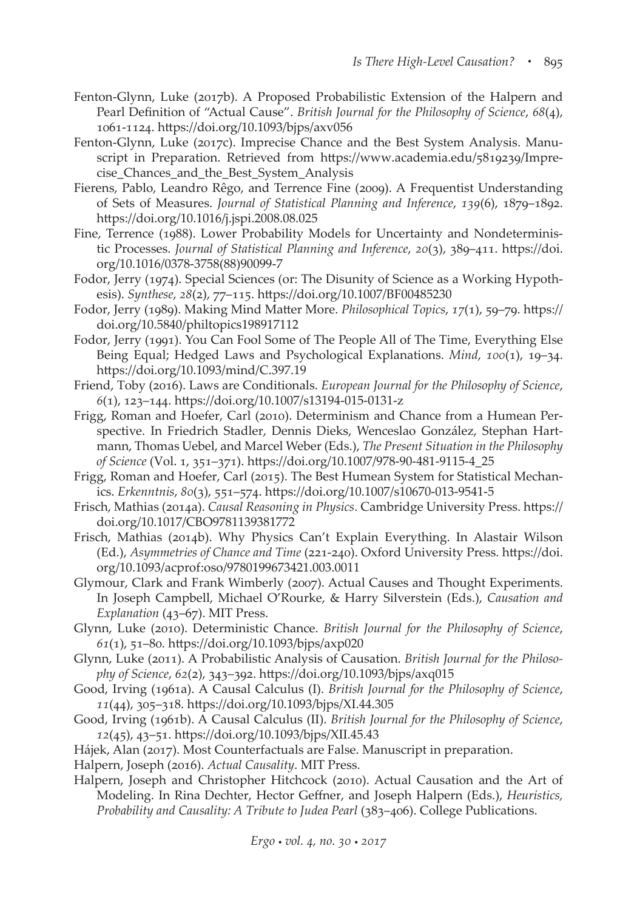Fenton-Glynn, Luke (2017b). A Proposed Probabilistic Extension of the Halpern and Pearl Definition of "Actual Cause". *British Journal for the Philosophy of Science*, *68*(4), 1061-1124. https://doi.org/10.1093/bjps/axv056

Fenton-Glynn, Luke (2017c). Imprecise Chance and the Best System Analysis. Manuscript in Preparation. Retrieved from https://www.academia.edu/5819239/Imprecise_Chances_and_the_Best_System_Analysis

Fierens, Pablo, Leandro Rêgo, and Terrence Fine (2009). A Frequentist Understanding of Sets of Measures. *Journal of Statistical Planning and Inference*, *139*(6), 1879–1892. https://doi.org/10.1016/j.jspi.2008.08.025

Fine, Terrence (1988). Lower Probability Models for Uncertainty and Nondeterministic Processes. *Journal of Statistical Planning and Inference*, *20*(3), 389–411. https://doi.org/10.1016/0378-3758(88)90099-7

Fodor, Jerry (1974). Special Sciences (or: The Disunity of Science as a Working Hypothesis). *Synthese*, *28*(2), 77–115. https://doi.org/10.1007/BF00485230

Fodor, Jerry (1989). Making Mind Matter More. *Philosophical Topics*, *17*(1), 59–79. https://doi.org/10.5840/philtopics198917112

Fodor, Jerry (1991). You Can Fool Some of The People All of The Time, Everything Else Being Equal; Hedged Laws and Psychological Explanations. *Mind*, *100*(1), 19–34. https://doi.org/10.1093/mind/C.397.19

Friend, Toby (2016). Laws are Conditionals. *European Journal for the Philosophy of Science*, *6*(1), 123–144. https://doi.org/10.1007/s13194-015-0131-z

Frigg, Roman and Hoefer, Carl (2010). Determinism and Chance from a Humean Perspective. In Friedrich Stadler, Dennis Dieks, Wenceslao González, Stephan Hartmann, Thomas Uebel, and Marcel Weber (Eds.), *The Present Situation in the Philosophy of Science* (Vol. 1, 351–371). https://doi.org/10.1007/978-90-481-9115-4_25

Frigg, Roman and Hoefer, Carl (2015). The Best Humean System for Statistical Mechanics. *Erkenntnis*, *80*(3), 551–574. https://doi.org/10.1007/s10670-013-9541-5

Frisch, Mathias (2014a). *Causal Reasoning in Physics*. Cambridge University Press. https://doi.org/10.1017/CBO9781139381772

Frisch, Mathias (2014b). Why Physics Can't Explain Everything. In Alastair Wilson (Ed.), *Asymmetries of Chance and Time* (221-240). Oxford University Press. https://doi.org/10.1093/acprof:oso/9780199673421.003.0011

Glymour, Clark and Frank Wimberly (2007). Actual Causes and Thought Experiments. In Joseph Campbell, Michael O'Rourke, & Harry Silverstein (Eds.), *Causation and Explanation* (43–67). MIT Press.

Glynn, Luke (2010). Deterministic Chance. *British Journal for the Philosophy of Science*, *61*(1), 51–80. https://doi.org/10.1093/bjps/axp020

Glynn, Luke (2011). A Probabilistic Analysis of Causation. *British Journal for the Philosophy of Science*, *62*(2), 343–392. https://doi.org/10.1093/bjps/axq015

Good, Irving (1961a). A Causal Calculus (I). *British Journal for the Philosophy of Science*, *11*(44), 305–318. https://doi.org/10.1093/bjps/XI.44.305

Good, Irving (1961b). A Causal Calculus (II). *British Journal for the Philosophy of Science*, *12*(45), 43–51. https://doi.org/10.1093/bjps/XII.45.43

Hájek, Alan (2017). Most Counterfactuals are False. Manuscript in preparation.

Halpern, Joseph (2016). *Actual Causality*. MIT Press.

Halpern, Joseph and Christopher Hitchcock (2010). Actual Causation and the Art of Modeling. In Rina Dechter, Hector Geffner, and Joseph Halpern (Eds.), *Heuristics, Probability and Causality: A Tribute to Judea Pearl* (383–406). College Publications.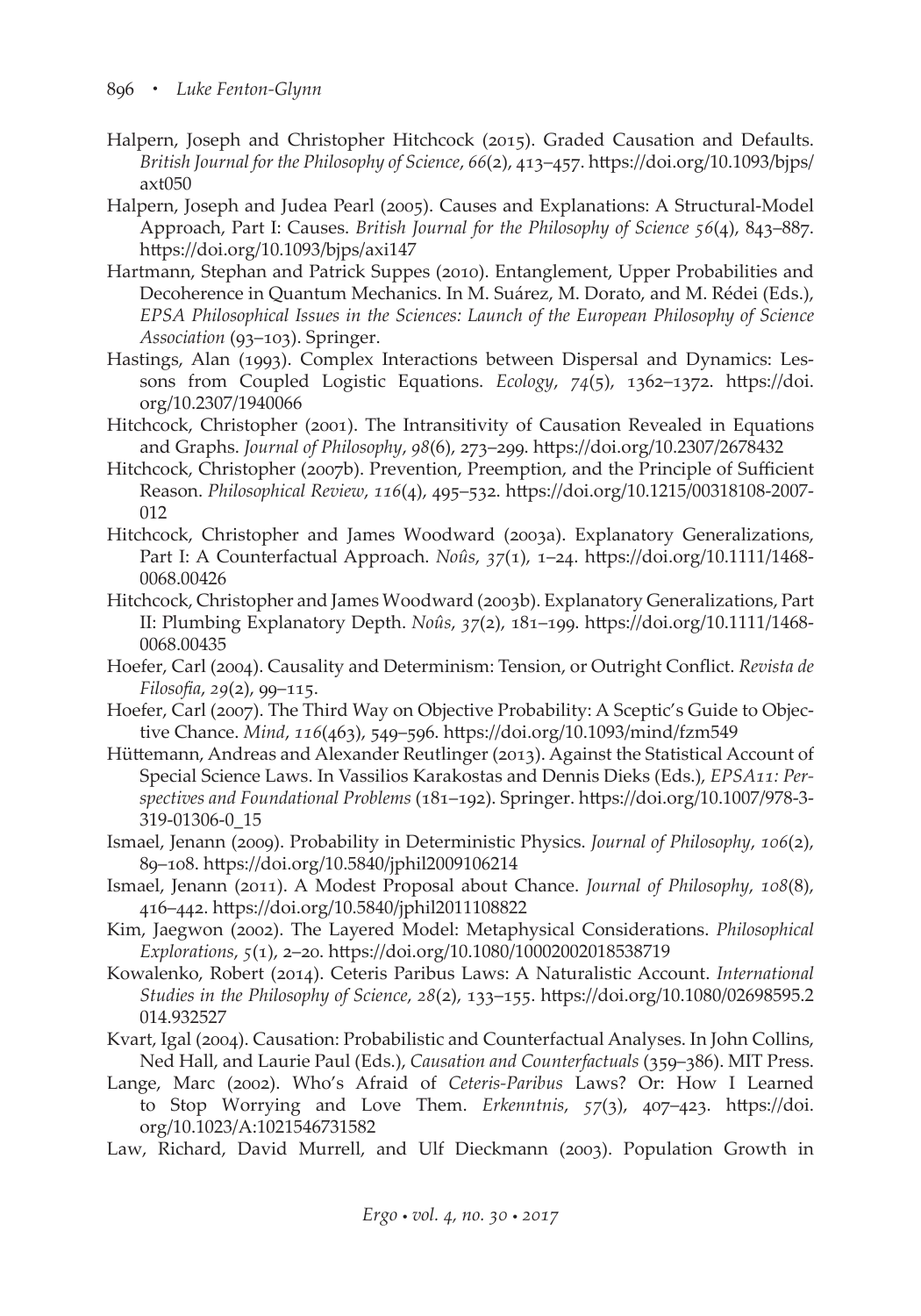Halpern, Joseph and Christopher Hitchcock (2015). Graded Causation and Defaults. *British Journal for the Philosophy of Science*, *66*(2), 413–457. https://doi.org/10.1093/bjps/axt050

Halpern, Joseph and Judea Pearl (2005). Causes and Explanations: A Structural-Model Approach, Part I: Causes. *British Journal for the Philosophy of Science 56*(4), 843–887. https://doi.org/10.1093/bjps/axi147

Hartmann, Stephan and Patrick Suppes (2010). Entanglement, Upper Probabilities and Decoherence in Quantum Mechanics. In M. Suárez, M. Dorato, and M. Rédei (Eds.), *EPSA Philosophical Issues in the Sciences: Launch of the European Philosophy of Science Association* (93–103). Springer.

Hastings, Alan (1993). Complex Interactions between Dispersal and Dynamics: Lessons from Coupled Logistic Equations. *Ecology*, *74*(5), 1362–1372. https://doi.org/10.2307/1940066

Hitchcock, Christopher (2001). The Intransitivity of Causation Revealed in Equations and Graphs. *Journal of Philosophy*, *98*(6), 273–299. https://doi.org/10.2307/2678432

Hitchcock, Christopher (2007b). Prevention, Preemption, and the Principle of Sufficient Reason. *Philosophical Review*, *116*(4), 495–532. https://doi.org/10.1215/00318108-2007-012

Hitchcock, Christopher and James Woodward (2003a). Explanatory Generalizations, Part I: A Counterfactual Approach. *Noûs*, *37*(1), 1–24. https://doi.org/10.1111/1468-0068.00426

Hitchcock, Christopher and James Woodward (2003b). Explanatory Generalizations, Part II: Plumbing Explanatory Depth. *Noûs*, *37*(2), 181–199. https://doi.org/10.1111/1468-0068.00435

Hoefer, Carl (2004). Causality and Determinism: Tension, or Outright Conflict. *Revista de Filosofia*, *29*(2), 99–115.

Hoefer, Carl (2007). The Third Way on Objective Probability: A Sceptic's Guide to Objective Chance. *Mind*, *116*(463), 549–596. https://doi.org/10.1093/mind/fzm549

Hüttemann, Andreas and Alexander Reutlinger (2013). Against the Statistical Account of Special Science Laws. In Vassilios Karakostas and Dennis Dieks (Eds.), *EPSA11: Perspectives and Foundational Problems* (181–192). Springer. https://doi.org/10.1007/978-3-319-01306-0_15

Ismael, Jenann (2009). Probability in Deterministic Physics. *Journal of Philosophy*, *106*(2), 89–108. https://doi.org/10.5840/jphil2009106214

Ismael, Jenann (2011). A Modest Proposal about Chance. *Journal of Philosophy*, *108*(8), 416–442. https://doi.org/10.5840/jphil2011108822

Kim, Jaegwon (2002). The Layered Model: Metaphysical Considerations. *Philosophical Explorations*, *5*(1), 2–20. https://doi.org/10.1080/10002002018538719

Kowalenko, Robert (2014). Ceteris Paribus Laws: A Naturalistic Account. *International Studies in the Philosophy of Science*, *28*(2), 133–155. https://doi.org/10.1080/02698595.2014.932527

Kvart, Igal (2004). Causation: Probabilistic and Counterfactual Analyses. In John Collins, Ned Hall, and Laurie Paul (Eds.), *Causation and Counterfactuals* (359–386). MIT Press.

Lange, Marc (2002). Who's Afraid of *Ceteris-Paribus* Laws? Or: How I Learned to Stop Worrying and Love Them. *Erkenntnis*, *57*(3), 407–423. https://doi.org/10.1023/A:1021546731582

Law, Richard, David Murrell, and Ulf Dieckmann (2003). Population Growth in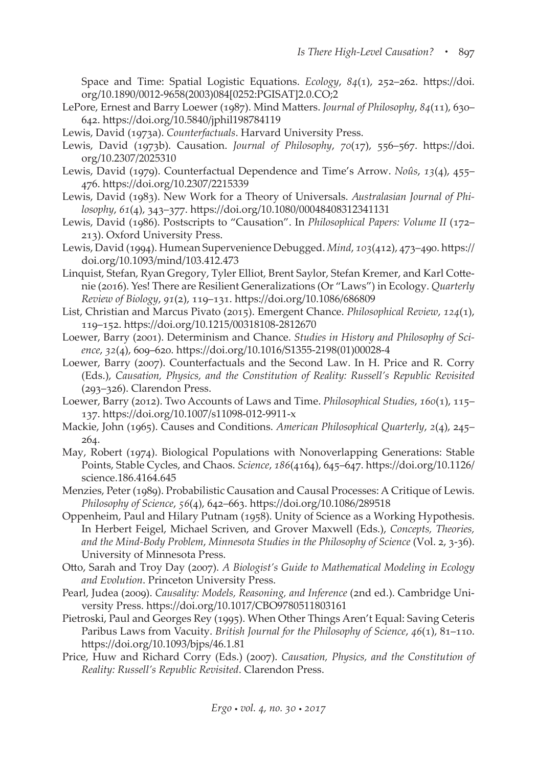Space and Time: Spatial Logistic Equations. *Ecology*, *84*(1), 252–262. https://doi.org/10.1890/0012-9658(2003)084[0252:PGISAT]2.0.CO;2

LePore, Ernest and Barry Loewer (1987). Mind Matters. *Journal of Philosophy*, *84*(11), 630–642. https://doi.org/10.5840/jphil198784119

Lewis, David (1973a). *Counterfactuals*. Harvard University Press.

Lewis, David (1973b). Causation. *Journal of Philosophy*, *70*(17), 556–567. https://doi.org/10.2307/2025310

Lewis, David (1979). Counterfactual Dependence and Time's Arrow. *Noûs*, *13*(4), 455–476. https://doi.org/10.2307/2215339

Lewis, David (1983). New Work for a Theory of Universals. *Australasian Journal of Philosophy*, *61*(4), 343–377. https://doi.org/10.1080/00048408312341131

Lewis, David (1986). Postscripts to "Causation". In *Philosophical Papers: Volume II* (172–213). Oxford University Press.

Lewis, David (1994). Humean Supervenience Debugged. *Mind*, *103*(412), 473–490. https://doi.org/10.1093/mind/103.412.473

Linquist, Stefan, Ryan Gregory, Tyler Elliot, Brent Saylor, Stefan Kremer, and Karl Cottenie (2016). Yes! There are Resilient Generalizations (Or "Laws") in Ecology. *Quarterly Review of Biology*, *91*(2), 119–131. https://doi.org/10.1086/686809

List, Christian and Marcus Pivato (2015). Emergent Chance. *Philosophical Review*, *124*(1), 119–152. https://doi.org/10.1215/00318108-2812670

Loewer, Barry (2001). Determinism and Chance. *Studies in History and Philosophy of Science*, *32*(4), 609–620. https://doi.org/10.1016/S1355-2198(01)00028-4

Loewer, Barry (2007). Counterfactuals and the Second Law. In H. Price and R. Corry (Eds.), *Causation, Physics, and the Constitution of Reality: Russell's Republic Revisited* (293–326). Clarendon Press.

Loewer, Barry (2012). Two Accounts of Laws and Time. *Philosophical Studies*, *160*(1), 115–137. https://doi.org/10.1007/s11098-012-9911-x

Mackie, John (1965). Causes and Conditions. *American Philosophical Quarterly*, *2*(4), 245–264.

May, Robert (1974). Biological Populations with Nonoverlapping Generations: Stable Points, Stable Cycles, and Chaos. *Science*, *186*(4164), 645–647. https://doi.org/10.1126/science.186.4164.645

Menzies, Peter (1989). Probabilistic Causation and Causal Processes: A Critique of Lewis. *Philosophy of Science*, *56*(4), 642–663. https://doi.org/10.1086/289518

Oppenheim, Paul and Hilary Putnam (1958). Unity of Science as a Working Hypothesis. In Herbert Feigel, Michael Scriven, and Grover Maxwell (Eds.), *Concepts, Theories, and the Mind-Body Problem*, *Minnesota Studies in the Philosophy of Science* (Vol. 2, 3-36). University of Minnesota Press.

Otto, Sarah and Troy Day (2007). *A Biologist's Guide to Mathematical Modeling in Ecology and Evolution*. Princeton University Press.

Pearl, Judea (2009). *Causality: Models, Reasoning, and Inference* (2nd ed.). Cambridge University Press. https://doi.org/10.1017/CBO9780511803161

Pietroski, Paul and Georges Rey (1995). When Other Things Aren't Equal: Saving Ceteris Paribus Laws from Vacuity. *British Journal for the Philosophy of Science*, *46*(1), 81–110. https://doi.org/10.1093/bjps/46.1.81

Price, Huw and Richard Corry (Eds.) (2007). *Causation, Physics, and the Constitution of Reality: Russell's Republic Revisited*. Clarendon Press.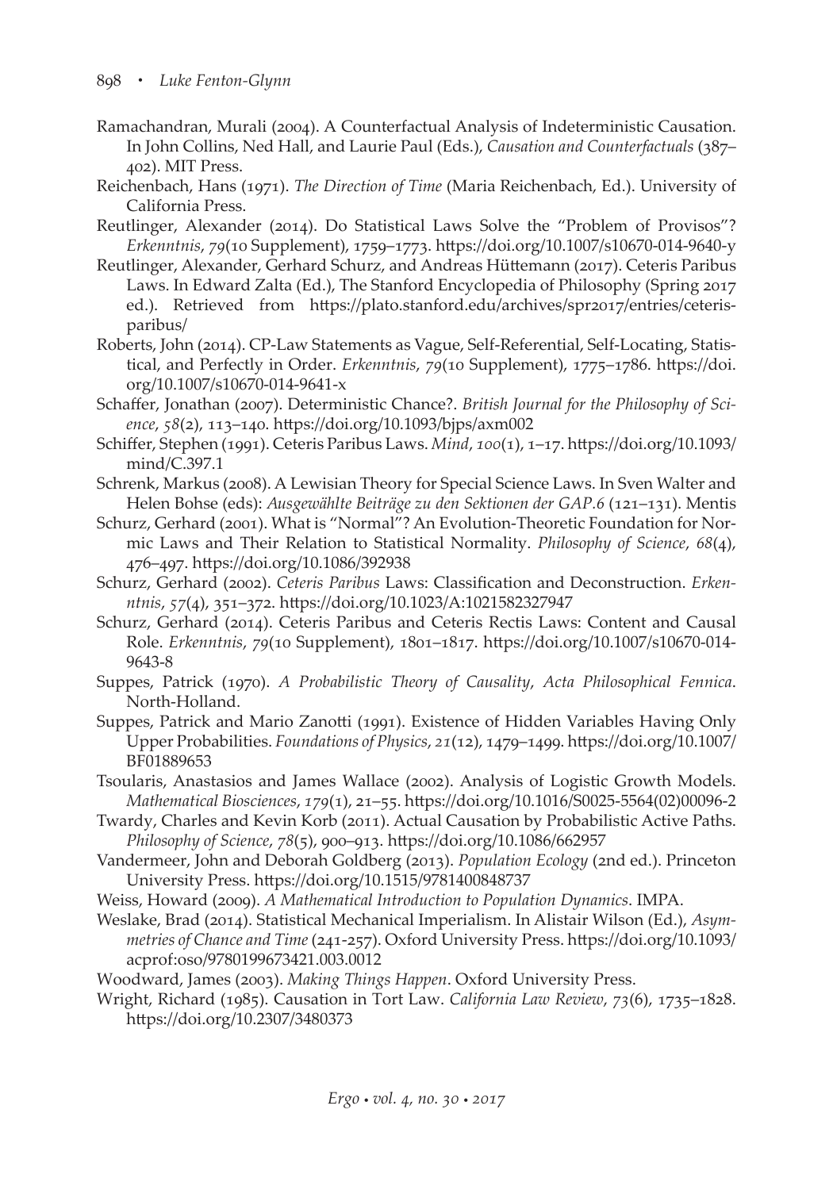Ramachandran, Murali (2004). A Counterfactual Analysis of Indeterministic Causation. In John Collins, Ned Hall, and Laurie Paul (Eds.), *Causation and Counterfactuals* (387–402). MIT Press.

Reichenbach, Hans (1971). *The Direction of Time* (Maria Reichenbach, Ed.). University of California Press.

Reutlinger, Alexander (2014). Do Statistical Laws Solve the "Problem of Provisos"? *Erkenntnis*, *79*(10 Supplement), 1759–1773. https://doi.org/10.1007/s10670-014-9640-y

Reutlinger, Alexander, Gerhard Schurz, and Andreas Hüttemann (2017). Ceteris Paribus Laws. In Edward Zalta (Ed.), The Stanford Encyclopedia of Philosophy (Spring 2017 ed.). Retrieved from https://plato.stanford.edu/archives/spr2017/entries/ceteris-paribus/

Roberts, John (2014). CP-Law Statements as Vague, Self-Referential, Self-Locating, Statistical, and Perfectly in Order. *Erkenntnis*, *79*(10 Supplement), 1775–1786. https://doi.org/10.1007/s10670-014-9641-x

Schaffer, Jonathan (2007). Deterministic Chance?. *British Journal for the Philosophy of Science*, *58*(2), 113–140. https://doi.org/10.1093/bjps/axm002

Schiffer, Stephen (1991). Ceteris Paribus Laws. *Mind*, *100*(1), 1–17. https://doi.org/10.1093/mind/C.397.1

Schrenk, Markus (2008). A Lewisian Theory for Special Science Laws. In Sven Walter and Helen Bohse (eds): *Ausgewählte Beiträge zu den Sektionen der GAP.6* (121–131). Mentis

Schurz, Gerhard (2001). What is "Normal"? An Evolution-Theoretic Foundation for Normic Laws and Their Relation to Statistical Normality. *Philosophy of Science*, *68*(4), 476–497. https://doi.org/10.1086/392938

Schurz, Gerhard (2002). *Ceteris Paribus* Laws: Classification and Deconstruction. *Erkenntnis*, *57*(4), 351–372. https://doi.org/10.1023/A:1021582327947

Schurz, Gerhard (2014). Ceteris Paribus and Ceteris Rectis Laws: Content and Causal Role. *Erkenntnis*, *79*(10 Supplement), 1801–1817. https://doi.org/10.1007/s10670-014-9643-8

Suppes, Patrick (1970). *A Probabilistic Theory of Causality*, *Acta Philosophical Fennica*. North-Holland.

Suppes, Patrick and Mario Zanotti (1991). Existence of Hidden Variables Having Only Upper Probabilities. *Foundations of Physics*, *21*(12), 1479–1499. https://doi.org/10.1007/BF01889653

Tsoularis, Anastasios and James Wallace (2002). Analysis of Logistic Growth Models. *Mathematical Biosciences*, *179*(1), 21–55. https://doi.org/10.1016/S0025-5564(02)00096-2

Twardy, Charles and Kevin Korb (2011). Actual Causation by Probabilistic Active Paths. *Philosophy of Science*, *78*(5), 900–913. https://doi.org/10.1086/662957

Vandermeer, John and Deborah Goldberg (2013). *Population Ecology* (2nd ed.). Princeton University Press. https://doi.org/10.1515/9781400848737

Weiss, Howard (2009). *A Mathematical Introduction to Population Dynamics*. IMPA.

Weslake, Brad (2014). Statistical Mechanical Imperialism. In Alistair Wilson (Ed.), *Asymmetries of Chance and Time* (241-257). Oxford University Press. https://doi.org/10.1093/acprof:oso/9780199673421.003.0012

Woodward, James (2003). *Making Things Happen*. Oxford University Press.

Wright, Richard (1985). Causation in Tort Law. *California Law Review*, *73*(6), 1735–1828. https://doi.org/10.2307/3480373